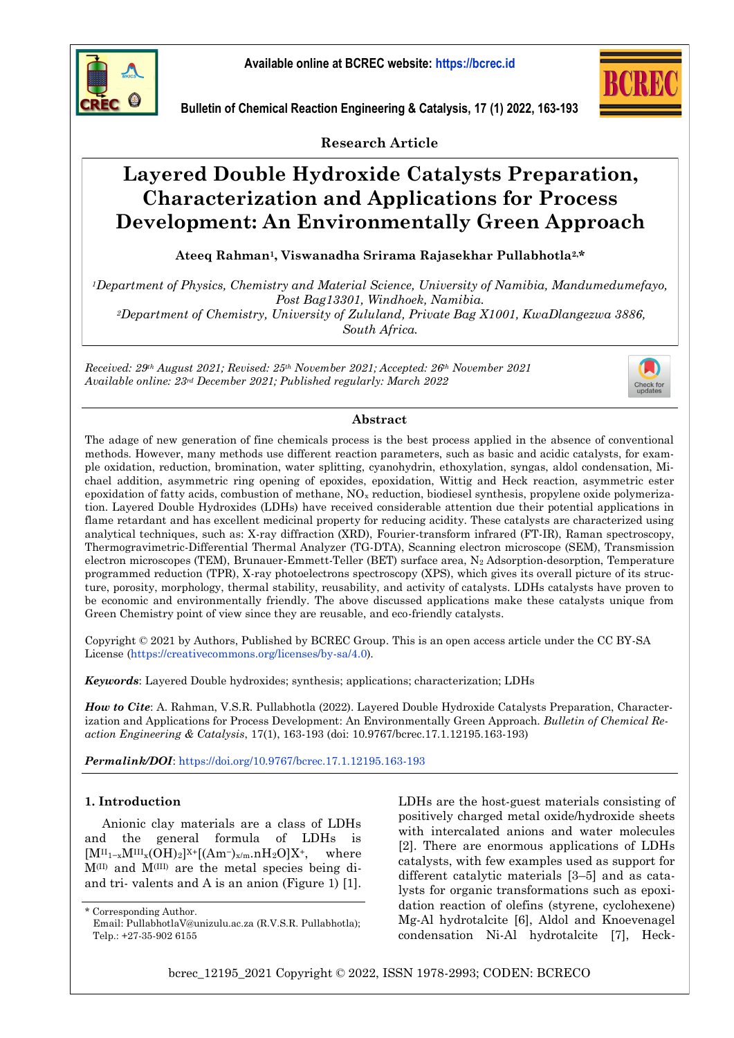Available online at BCREC website: https://bcrec.id

Bulletin of Chemical Reaction Engineering & Catalysis, 17 (1) 2022, 163-193

**Research Article**

# Layered Double Hydroxide Catalysts Preparation, Characterization and Applications for Process Development: An Environmentally Green Approach

**Ateeq Rahman[1], Viswanadha Srirama Rajasekhar Pullabhotla[2,*]**

*[1]Department of Physics, Chemistry and Material Science, University of Namibia, Mandumedumefayo, Post Bag13301, Windhoek, Namibia.*
*[2]Department of Chemistry, University of Zululand, Private Bag X1001, KwaDlangezwa 3886, South Africa.*

*Received: 29th August 2021; Revised: 25th November 2021; Accepted: 26th November 2021*
*Available online: 23rd December 2021; Published regularly: March 2022*

## Abstract

The adage of new generation of fine chemicals process is the best process applied in the absence of conventional methods. However, many methods use different reaction parameters, such as basic and acidic catalysts, for example oxidation, reduction, bromination, water splitting, cyanohydrin, ethoxylation, syngas, aldol condensation, Michael addition, asymmetric ring opening of epoxides, epoxidation, Wittig and Heck reaction, asymmetric ester epoxidation of fatty acids, combustion of methane, $NO_x$ reduction, biodiesel synthesis, propylene oxide polymerization. Layered Double Hydroxides (LDHs) have received considerable attention due their potential applications in flame retardant and has excellent medicinal property for reducing acidity. These catalysts are characterized using analytical techniques, such as: X-ray diffraction (XRD), Fourier-transform infrared (FT-IR), Raman spectroscopy, Thermogravimetric-Differential Thermal Analyzer (TG-DTA), Scanning electron microscope (SEM), Transmission electron microscopes (TEM), Brunauer-Emmett-Teller (BET) surface area, $N_2$ Adsorption-desorption, Temperature programmed reduction (TPR), X-ray photoelectrons spectroscopy (XPS), which gives its overall picture of its structure, porosity, morphology, thermal stability, reusability, and activity of catalysts. LDHs catalysts have proven to be economic and environmentally friendly. The above discussed applications make these catalysts unique from Green Chemistry point of view since they are reusable, and eco-friendly catalysts.

Copyright © 2021 by Authors, Published by BCREC Group. This is an open access article under the CC BY-SA License (https://creativecommons.org/licenses/by-sa/4.0).

***Keywords***: Layered Double hydroxides; synthesis; applications; characterization; LDHs

***How to Cite***: A. Rahman, V.S.R. Pullabhotla (2022). Layered Double Hydroxide Catalysts Preparation, Characterization and Applications for Process Development: An Environmentally Green Approach. *Bulletin of Chemical Reaction Engineering & Catalysis*, 17(1), 163-193 (doi: 10.9767/bcrec.17.1.12195.163-193)

***Permalink/DOI***: https://doi.org/10.9767/bcrec.17.1.12195.163-193

## 1. Introduction

Anionic clay materials are a class of LDHs and the general formula of LDHs is $[M^{II}_{1-x}M^{III}_{x}(OH)_2]^{X+}[(Am^{-})_{x/m}.nH_2O]X^{+}$, where $M^{(II)}$ and $M^{(III)}$ are the metal species being di- and tri- valents and A is an anion (Figure 1) [1]. LDHs are the host-guest materials consisting of positively charged metal oxide/hydroxide sheets with intercalated anions and water molecules [2]. There are enormous applications of LDHs catalysts, with few examples used as support for different catalytic materials [3–5] and as catalysts for organic transformations such as epoxidation reaction of olefins (styrene, cyclohexene) Mg-Al hydrotalcite [6], Aldol and Knoevenagel condensation Ni-Al hydrotalcite [7], Heck-

\* Corresponding Author.
Email: PullabhotlaV@unizulu.ac.za (R.V.S.R. Pullabhotla);
Telp.: +27-35-902 6155

bcrec_12195_2021 Copyright © 2022, ISSN 1978-2993; CODEN: BCRECO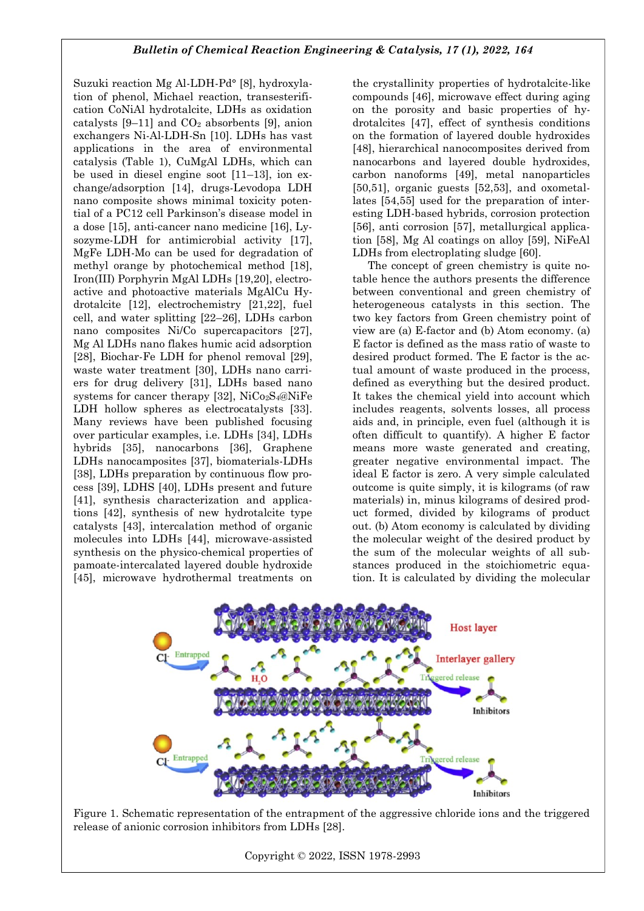Suzuki reaction Mg Al-LDH-Pd° [8], hydroxylation of phenol, Michael reaction, transesterification CoNiAl hydrotalcite, LDHs as oxidation catalysts [9–11] and $CO_2$ absorbents [9], anion exchangers Ni-Al-LDH-Sn [10]. LDHs has vast applications in the area of environmental catalysis (Table 1), CuMgAl LDHs, which can be used in diesel engine soot [11–13], ion exchange/adsorption [14], drugs-Levodopa LDH nano composite shows minimal toxicity potential of a PC12 cell Parkinson's disease model in a dose [15], anti-cancer nano medicine [16], Lysozyme-LDH for antimicrobial activity [17], MgFe LDH-Mo can be used for degradation of methyl orange by photochemical method [18], Iron(III) Porphyrin MgAl LDHs [19,20], electroactive and photoactive materials MgAlCu Hydrotalcite [12], electrochemistry [21,22], fuel cell, and water splitting [22–26], LDHs carbon nano composites Ni/Co supercapacitors [27], Mg Al LDHs nano flakes humic acid adsorption [28], Biochar-Fe LDH for phenol removal [29], waste water treatment [30], LDHs nano carriers for drug delivery [31], LDHs based nano systems for cancer therapy [32], $NiCo_2S_4$@NiFe LDH hollow spheres as electrocatalysts [33]. Many reviews have been published focusing over particular examples, i.e. LDHs [34], LDHs hybrids [35], nanocarbons [36], Graphene LDHs nanocamposites [37], biomaterials-LDHs [38], LDHs preparation by continuous flow process [39], LDHS [40], LDHs present and future [41], synthesis characterization and applications [42], synthesis of new hydrotalcite type catalysts [43], intercalation method of organic molecules into LDHs [44], microwave-assisted synthesis on the physico-chemical properties of pamoate-intercalated layered double hydroxide [45], microwave hydrothermal treatments on the crystallinity properties of hydrotalcite-like compounds [46], microwave effect during aging on the porosity and basic properties of hydrotalcites [47], effect of synthesis conditions on the formation of layered double hydroxides [48], hierarchical nanocomposites derived from nanocarbons and layered double hydroxides, carbon nanoforms [49], metal nanoparticles [50,51], organic guests [52,53], and oxometallates [54,55] used for the preparation of interesting LDH-based hybrids, corrosion protection [56], anti corrosion [57], metallurgical application [58], Mg Al coatings on alloy [59], NiFeAl LDHs from electroplating sludge [60].

The concept of green chemistry is quite notable hence the authors presents the difference between conventional and green chemistry of heterogeneous catalysts in this section. The two key factors from Green chemistry point of view are (a) E-factor and (b) Atom economy. (a) E factor is defined as the mass ratio of waste to desired product formed. The E factor is the actual amount of waste produced in the process, defined as everything but the desired product. It takes the chemical yield into account which includes reagents, solvents losses, all process aids and, in principle, even fuel (although it is often difficult to quantify). A higher E factor means more waste generated and creating, greater negative environmental impact. The ideal E factor is zero. A very simple calculated outcome is quite simply, it is kilograms (of raw materials) in, minus kilograms of desired product formed, divided by kilograms of product out. (b) Atom economy is calculated by dividing the molecular weight of the desired product by the sum of the molecular weights of all substances produced in the stoichiometric equation. It is calculated by dividing the molecular

Host layer
Interlayer gallery
Cl⁻ Entrapped
$H_2O$
Triggered release
Inhibitors
Cl⁻ Entrapped
Triggered release
Inhibitors

Figure 1. Schematic representation of the entrapment of the aggressive chloride ions and the triggered release of anionic corrosion inhibitors from LDHs [28].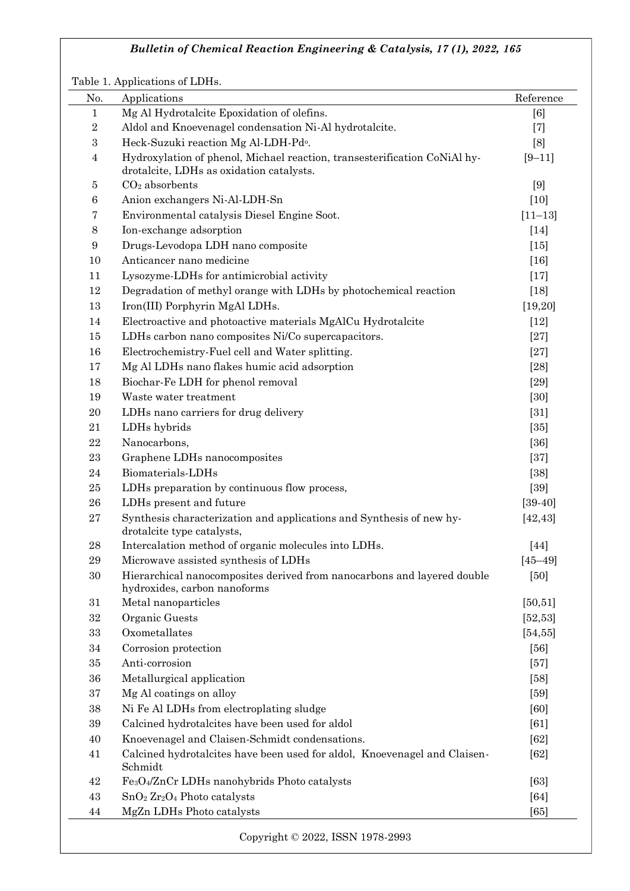Table 1. Applications of LDHs.

| No. | Applications | Reference |
|---|---|---|
| 1 | Mg Al Hydrotalcite Epoxidation of olefins. | [6] |
| 2 | Aldol and Knoevenagel condensation Ni-Al hydrotalcite. | [7] |
| 3 | Heck-Suzuki reaction Mg Al-LDH-$Pd^0$. | [8] |
| 4 | Hydroxylation of phenol, Michael reaction, transesterification CoNiAl hydrotalcite, LDHs as oxidation catalysts. | [9–11] |
| 5 | $CO_2$ absorbents | [9] |
| 6 | Anion exchangers Ni-Al-LDH-Sn | [10] |
| 7 | Environmental catalysis Diesel Engine Soot. | [11–13] |
| 8 | Ion-exchange adsorption | [14] |
| 9 | Drugs-Levodopa LDH nano composite | [15] |
| 10 | Anticancer nano medicine | [16] |
| 11 | Lysozyme-LDHs for antimicrobial activity | [17] |
| 12 | Degradation of methyl orange with LDHs by photochemical reaction | [18] |
| 13 | Iron(III) Porphyrin MgAl LDHs. | [19,20] |
| 14 | Electroactive and photoactive materials MgAlCu Hydrotalcite | [12] |
| 15 | LDHs carbon nano composites Ni/Co supercapacitors. | [27] |
| 16 | Electrochemistry-Fuel cell and Water splitting. | [27] |
| 17 | Mg Al LDHs nano flakes humic acid adsorption | [28] |
| 18 | Biochar-Fe LDH for phenol removal | [29] |
| 19 | Waste water treatment | [30] |
| 20 | LDHs nano carriers for drug delivery | [31] |
| 21 | LDHs hybrids | [35] |
| 22 | Nanocarbons, | [36] |
| 23 | Graphene LDHs nanocomposites | [37] |
| 24 | Biomaterials-LDHs | [38] |
| 25 | LDHs preparation by continuous flow process, | [39] |
| 26 | LDHs present and future | [39-40] |
| 27 | Synthesis characterization and applications and Synthesis of new hydrotalcite type catalysts, | [42,43] |
| 28 | Intercalation method of organic molecules into LDHs. | [44] |
| 29 | Microwave assisted synthesis of LDHs | [45–49] |
| 30 | Hierarchical nanocomposites derived from nanocarbons and layered double hydroxides, carbon nanoforms | [50] |
| 31 | Metal nanoparticles | [50,51] |
| 32 | Organic Guests | [52,53] |
| 33 | Oxometallates | [54,55] |
| 34 | Corrosion protection | [56] |
| 35 | Anti-corrosion | [57] |
| 36 | Metallurgical application | [58] |
| 37 | Mg Al coatings on alloy | [59] |
| 38 | Ni Fe Al LDHs from electroplating sludge | [60] |
| 39 | Calcined hydrotalcites have been used for aldol | [61] |
| 40 | Knoevenagel and Claisen-Schmidt condensations. | [62] |
| 41 | Calcined hydrotalcites have been used for aldol, Knoevenagel and Claisen-Schmidt | [62] |
| 42 | $Fe_3O_4$/ZnCr LDHs nanohybrids Photo catalysts | [63] |
| 43 | $SnO_2$ $Zr_2O_4$ Photo catalysts | [64] |
| 44 | MgZn LDHs Photo catalysts | [65] |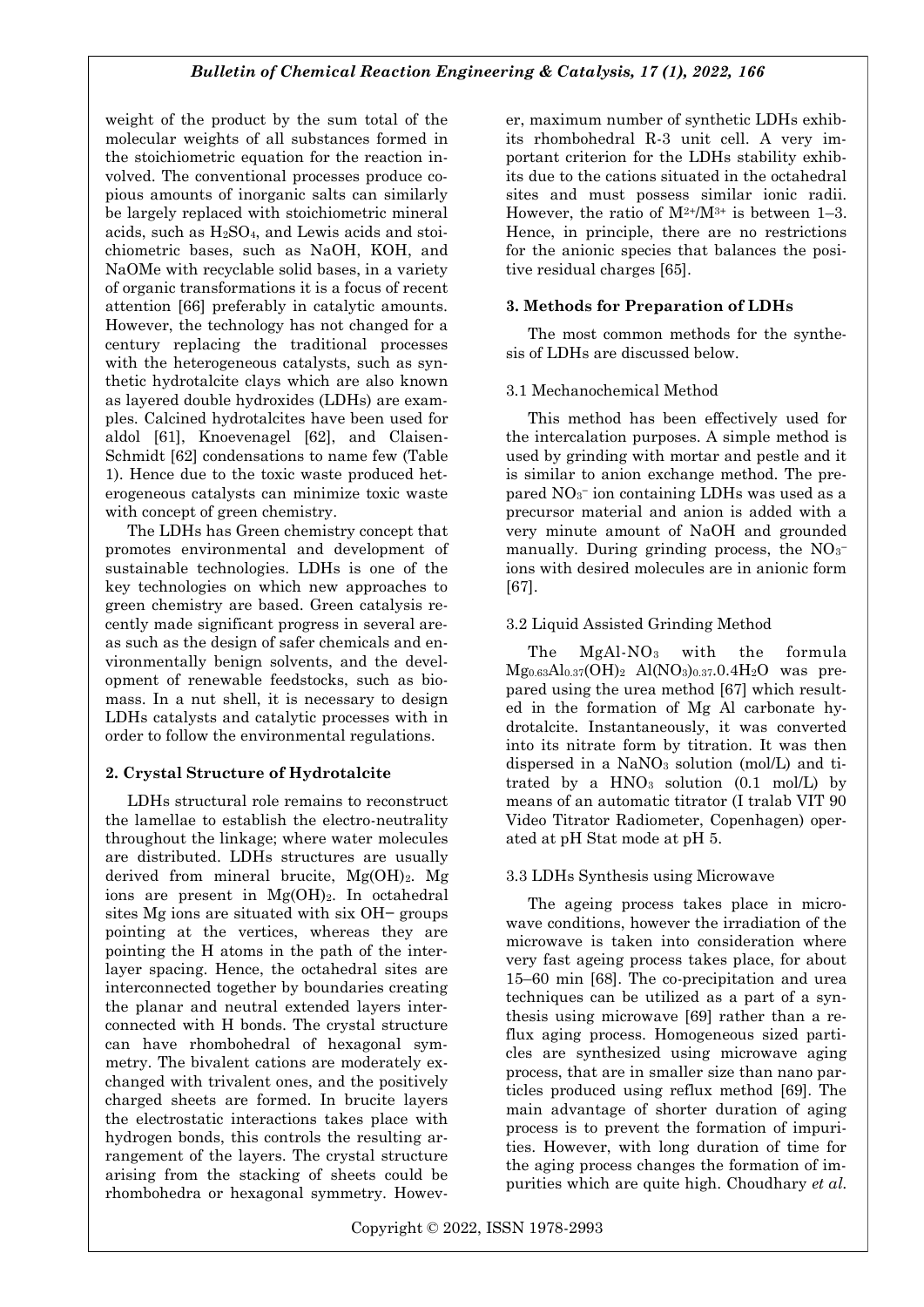weight of the product by the sum total of the molecular weights of all substances formed in the stoichiometric equation for the reaction involved. The conventional processes produce copious amounts of inorganic salts can similarly be largely replaced with stoichiometric mineral acids, such as $H_2SO_4$, and Lewis acids and stoichiometric bases, such as NaOH, KOH, and NaOMe with recyclable solid bases, in a variety of organic transformations it is a focus of recent attention [66] preferably in catalytic amounts. However, the technology has not changed for a century replacing the traditional processes with the heterogeneous catalysts, such as synthetic hydrotalcite clays which are also known as layered double hydroxides (LDHs) are examples. Calcined hydrotalcites have been used for aldol [61], Knoevenagel [62], and Claisen-Schmidt [62] condensations to name few (Table 1). Hence due to the toxic waste produced heterogeneous catalysts can minimize toxic waste with concept of green chemistry.

The LDHs has Green chemistry concept that promotes environmental and development of sustainable technologies. LDHs is one of the key technologies on which new approaches to green chemistry are based. Green catalysis recently made significant progress in several areas such as the design of safer chemicals and environmentally benign solvents, and the development of renewable feedstocks, such as biomass. In a nut shell, it is necessary to design LDHs catalysts and catalytic processes with in order to follow the environmental regulations.

## 2. Crystal Structure of Hydrotalcite

LDHs structural role remains to reconstruct the lamellae to establish the electro-neutrality throughout the linkage; where water molecules are distributed. LDHs structures are usually derived from mineral brucite, $Mg(OH)_2$. Mg ions are present in $Mg(OH)_2$. In octahedral sites Mg ions are situated with six OH− groups pointing at the vertices, whereas they are pointing the H atoms in the path of the interlayer spacing. Hence, the octahedral sites are interconnected together by boundaries creating the planar and neutral extended layers interconnected with H bonds. The crystal structure can have rhombohedral of hexagonal symmetry. The bivalent cations are moderately exchanged with trivalent ones, and the positively charged sheets are formed. In brucite layers the electrostatic interactions takes place with hydrogen bonds, this controls the resulting arrangement of the layers. The crystal structure arising from the stacking of sheets could be rhombohedra or hexagonal symmetry. However, maximum number of synthetic LDHs exhibits its rhombohedral R-3 unit cell. A very important criterion for the LDHs stability exhibits due to the cations situated in the octahedral sites and must possess similar ionic radii. However, the ratio of $M^{2+}/M^{3+}$ is between 1–3. Hence, in principle, there are no restrictions for the anionic species that balances the positive residual charges [65].

## 3. Methods for Preparation of LDHs

The most common methods for the synthesis of LDHs are discussed below.

### 3.1 Mechanochemical Method

This method has been effectively used for the intercalation purposes. A simple method is used by grinding with mortar and pestle and it is similar to anion exchange method. The prepared $NO_3^-$ ion containing LDHs was used as a precursor material and anion is added with a very minute amount of NaOH and grounded manually. During grinding process, the $NO_3^-$ ions with desired molecules are in anionic form [67].

### 3.2 Liquid Assisted Grinding Method

The MgAl-$NO_3$ with the formula $Mg_{0.63}Al_{0.37}(OH)_2$ $Al(NO_3)_{0.37}.0.4H_2O$ was prepared using the urea method [67] which resulted in the formation of Mg Al carbonate hydrotalcite. Instantaneously, it was converted into its nitrate form by titration. It was then dispersed in a $NaNO_3$ solution (mol/L) and titrated by a $HNO_3$ solution (0.1 mol/L) by means of an automatic titrator (I tralab VIT 90 Video Titrator Radiometer, Copenhagen) operated at pH Stat mode at pH 5.

### 3.3 LDHs Synthesis using Microwave

The ageing process takes place in microwave conditions, however the irradiation of the microwave is taken into consideration where very fast ageing process takes place, for about 15–60 min [68]. The co-precipitation and urea techniques can be utilized as a part of a synthesis using microwave [69] rather than a reflux aging process. Homogeneous sized particles are synthesized using microwave aging process, that are in smaller size than nano particles produced using reflux method [69]. The main advantage of shorter duration of aging process is to prevent the formation of impurities. However, with long duration of time for the aging process changes the formation of impurities which are quite high. Choudhary *et al.*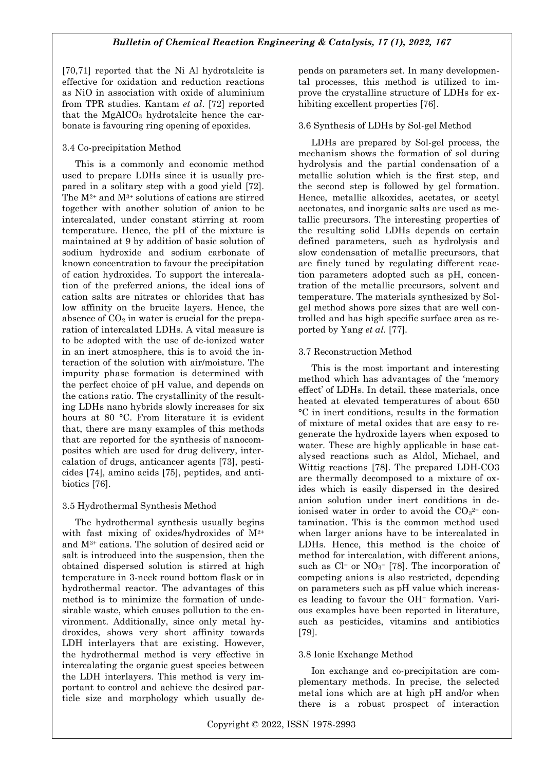[70,71] reported that the Ni Al hydrotalcite is effective for oxidation and reduction reactions as NiO in association with oxide of aluminium from TPR studies. Kantam *et al*. [72] reported that the $MgAlCO_3$ hydrotalcite hence the carbonate is favouring ring opening of epoxides.

### 3.4 Co-precipitation Method

This is a commonly and economic method used to prepare LDHs since it is usually prepared in a solitary step with a good yield [72]. The $M^{2+}$ and $M^{3+}$ solutions of cations are stirred together with another solution of anion to be intercalated, under constant stirring at room temperature. Hence, the pH of the mixture is maintained at 9 by addition of basic solution of sodium hydroxide and sodium carbonate of known concentration to favour the precipitation of cation hydroxides. To support the intercalation of the preferred anions, the ideal ions of cation salts are nitrates or chlorides that has low affinity on the brucite layers. Hence, the absence of $CO_2$ in water is crucial for the preparation of intercalated LDHs. A vital measure is to be adopted with the use of de-ionized water in an inert atmosphere, this is to avoid the interaction of the solution with air/moisture. The impurity phase formation is determined with the perfect choice of pH value, and depends on the cations ratio. The crystallinity of the resulting LDHs nano hybrids slowly increases for six hours at 80 °C. From literature it is evident that, there are many examples of this methods that are reported for the synthesis of nanocomposites which are used for drug delivery, intercalation of drugs, anticancer agents [73], pesticides [74], amino acids [75], peptides, and antibiotics [76].

### 3.5 Hydrothermal Synthesis Method

The hydrothermal synthesis usually begins with fast mixing of oxides/hydroxides of $M^{2+}$ and $M^{3+}$ cations. The solution of desired acid or salt is introduced into the suspension, then the obtained dispersed solution is stirred at high temperature in 3-neck round bottom flask or in hydrothermal reactor. The advantages of this method is to minimize the formation of undesirable waste, which causes pollution to the environment. Additionally, since only metal hydroxides, shows very short affinity towards LDH interlayers that are existing. However, the hydrothermal method is very effective in intercalating the organic guest species between the LDH interlayers. This method is very important to control and achieve the desired particle size and morphology which usually depends on parameters set. In many developmental processes, this method is utilized to improve the crystalline structure of LDHs for exhibiting excellent properties [76].

### 3.6 Synthesis of LDHs by Sol-gel Method

LDHs are prepared by Sol-gel process, the mechanism shows the formation of sol during hydrolysis and the partial condensation of a metallic solution which is the first step, and the second step is followed by gel formation. Hence, metallic alkoxides, acetates, or acetyl acetonates, and inorganic salts are used as metallic precursors. The interesting properties of the resulting solid LDHs depends on certain defined parameters, such as hydrolysis and slow condensation of metallic precursors, that are finely tuned by regulating different reaction parameters adopted such as pH, concentration of the metallic precursors, solvent and temperature. The materials synthesized by Sol-gel method shows pore sizes that are well controlled and has high specific surface area as reported by Yang *et al.* [77].

### 3.7 Reconstruction Method

This is the most important and interesting method which has advantages of the 'memory effect' of LDHs. In detail, these materials, once heated at elevated temperatures of about 650 °C in inert conditions, results in the formation of mixture of metal oxides that are easy to regenerate the hydroxide layers when exposed to water. These are highly applicable in base catalysed reactions such as Aldol, Michael, and Wittig reactions [78]. The prepared LDH-CO3 are thermally decomposed to a mixture of oxides which is easily dispersed in the desired anion solution under inert conditions in deionised water in order to avoid the $CO_3^{2-}$ contamination. This is the common method used when larger anions have to be intercalated in LDHs. Hence, this method is the choice of method for intercalation, with different anions, such as $Cl^-$ or $NO_3^-$ [78]. The incorporation of competing anions is also restricted, depending on parameters such as pH value which increases leading to favour the $OH^-$ formation. Various examples have been reported in literature, such as pesticides, vitamins and antibiotics [79].

### 3.8 Ionic Exchange Method

Ion exchange and co-precipitation are complementary methods. In precise, the selected metal ions which are at high pH and/or when there is a robust prospect of interaction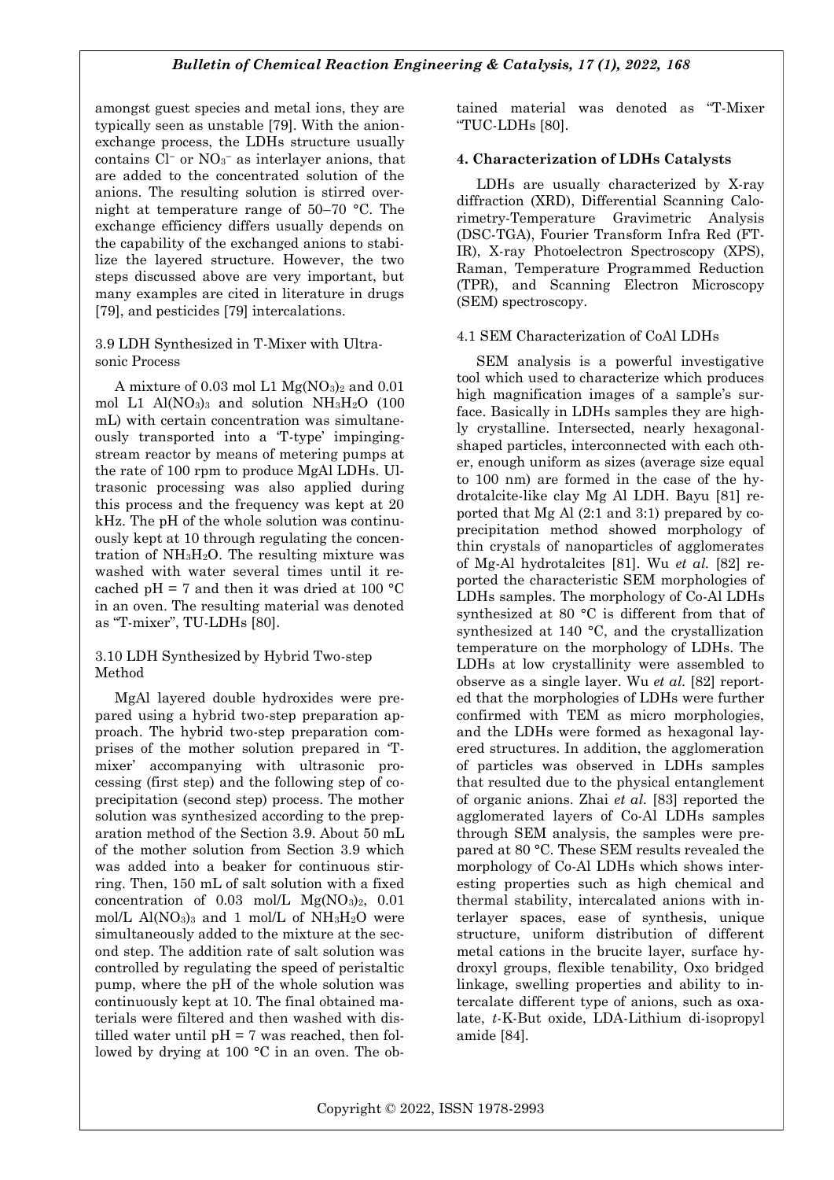amongst guest species and metal ions, they are typically seen as unstable [79]. With the anion-exchange process, the LDHs structure usually contains $Cl^-$ or $NO_3^-$ as interlayer anions, that are added to the concentrated solution of the anions. The resulting solution is stirred overnight at temperature range of 50–70 °C. The exchange efficiency differs usually depends on the capability of the exchanged anions to stabilize the layered structure. However, the two steps discussed above are very important, but many examples are cited in literature in drugs [79], and pesticides [79] intercalations.

### 3.9 LDH Synthesized in T-Mixer with Ultrasonic Process

A mixture of 0.03 mol L1 $Mg(NO_3)_2$ and 0.01 mol L1 $Al(NO_3)_3$ and solution $NH_3H_2O$ (100 mL) with certain concentration was simultaneously transported into a 'T-type' impinging-stream reactor by means of metering pumps at the rate of 100 rpm to produce MgAl LDHs. Ultrasonic processing was also applied during this process and the frequency was kept at 20 kHz. The pH of the whole solution was continuously kept at 10 through regulating the concentration of $NH_3H_2O$. The resulting mixture was washed with water several times until it recached pH = 7 and then it was dried at 100 °C in an oven. The resulting material was denoted as "T-mixer", TU-LDHs [80].

### 3.10 LDH Synthesized by Hybrid Two-step Method

MgAl layered double hydroxides were prepared using a hybrid two-step preparation approach. The hybrid two-step preparation comprises of the mother solution prepared in 'T-mixer' accompanying with ultrasonic processing (first step) and the following step of co-precipitation (second step) process. The mother solution was synthesized according to the preparation method of the Section 3.9. About 50 mL of the mother solution from Section 3.9 which was added into a beaker for continuous stirring. Then, 150 mL of salt solution with a fixed concentration of 0.03 mol/L $Mg(NO_3)_2$, 0.01 mol/L $Al(NO_3)_3$ and 1 mol/L of $NH_3H_2O$ were simultaneously added to the mixture at the second step. The addition rate of salt solution was controlled by regulating the speed of peristaltic pump, where the pH of the whole solution was continuously kept at 10. The final obtained materials were filtered and then washed with distilled water until pH = 7 was reached, then followed by drying at 100 °C in an oven. The obtained material was denoted as "T-Mixer "TUC-LDHs [80].

## 4. Characterization of LDHs Catalysts

LDHs are usually characterized by X-ray diffraction (XRD), Differential Scanning Calorimetry-Temperature Gravimetric Analysis (DSC-TGA), Fourier Transform Infra Red (FT-IR), X-ray Photoelectron Spectroscopy (XPS), Raman, Temperature Programmed Reduction (TPR), and Scanning Electron Microscopy (SEM) spectroscopy.

### 4.1 SEM Characterization of CoAl LDHs

SEM analysis is a powerful investigative tool which used to characterize which produces high magnification images of a sample's surface. Basically in LDHs samples they are highly crystalline. Intersected, nearly hexagonal-shaped particles, interconnected with each other, enough uniform as sizes (average size equal to 100 nm) are formed in the case of the hydrotalcite-like clay Mg Al LDH. Bayu [81] reported that Mg Al (2:1 and 3:1) prepared by co-precipitation method showed morphology of thin crystals of nanoparticles of agglomerates of Mg-Al hydrotalcites [81]. Wu *et al.* [82] reported the characteristic SEM morphologies of LDHs samples. The morphology of Co-Al LDHs synthesized at 80 °C is different from that of synthesized at 140 °C, and the crystallization temperature on the morphology of LDHs. The LDHs at low crystallinity were assembled to observe as a single layer. Wu *et al.* [82] reported that the morphologies of LDHs were further confirmed with TEM as micro morphologies, and the LDHs were formed as hexagonal layered structures. In addition, the agglomeration of particles was observed in LDHs samples that resulted due to the physical entanglement of organic anions. Zhai *et al.* [83] reported the agglomerated layers of Co-Al LDHs samples through SEM analysis, the samples were prepared at 80 °C. These SEM results revealed the morphology of Co-Al LDHs which shows interesting properties such as high chemical and thermal stability, intercalated anions with interlayer spaces, ease of synthesis, unique structure, uniform distribution of different metal cations in the brucite layer, surface hydroxyl groups, flexible tenability, Oxo bridged linkage, swelling properties and ability to intercalate different type of anions, such as oxalate, *t*-K-But oxide, LDA-Lithium di-isopropyl amide [84].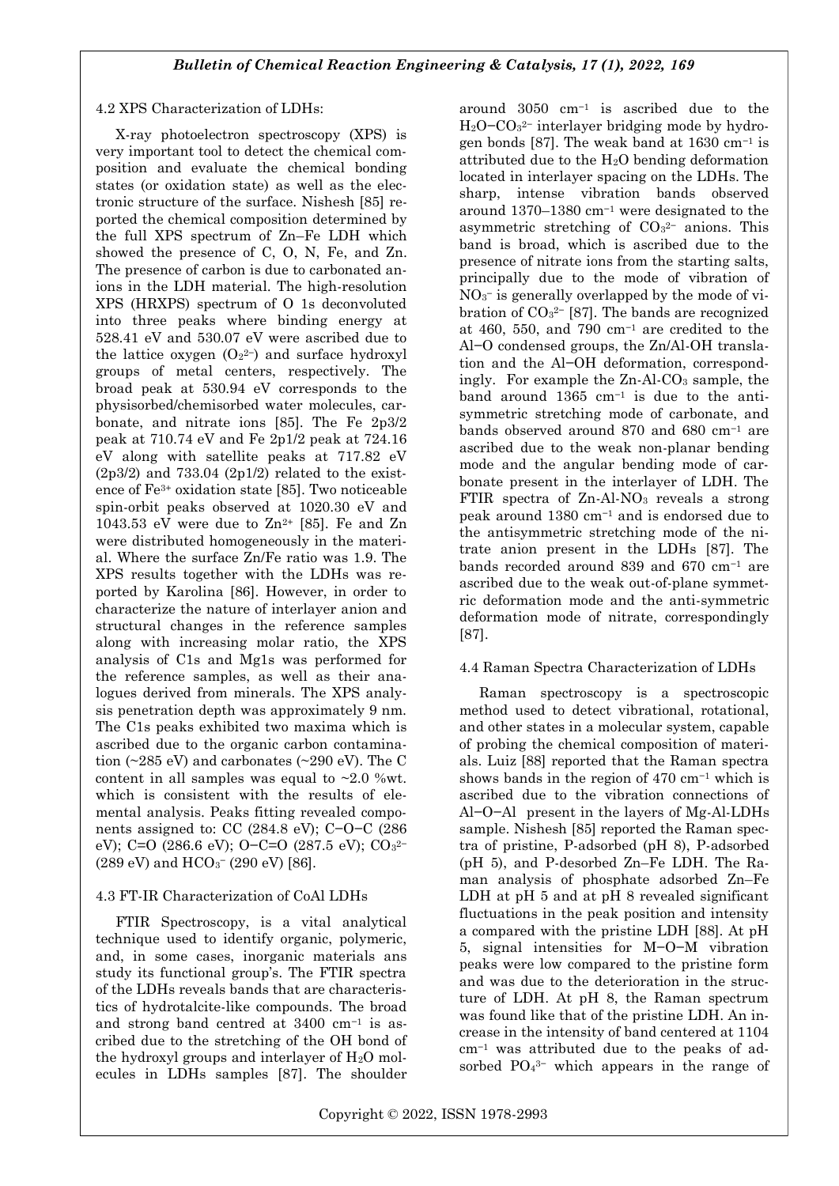### 4.2 XPS Characterization of LDHs:

X-ray photoelectron spectroscopy (XPS) is very important tool to detect the chemical composition and evaluate the chemical bonding states (or oxidation state) as well as the electronic structure of the surface. Nishesh [85] reported the chemical composition determined by the full XPS spectrum of Zn–Fe LDH which showed the presence of C, O, N, Fe, and Zn. The presence of carbon is due to carbonated anions in the LDH material. The high-resolution XPS (HRXPS) spectrum of O 1s deconvoluted into three peaks where binding energy at 528.41 eV and 530.07 eV were ascribed due to the lattice oxygen ($O_2^{2-}$) and surface hydroxyl groups of metal centers, respectively. The broad peak at 530.94 eV corresponds to the physisorbed/chemisorbed water molecules, carbonate, and nitrate ions [85]. The Fe 2p3/2 peak at 710.74 eV and Fe 2p1/2 peak at 724.16 eV along with satellite peaks at 717.82 eV (2p3/2) and 733.04 (2p1/2) related to the existence of $Fe^{3+}$ oxidation state [85]. Two noticeable spin-orbit peaks observed at 1020.30 eV and 1043.53 eV were due to $Zn^{2+}$ [85]. Fe and Zn were distributed homogeneously in the material. Where the surface Zn/Fe ratio was 1.9. The XPS results together with the LDHs was reported by Karolina [86]. However, in order to characterize the nature of interlayer anion and structural changes in the reference samples along with increasing molar ratio, the XPS analysis of C1s and Mg1s was performed for the reference samples, as well as their analogues derived from minerals. The XPS analysis penetration depth was approximately 9 nm. The C1s peaks exhibited two maxima which is ascribed due to the organic carbon contamination (~285 eV) and carbonates (~290 eV). The C content in all samples was equal to ~2.0 %wt. which is consistent with the results of elemental analysis. Peaks fitting revealed components assigned to: CC (284.8 eV); C−O−C (286 eV); C=O (286.6 eV); O−C=O (287.5 eV); $CO_3^{2-}$ (289 eV) and $HCO_3^-$ (290 eV) [86].

### 4.3 FT-IR Characterization of CoAl LDHs

FTIR Spectroscopy, is a vital analytical technique used to identify organic, polymeric, and, in some cases, inorganic materials ans study its functional group's. The FTIR spectra of the LDHs reveals bands that are characteristics of hydrotalcite-like compounds. The broad and strong band centred at 3400 cm$^{-1}$ is ascribed due to the stretching of the OH bond of the hydroxyl groups and interlayer of $H_2O$ molecules in LDHs samples [87]. The shoulder around 3050 cm$^{-1}$ is ascribed due to the $H_2O$−$CO_3^{2-}$ interlayer bridging mode by hydrogen bonds [87]. The weak band at 1630 cm$^{-1}$ is attributed due to the $H_2O$ bending deformation located in interlayer spacing on the LDHs. The sharp, intense vibration bands observed around 1370–1380 cm$^{-1}$ were designated to the asymmetric stretching of $CO_3^{2-}$ anions. This band is broad, which is ascribed due to the presence of nitrate ions from the starting salts, principally due to the mode of vibration of $NO_3^-$ is generally overlapped by the mode of vibration of $CO_3^{2-}$ [87]. The bands are recognized at 460, 550, and 790 cm$^{-1}$ are credited to the Al−O condensed groups, the Zn/Al-OH translation and the Al−OH deformation, correspondingly. For example the Zn-Al-$CO_3$ sample, the band around 1365 cm$^{-1}$ is due to the antisymmetric stretching mode of carbonate, and bands observed around 870 and 680 cm$^{-1}$ are ascribed due to the weak non-planar bending mode and the angular bending mode of carbonate present in the interlayer of LDH. The FTIR spectra of Zn-Al-$NO_3$ reveals a strong peak around 1380 cm$^{-1}$ and is endorsed due to the antisymmetric stretching mode of the nitrate anion present in the LDHs [87]. The bands recorded around 839 and 670 cm$^{-1}$ are ascribed due to the weak out-of-plane symmetric deformation mode and the anti-symmetric deformation mode of nitrate, correspondingly [87].

### 4.4 Raman Spectra Characterization of LDHs

Raman spectroscopy is a spectroscopic method used to detect vibrational, rotational, and other states in a molecular system, capable of probing the chemical composition of materials. Luiz [88] reported that the Raman spectra shows bands in the region of 470 cm$^{-1}$ which is ascribed due to the vibration connections of Al−O−Al present in the layers of Mg-Al-LDHs sample. Nishesh [85] reported the Raman spectra of pristine, P-adsorbed (pH 8), P-adsorbed (pH 5), and P-desorbed Zn–Fe LDH. The Raman analysis of phosphate adsorbed Zn–Fe LDH at pH 5 and at pH 8 revealed significant fluctuations in the peak position and intensity a compared with the pristine LDH [88]. At pH 5, signal intensities for M−O−M vibration peaks were low compared to the pristine form and was due to the deterioration in the structure of LDH. At pH 8, the Raman spectrum was found like that of the pristine LDH. An increase in the intensity of band centered at 1104 cm$^{-1}$ was attributed due to the peaks of adsorbed $PO_4^{3-}$ which appears in the range of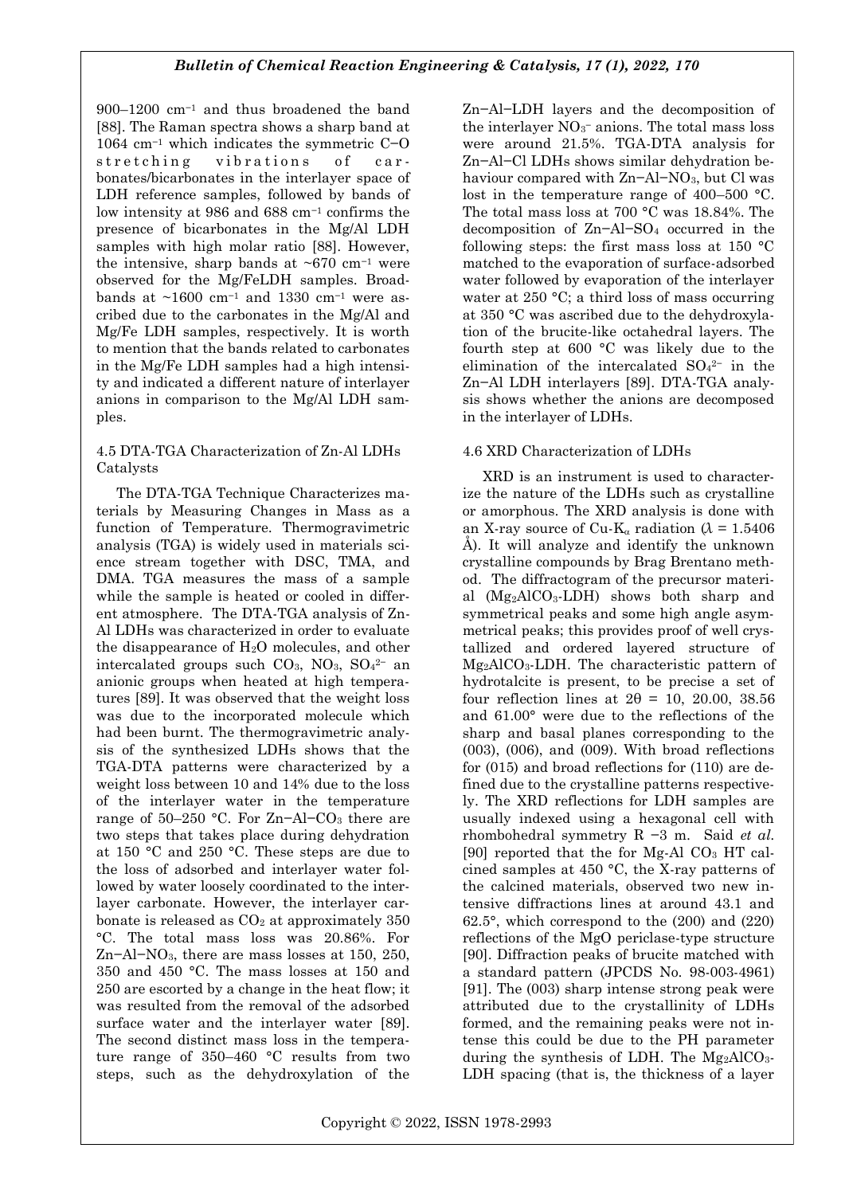900–1200 cm$^{-1}$ and thus broadened the band [88]. The Raman spectra shows a sharp band at 1064 cm$^{-1}$ which indicates the symmetric C−O stretching vibrations of carbonates/bicarbonates in the interlayer space of LDH reference samples, followed by bands of low intensity at 986 and 688 cm$^{-1}$ confirms the presence of bicarbonates in the Mg/Al LDH samples with high molar ratio [88]. However, the intensive, sharp bands at ~670 cm$^{-1}$ were observed for the Mg/FeLDH samples. Broad-bands at ~1600 cm$^{-1}$ and 1330 cm$^{-1}$ were ascribed due to the carbonates in the Mg/Al and Mg/Fe LDH samples, respectively. It is worth to mention that the bands related to carbonates in the Mg/Fe LDH samples had a high intensity and indicated a different nature of interlayer anions in comparison to the Mg/Al LDH samples.

### 4.5 DTA-TGA Characterization of Zn-Al LDHs Catalysts

The DTA-TGA Technique Characterizes materials by Measuring Changes in Mass as a function of Temperature. Thermogravimetric analysis (TGA) is widely used in materials science stream together with DSC, TMA, and DMA. TGA measures the mass of a sample while the sample is heated or cooled in different atmosphere. The DTA-TGA analysis of Zn-Al LDHs was characterized in order to evaluate the disappearance of $H_2O$ molecules, and other intercalated groups such $CO_3$, $NO_3$, $SO_4^{2-}$ an anionic groups when heated at high temperatures [89]. It was observed that the weight loss was due to the incorporated molecule which had been burnt. The thermogravimetric analysis of the synthesized LDHs shows that the TGA-DTA patterns were characterized by a weight loss between 10 and 14% due to the loss of the interlayer water in the temperature range of 50–250 °C. For Zn−Al−$CO_3$ there are two steps that takes place during dehydration at 150 °C and 250 °C. These steps are due to the loss of adsorbed and interlayer water followed by water loosely coordinated to the interlayer carbonate. However, the interlayer carbonate is released as $CO_2$ at approximately 350 °C. The total mass loss was 20.86%. For Zn−Al−$NO_3$, there are mass losses at 150, 250, 350 and 450 °C. The mass losses at 150 and 250 are escorted by a change in the heat flow; it was resulted from the removal of the adsorbed surface water and the interlayer water [89]. The second distinct mass loss in the temperature range of 350–460 °C results from two steps, such as the dehydroxylation of the Zn−Al−LDH layers and the decomposition of the interlayer $NO_3^-$ anions. The total mass loss were around 21.5%. TGA-DTA analysis for Zn−Al−Cl LDHs shows similar dehydration behaviour compared with Zn−Al−$NO_3$, but Cl was lost in the temperature range of 400–500 °C. The total mass loss at 700 °C was 18.84%. The decomposition of Zn−Al−$SO_4$ occurred in the following steps: the first mass loss at 150 °C matched to the evaporation of surface-adsorbed water followed by evaporation of the interlayer water at 250 °C; a third loss of mass occurring at 350 °C was ascribed due to the dehydroxylation of the brucite-like octahedral layers. The fourth step at 600 °C was likely due to the elimination of the intercalated $SO_4^{2-}$ in the Zn−Al LDH interlayers [89]. DTA-TGA analysis shows whether the anions are decomposed in the interlayer of LDHs.

### 4.6 XRD Characterization of LDHs

XRD is an instrument is used to characterize the nature of the LDHs such as crystalline or amorphous. The XRD analysis is done with an X-ray source of Cu-K$_\alpha$ radiation ($\lambda$ = 1.5406 Å). It will analyze and identify the unknown crystalline compounds by Brag Brentano method. The diffractogram of the precursor material ($Mg_2AlCO_3$-LDH) shows both sharp and symmetrical peaks and some high angle asymmetrical peaks; this provides proof of well crystallized and ordered layered structure of $Mg_2AlCO_3$-LDH. The characteristic pattern of hydrotalcite is present, to be precise a set of four reflection lines at 2θ = 10, 20.00, 38.56 and 61.00° were due to the reflections of the sharp and basal planes corresponding to the (003), (006), and (009). With broad reflections for (015) and broad reflections for (110) are defined due to the crystalline patterns respectively. The XRD reflections for LDH samples are usually indexed using a hexagonal cell with rhombohedral symmetry R −3 m. Said *et al.* [90] reported that the for Mg-Al $CO_3$ HT calcined samples at 450 °C, the X-ray patterns of the calcined materials, observed two new intensive diffractions lines at around 43.1 and 62.5°, which correspond to the (200) and (220) reflections of the MgO periclase-type structure [90]. Diffraction peaks of brucite matched with a standard pattern (JPCDS No. 98-003-4961) [91]. The (003) sharp intense strong peak were attributed due to the crystallinity of LDHs formed, and the remaining peaks were not intense this could be due to the PH parameter during the synthesis of LDH. The $Mg_2AlCO_3$-LDH spacing (that is, the thickness of a layer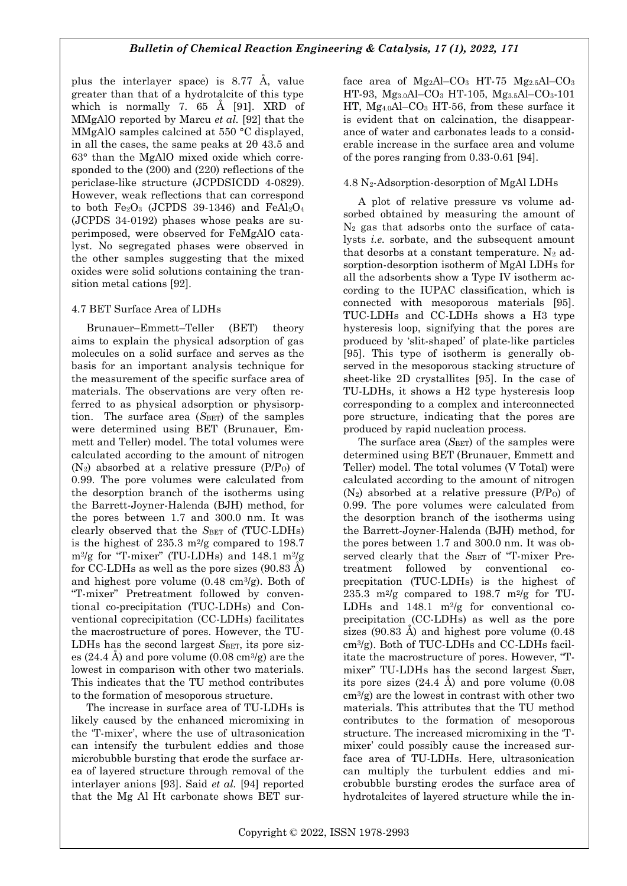plus the interlayer space) is 8.77 Å, value greater than that of a hydrotalcite of this type which is normally 7. 65 Å [91]. XRD of MMgAlO reported by Marcu *et al.* [92] that the MMgAlO samples calcined at 550 °C displayed, in all the cases, the same peaks at 2θ 43.5 and 63° than the MgAlO mixed oxide which corresponded to the (200) and (220) reflections of the periclase-like structure (JCPDSICDD 4-0829). However, weak reflections that can correspond to both $Fe_2O_3$ (JCPDS 39-1346) and $FeAl_2O_4$ (JCPDS 34-0192) phases whose peaks are superimposed, were observed for FeMgAlO catalyst. No segregated phases were observed in the other samples suggesting that the mixed oxides were solid solutions containing the transition metal cations [92].

### 4.7 BET Surface Area of LDHs

Brunauer–Emmett–Teller (BET) theory aims to explain the physical adsorption of gas molecules on a solid surface and serves as the basis for an important analysis technique for the measurement of the specific surface area of materials. The observations are very often referred to as physical adsorption or physisorption. The surface area ($S_{BET}$) of the samples were determined using BET (Brunauer, Emmett and Teller) model. The total volumes were calculated according to the amount of nitrogen ($N_2$) absorbed at a relative pressure ($P/P_O$) of 0.99. The pore volumes were calculated from the desorption branch of the isotherms using the Barrett-Joyner-Halenda (BJH) method, for the pores between 1.7 and 300.0 nm. It was clearly observed that the $S_{BET}$ of (TUC-LDHs) is the highest of 235.3 $m^2/g$ compared to 198.7 $m^2/g$ for "T-mixer" (TU-LDHs) and 148.1 $m^2/g$ for CC-LDHs as well as the pore sizes (90.83 Å) and highest pore volume (0.48 $cm^3/g$). Both of "T-mixer" Pretreatment followed by conventional co-precipitation (TUC-LDHs) and Conventional coprecipitation (CC-LDHs) facilitates the macrostructure of pores. However, the TU-LDHs has the second largest $S_{BET}$, its pore sizes (24.4 Å) and pore volume (0.08 $cm^3/g$) are the lowest in comparison with other two materials. This indicates that the TU method contributes to the formation of mesoporous structure.

The increase in surface area of TU-LDHs is likely caused by the enhanced micromixing in the 'T-mixer', where the use of ultrasonication can intensify the turbulent eddies and those microbubble bursting that erode the surface area of layered structure through removal of the interlayer anions [93]. Said *et al.* [94] reported that the Mg Al Ht carbonate shows BET surface area of $Mg_2Al–CO_3$ HT-75 $Mg_{2.5}Al–CO_3$ HT-93, $Mg_{3.0}Al–CO_3$ HT-105, $Mg_{3.5}Al–CO_3$-101 HT, $Mg_{4.0}Al–CO_3$ HT-56, from these surface it is evident that on calcination, the disappearance of water and carbonates leads to a considerable increase in the surface area and volume of the pores ranging from 0.33-0.61 [94].

### 4.8 $N_2$-Adsorption-desorption of MgAl LDHs

A plot of relative pressure vs volume adsorbed obtained by measuring the amount of $N_2$ gas that adsorbs onto the surface of catalysts *i.e.* sorbate, and the subsequent amount that desorbs at a constant temperature. $N_2$ adsorption-desorption isotherm of MgAl LDHs for all the adsorbents show a Type IV isotherm according to the IUPAC classification, which is connected with mesoporous materials [95]. TUC-LDHs and CC-LDHs shows a H3 type hysteresis loop, signifying that the pores are produced by 'slit-shaped' of plate-like particles [95]. This type of isotherm is generally observed in the mesoporous stacking structure of sheet-like 2D crystallites [95]. In the case of TU-LDHs, it shows a H2 type hysteresis loop corresponding to a complex and interconnected pore structure, indicating that the pores are produced by rapid nucleation process.

The surface area ($S_{BET}$) of the samples were determined using BET (Brunauer, Emmett and Teller) model. The total volumes (V Total) were calculated according to the amount of nitrogen ($N_2$) absorbed at a relative pressure ($P/P_O$) of 0.99. The pore volumes were calculated from the desorption branch of the isotherms using the Barrett-Joyner-Halenda (BJH) method, for the pores between 1.7 and 300.0 nm. It was observed clearly that the $S_{BET}$ of "T-mixer Pretreatment followed by conventional coprecpitation (TUC-LDHs) is the highest of 235.3 $m^2/g$ compared to 198.7 $m^2/g$ for TU-LDHs and 148.1 $m^2/g$ for conventional coprecipitation (CC-LDHs) as well as the pore sizes (90.83 Å) and highest pore volume (0.48 $cm^3/g$). Both of TUC-LDHs and CC-LDHs facilitate the macrostructure of pores. However, "T-mixer" TU-LDHs has the second largest $S_{BET}$, its pore sizes (24.4 Å) and pore volume (0.08 $cm^3/g$) are the lowest in contrast with other two materials. This attributes that the TU method contributes to the formation of mesoporous structure. The increased micromixing in the 'T-mixer' could possibly cause the increased surface area of TU-LDHs. Here, ultrasonication can multiply the turbulent eddies and microbubble bursting erodes the surface area of hydrotalcites of layered structure while the in-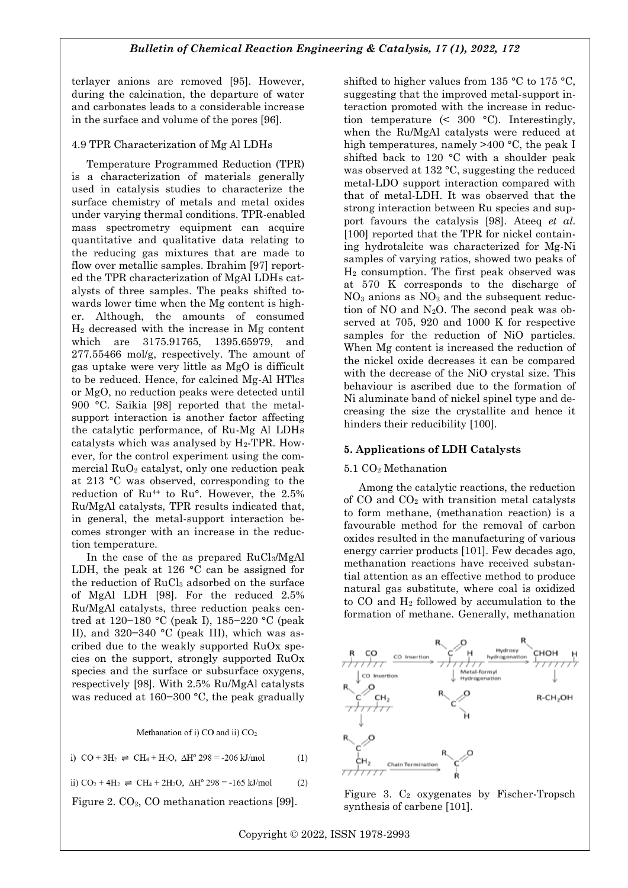terlayer anions are removed [95]. However, during the calcination, the departure of water and carbonates leads to a considerable increase in the surface and volume of the pores [96].

### 4.9 TPR Characterization of Mg Al LDHs

Temperature Programmed Reduction (TPR) is a characterization of materials generally used in catalysis studies to characterize the surface chemistry of metals and metal oxides under varying thermal conditions. TPR-enabled mass spectrometry equipment can acquire quantitative and qualitative data relating to the reducing gas mixtures that are made to flow over metallic samples. Ibrahim [97] reported the TPR characterization of MgAl LDHs catalysts of three samples. The peaks shifted towards lower time when the Mg content is higher. Although, the amounts of consumed $H_2$ decreased with the increase in Mg content which are 3175.91765, 1395.65979, and 277.55466 mol/g, respectively. The amount of gas uptake were very little as MgO is difficult to be reduced. Hence, for calcined Mg-Al HTlcs or MgO, no reduction peaks were detected until 900 °C. Saikia [98] reported that the metal-support interaction is another factor affecting the catalytic performance, of Ru-Mg Al LDHs catalysts which was analysed by $H_2$-TPR. However, for the control experiment using the commercial $RuO_2$ catalyst, only one reduction peak at 213 °C was observed, corresponding to the reduction of $Ru^{4+}$ to Ru°. However, the 2.5% Ru/MgAl catalysts, TPR results indicated that, in general, the metal-support interaction becomes stronger with an increase in the reduction temperature.

In the case of the as prepared $RuCl_3$/MgAl LDH, the peak at 126 °C can be assigned for the reduction of $RuCl_3$ adsorbed on the surface of MgAl LDH [98]. For the reduced 2.5% Ru/MgAl catalysts, three reduction peaks centred at 120−180 °C (peak I), 185−220 °C (peak II), and 320−340 °C (peak III), which was ascribed due to the weakly supported RuOx species on the support, strongly supported RuOx species and the surface or subsurface oxygens, respectively [98]. With 2.5% Ru/MgAl catalysts was reduced at 160−300 °C, the peak gradually shifted to higher values from 135 °C to 175 °C, suggesting that the improved metal-support interaction promoted with the increase in reduction temperature (< 300 °C). Interestingly, when the Ru/MgAl catalysts were reduced at high temperatures, namely >400 °C, the peak I shifted back to 120 °C with a shoulder peak was observed at 132 °C, suggesting the reduced metal-LDO support interaction compared with that of metal-LDH. It was observed that the strong interaction between Ru species and support favours the catalysis [98]. Ateeq *et al.* [100] reported that the TPR for nickel containing hydrotalcite was characterized for Mg-Ni samples of varying ratios, showed two peaks of $H_2$ consumption. The first peak observed was at 570 K corresponds to the discharge of $NO_3$ anions as $NO_2$ and the subsequent reduction of NO and $N_2O$. The second peak was observed at 705, 920 and 1000 K for respective samples for the reduction of NiO particles. When Mg content is increased the reduction of the nickel oxide decreases it can be compared with the decrease of the NiO crystal size. This behaviour is ascribed due to the formation of Ni aluminate band of nickel spinel type and decreasing the size the crystallite and hence it hinders their reducibility [100].

Methanation of i) CO and ii) $CO_2$

i) $CO + 3H_2 \rightleftharpoons CH_4 + H_2O$, $\Delta H°298 = -206$ kJ/mol (1)

ii) $CO_2 + 4H_2 \rightleftharpoons CH_4 + 2H_2O$, $\Delta H°298 = -165$ kJ/mol (2)

Figure 2. $CO_2$, CO methanation reactions [99].

## 5. Applications of LDH Catalysts

### 5.1 $CO_2$ Methanation

Among the catalytic reactions, the reduction of CO and $CO_2$ with transition metal catalysts to form methane, (methanation reaction) is a favourable method for the removal of carbon oxides resulted in the manufacturing of various energy carrier products [101]. Few decades ago, methanation reactions have received substantial attention as an effective method to produce natural gas substitute, where coal is oxidized to CO and $H_2$ followed by accumulation to the formation of methane. Generally, methanation

R CO
CO Insertion
R C O H
Hydroxy hydrogenation
R CHOH H
CO Insertion
Metal-formyl Hydrogenation
R C O CH2
R C O H
R-CH2OH
R C O CH2
Chain Termination
R C O R

Figure 3. $C_2$ oxygenates by Fischer-Tropsch synthesis of carbene [101].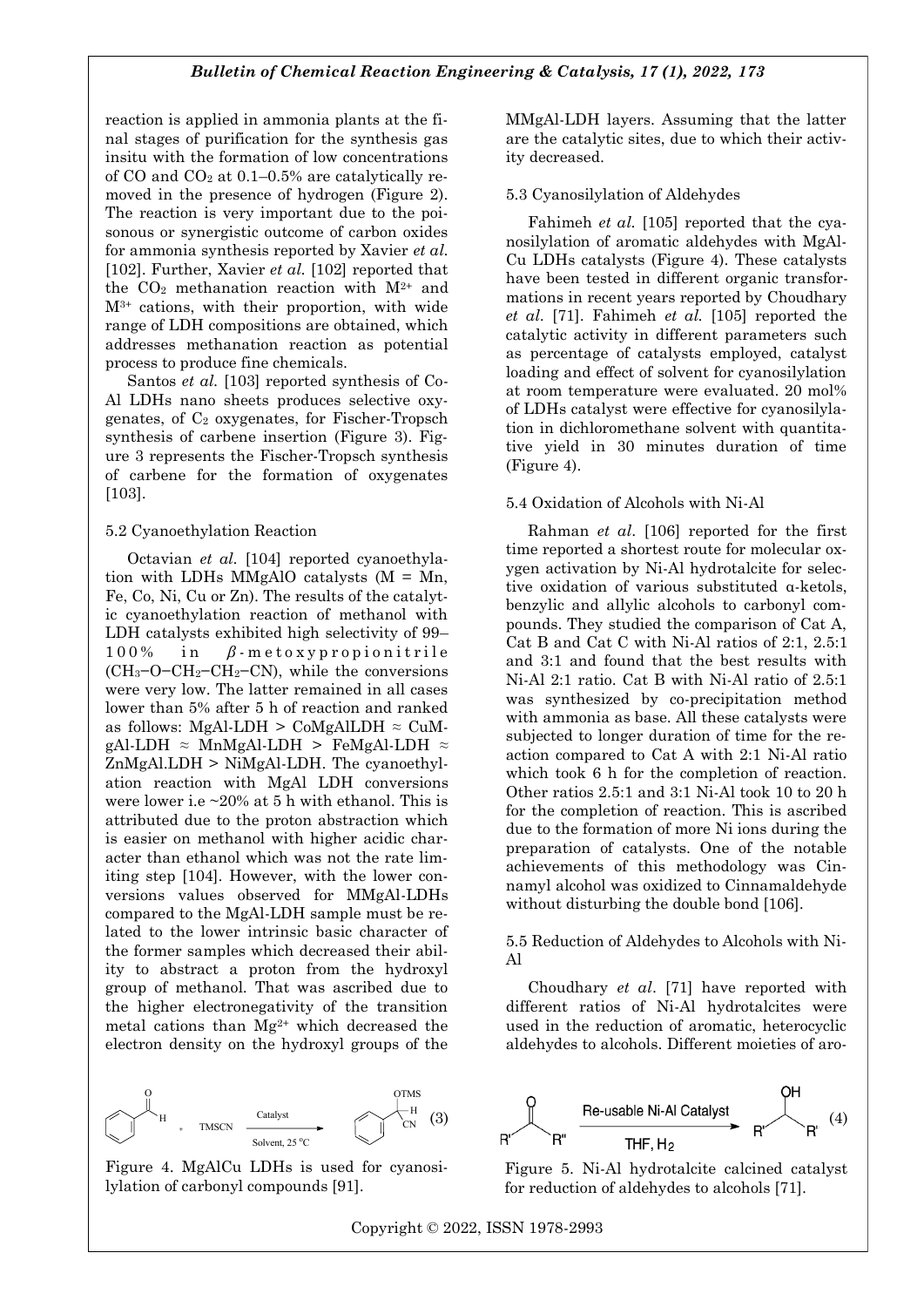reaction is applied in ammonia plants at the final stages of purification for the synthesis gas insitu with the formation of low concentrations of CO and $CO_2$ at 0.1–0.5% are catalytically removed in the presence of hydrogen (Figure 2). The reaction is very important due to the poisonous or synergistic outcome of carbon oxides for ammonia synthesis reported by Xavier *et al.* [102]. Further, Xavier *et al.* [102] reported that the $CO_2$ methanation reaction with $M^{2+}$ and $M^{3+}$ cations, with their proportion, with wide range of LDH compositions are obtained, which addresses methanation reaction as potential process to produce fine chemicals.

Santos *et al.* [103] reported synthesis of Co-Al LDHs nano sheets produces selective oxygenates, of $C_2$ oxygenates, for Fischer-Tropsch synthesis of carbene insertion (Figure 3). Figure 3 represents the Fischer-Tropsch synthesis of carbene for the formation of oxygenates [103].

### 5.2 Cyanoethylation Reaction

Octavian *et al.* [104] reported cyanoethylation with LDHs MMgAlO catalysts (M = Mn, Fe, Co, Ni, Cu or Zn). The results of the catalytic cyanoethylation reaction of methanol with LDH catalysts exhibited high selectivity of 99–100% in $\beta$-methoxypropionitrile ($CH_3$–O–$CH_2$–$CH_2$–CN), while the conversions were very low. The latter remained in all cases lower than 5% after 5 h of reaction and ranked as follows: MgAl-LDH > CoMgAlLDH ≈ CuMgAl-LDH ≈ MnMgAl-LDH > FeMgAl-LDH ≈ ZnMgAl.LDH > NiMgAl-LDH. The cyanoethylation reaction with MgAl LDH conversions were lower i.e ~20% at 5 h with ethanol. This is attributed due to the proton abstraction which is easier on methanol with higher acidic character than ethanol which was not the rate limiting step [104]. However, with the lower conversions values observed for MMgAl-LDHs compared to the MgAl-LDH sample must be related to the lower intrinsic basic character of the former samples which decreased their ability to abstract a proton from the hydroxyl group of methanol. That was ascribed due to the higher electronegativity of the transition metal cations than $Mg^{2+}$ which decreased the electron density on the hydroxyl groups of the MMgAl-LDH layers. Assuming that the latter are the catalytic sites, due to which their activity decreased.

### 5.3 Cyanosilylation of Aldehydes

Fahimeh *et al.* [105] reported that the cyanosilylation of aromatic aldehydes with MgAl-Cu LDHs catalysts (Figure 4). These catalysts have been tested in different organic transformations in recent years reported by Choudhary *et al.* [71]. Fahimeh *et al.* [105] reported the catalytic activity in different parameters such as percentage of catalysts employed, catalyst loading and effect of solvent for cyanosilylation at room temperature were evaluated. 20 mol% of LDHs catalyst were effective for cyanosilylation in dichloromethane solvent with quantitative yield in 30 minutes duration of time (Figure 4).

### 5.4 Oxidation of Alcohols with Ni-Al

Rahman *et al.* [106] reported for the first time reported a shortest route for molecular oxygen activation by Ni-Al hydrotalcite for selective oxidation of various substituted α-ketols, benzylic and allylic alcohols to carbonyl compounds. They studied the comparison of Cat A, Cat B and Cat C with Ni-Al ratios of 2:1, 2.5:1 and 3:1 and found that the best results with Ni-Al 2:1 ratio. Cat B with Ni-Al ratio of 2.5:1 was synthesized by co-precipitation method with ammonia as base. All these catalysts were subjected to longer duration of time for the reaction compared to Cat A with 2:1 Ni-Al ratio which took 6 h for the completion of reaction. Other ratios 2.5:1 and 3:1 Ni-Al took 10 to 20 h for the completion of reaction. This is ascribed due to the formation of more Ni ions during the preparation of catalysts. One of the notable achievements of this methodology was Cinnamyl alcohol was oxidized to Cinnamaldehyde without disturbing the double bond [106].

### 5.5 Reduction of Aldehydes to Alcohols with Ni-Al

Choudhary *et al*. [71] have reported with different ratios of Ni-Al hydrotalcites were used in the reduction of aromatic, heterocyclic aldehydes to alcohols. Different moieties of aro-

TMSCN
Catalyst
Solvent, 25 °C
OTMS
H
CN
(3)

Figure 4. MgAlCu LDHs is used for cyanosilylation of carbonyl compounds [91].

R' R''
Re-usable Ni-Al Catalyst
THF, $H_2$
OH
R' R'
(4)

Figure 5. Ni-Al hydrotalcite calcined catalyst for reduction of aldehydes to alcohols [71].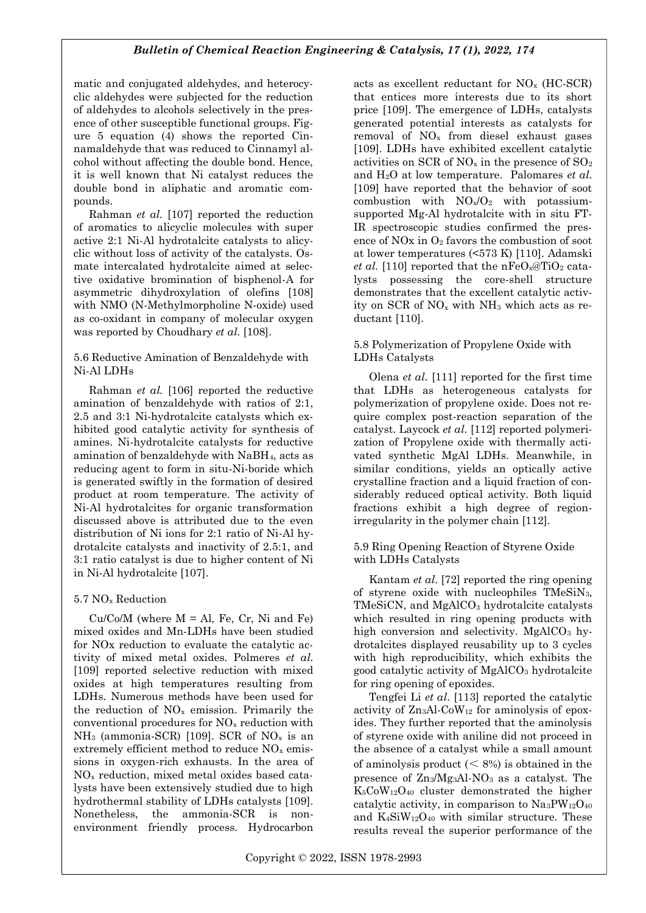matic and conjugated aldehydes, and heterocyclic aldehydes were subjected for the reduction of aldehydes to alcohols selectively in the presence of other susceptible functional groups. Figure 5 equation (4) shows the reported Cinnamaldehyde that was reduced to Cinnamyl alcohol without affecting the double bond. Hence, it is well known that Ni catalyst reduces the double bond in aliphatic and aromatic compounds.

Rahman *et al.* [107] reported the reduction of aromatics to alicyclic molecules with super active 2:1 Ni-Al hydrotalcite catalysts to alicyclic without loss of activity of the catalysts. Osmate intercalated hydrotalcite aimed at selective oxidative bromination of bisphenol-A for asymmetric dihydroxylation of olefins [108] with NMO (N-Methylmorpholine N-oxide) used as co-oxidant in company of molecular oxygen was reported by Choudhary *et al.* [108].

### 5.6 Reductive Amination of Benzaldehyde with Ni-Al LDHs

Rahman *et al.* [106] reported the reductive amination of benzaldehyde with ratios of 2:1, 2.5 and 3:1 Ni-hydrotalcite catalysts which exhibited good catalytic activity for synthesis of amines. Ni-hydrotalcite catalysts for reductive amination of benzaldehyde with $NaBH_4$, acts as reducing agent to form in situ-Ni-boride which is generated swiftly in the formation of desired product at room temperature. The activity of Ni-Al hydrotalcites for organic transformation discussed above is attributed due to the even distribution of Ni ions for 2:1 ratio of Ni-Al hydrotalcite catalysts and inactivity of 2.5:1, and 3:1 ratio catalyst is due to higher content of Ni in Ni-Al hydrotalcite [107].

### 5.7 $NO_x$ Reduction

Cu/Co/M (where M = Al, Fe, Cr, Ni and Fe) mixed oxides and Mn-LDHs have been studied for NOx reduction to evaluate the catalytic activity of mixed metal oxides. Polmeres *et al.* [109] reported selective reduction with mixed oxides at high temperatures resulting from LDHs. Numerous methods have been used for the reduction of $NO_x$ emission. Primarily the conventional procedures for $NO_x$ reduction with $NH_3$ (ammonia-SCR) [109]. SCR of $NO_x$ is an extremely efficient method to reduce $NO_x$ emissions in oxygen-rich exhausts. In the area of $NO_x$ reduction, mixed metal oxides based catalysts have been extensively studied due to high hydrothermal stability of LDHs catalysts [109]. Nonetheless, the ammonia-SCR is non-environment friendly process. Hydrocarbon acts as excellent reductant for $NO_x$ (HC-SCR) that entices more interests due to its short price [109]. The emergence of LDHs, catalysts generated potential interests as catalysts for removal of $NO_x$ from diesel exhaust gases [109]. LDHs have exhibited excellent catalytic activities on SCR of $NO_x$ in the presence of $SO_2$ and $H_2O$ at low temperature. Palomares *et al.* [109] have reported that the behavior of soot combustion with $NO_x/O_2$ with potassium-supported Mg-Al hydrotalcite with in situ FT-IR spectroscopic studies confirmed the presence of NOx in $O_2$ favors the combustion of soot at lower temperatures (<573 K) [110]. Adamski *et al.* [110] reported that the $nFeO_x@TiO_2$ catalysts possessing the core-shell structure demonstrates that the excellent catalytic activity on SCR of $NO_x$ with $NH_3$ which acts as reductant [110].

### 5.8 Polymerization of Propylene Oxide with LDHs Catalysts

Olena *et al.* [111] reported for the first time that LDHs as heterogeneous catalysts for polymerization of propylene oxide. Does not require complex post-reaction separation of the catalyst. Laycock *et al.* [112] reported polymerization of Propylene oxide with thermally activated synthetic MgAl LDHs. Meanwhile, in similar conditions, yields an optically active crystalline fraction and a liquid fraction of considerably reduced optical activity. Both liquid fractions exhibit a high degree of region-irregularity in the polymer chain [112].

### 5.9 Ring Opening Reaction of Styrene Oxide with LDHs Catalysts

Kantam *et al*. [72] reported the ring opening of styrene oxide with nucleophiles $TMeSiN_3$, TMeSiCN, and $MgAlCO_3$ hydrotalcite catalysts which resulted in ring opening products with high conversion and selectivity. $MgAlCO_3$ hydrotalcites displayed reusability up to 3 cycles with high reproducibility, which exhibits the good catalytic activity of $MgAlCO_3$ hydrotalcite for ring opening of epoxides.

Tengfei Li *et al*. [113] reported the catalytic activity of $Zn_3Al\text{-}CoW_{12}$ for aminolysis of epoxides. They further reported that the aminolysis of styrene oxide with aniline did not proceed in the absence of a catalyst while a small amount of aminolysis product ($<$ 8%) is obtained in the presence of $Zn_3/Mg_3Al\text{-}NO_3$ as a catalyst. The $K_5CoW_{12}O_{40}$ cluster demonstrated the higher catalytic activity, in comparison to $Na_3PW_{12}O_{40}$ and $K_4SiW_{12}O_{40}$ with similar structure. These results reveal the superior performance of the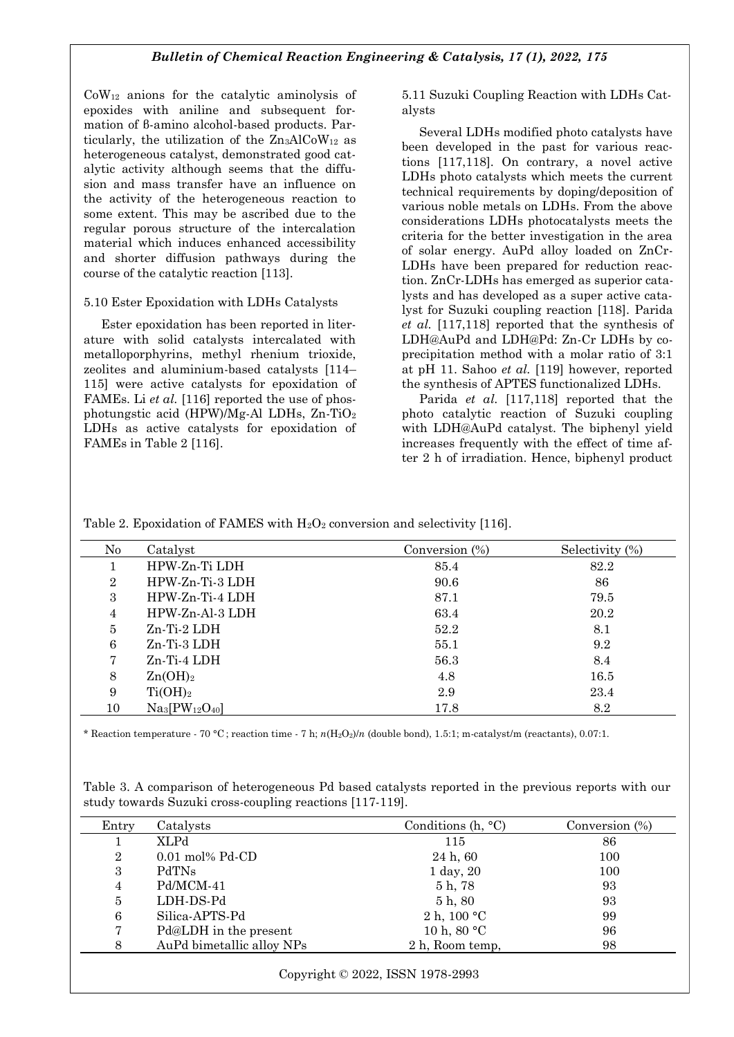$CoW_{12}$ anions for the catalytic aminolysis of epoxides with aniline and subsequent formation of ß-amino alcohol-based products. Particularly, the utilization of the $Zn_3AlCoW_{12}$ as heterogeneous catalyst, demonstrated good catalytic activity although seems that the diffusion and mass transfer have an influence on the activity of the heterogeneous reaction to some extent. This may be ascribed due to the regular porous structure of the intercalation material which induces enhanced accessibility and shorter diffusion pathways during the course of the catalytic reaction [113].

### 5.10 Ester Epoxidation with LDHs Catalysts

Ester epoxidation has been reported in literature with solid catalysts intercalated with metalloporphyrins, methyl rhenium trioxide, zeolites and aluminium-based catalysts [114–115] were active catalysts for epoxidation of FAMEs. Li *et al.* [116] reported the use of phosphotungstic acid (HPW)/Mg-Al LDHs, Zn-$TiO_2$ LDHs as active catalysts for epoxidation of FAMEs in Table 2 [116].

### 5.11 Suzuki Coupling Reaction with LDHs Catalysts

Several LDHs modified photo catalysts have been developed in the past for various reactions [117,118]. On contrary, a novel active LDHs photo catalysts which meets the current technical requirements by doping/deposition of various noble metals on LDHs. From the above considerations LDHs photocatalysts meets the criteria for the better investigation in the area of solar energy. AuPd alloy loaded on ZnCr-LDHs have been prepared for reduction reaction. ZnCr-LDHs has emerged as superior catalysts and has developed as a super active catalyst for Suzuki coupling reaction [118]. Parida *et al.* [117,118] reported that the synthesis of LDH@AuPd and LDH@Pd: Zn-Cr LDHs by co-precipitation method with a molar ratio of 3:1 at pH 11. Sahoo *et al.* [119] however, reported the synthesis of APTES functionalized LDHs.

Parida *et al.* [117,118] reported that the photo catalytic reaction of Suzuki coupling with LDH@AuPd catalyst. The biphenyl yield increases frequently with the effect of time after 2 h of irradiation. Hence, biphenyl product

Table 2. Epoxidation of FAMES with $H_2O_2$ conversion and selectivity [116].

| No | Catalyst | Conversion (%) | Selectivity (%) |
|---|---|---|---|
| 1 | HPW-Zn-Ti LDH | 85.4 | 82.2 |
| 2 | HPW-Zn-Ti-3 LDH | 90.6 | 86 |
| 3 | HPW-Zn-Ti-4 LDH | 87.1 | 79.5 |
| 4 | HPW-Zn-Al-3 LDH | 63.4 | 20.2 |
| 5 | Zn-Ti-2 LDH | 52.2 | 8.1 |
| 6 | Zn-Ti-3 LDH | 55.1 | 9.2 |
| 7 | Zn-Ti-4 LDH | 56.3 | 8.4 |
| 8 | $Zn(OH)_2$ | 4.8 | 16.5 |
| 9 | $Ti(OH)_2$ | 2.9 | 23.4 |
| 10 | $Na_3[PW_{12}O_{40}]$ | 17.8 | 8.2 |

* Reaction temperature - 70 °C ; reaction time - 7 h; $n(H_2O_2)/n$ (double bond), 1.5:1; m-catalyst/m (reactants), 0.07:1.

Table 3. A comparison of heterogeneous Pd based catalysts reported in the previous reports with our study towards Suzuki cross-coupling reactions [117-119].

| Entry | Catalysts | Conditions (h, °C) | Conversion (%) |
|---|---|---|---|
| 1 | XLPd | 115 | 86 |
| 2 | 0.01 mol% Pd-CD | 24 h, 60 | 100 |
| 3 | PdTNs | 1 day, 20 | 100 |
| 4 | Pd/MCM-41 | 5 h, 78 | 93 |
| 5 | LDH-DS-Pd | 5 h, 80 | 93 |
| 6 | Silica-APTS-Pd | 2 h, 100 °C | 99 |
| 7 | Pd@LDH in the present | 10 h, 80 °C | 96 |
| 8 | AuPd bimetallic alloy NPs | 2 h, Room temp, | 98 |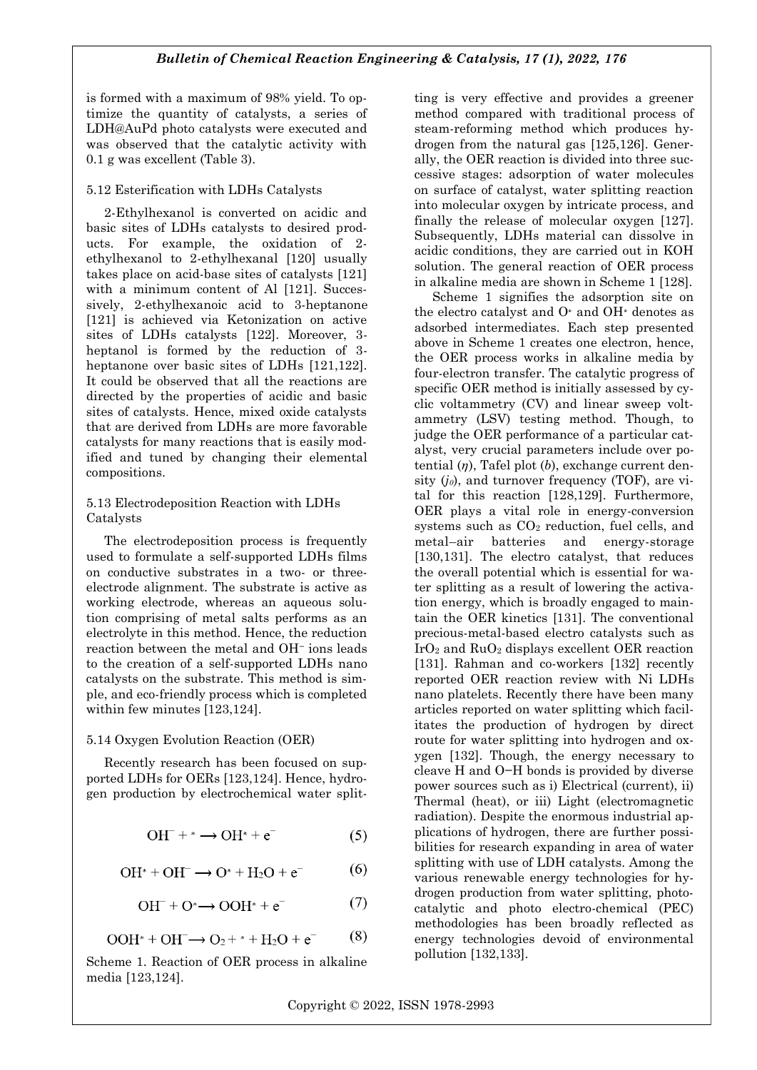is formed with a maximum of 98% yield. To optimize the quantity of catalysts, a series of LDH@AuPd photo catalysts were executed and was observed that the catalytic activity with 0.1 g was excellent (Table 3).

### 5.12 Esterification with LDHs Catalysts

2-Ethylhexanol is converted on acidic and basic sites of LDHs catalysts to desired products. For example, the oxidation of 2-ethylhexanol to 2-ethylhexanal [120] usually takes place on acid-base sites of catalysts [121] with a minimum content of Al [121]. Successively, 2-ethylhexanoic acid to 3-heptanone [121] is achieved via Ketonization on active sites of LDHs catalysts [122]. Moreover, 3-heptanol is formed by the reduction of 3-heptanone over basic sites of LDHs [121,122]. It could be observed that all the reactions are directed by the properties of acidic and basic sites of catalysts. Hence, mixed oxide catalysts that are derived from LDHs are more favorable catalysts for many reactions that is easily modified and tuned by changing their elemental compositions.

### 5.13 Electrodeposition Reaction with LDHs Catalysts

The electrodeposition process is frequently used to formulate a self-supported LDHs films on conductive substrates in a two- or three-electrode alignment. The substrate is active as working electrode, whereas an aqueous solution comprising of metal salts performs as an electrolyte in this method. Hence, the reduction reaction between the metal and $OH^-$ ions leads to the creation of a self-supported LDHs nano catalysts on the substrate. This method is simple, and eco-friendly process which is completed within few minutes [123,124].

### 5.14 Oxygen Evolution Reaction (OER)

Recently research has been focused on supported LDHs for OERs [123,124]. Hence, hydrogen production by electrochemical water splitting is very effective and provides a greener method compared with traditional process of steam-reforming method which produces hydrogen from the natural gas [125,126]. Generally, the OER reaction is divided into three successive stages: adsorption of water molecules on surface of catalyst, water splitting reaction into molecular oxygen by intricate process, and finally the release of molecular oxygen [127]. Subsequently, LDHs material can dissolve in acidic conditions, they are carried out in KOH solution. The general reaction of OER process in alkaline media are shown in Scheme 1 [128].

$$OH^- + {}^* \longrightarrow OH^* + e^- \quad (5)$$

$$OH^* + OH^- \longrightarrow O^* + H_2O + e^- \quad (6)$$

$$OH^- + O^* \longrightarrow OOH^* + e^- \quad (7)$$

$$OOH^* + OH^- \longrightarrow O_2 + {}^* + H_2O + e^- \quad (8)$$

Scheme 1. Reaction of OER process in alkaline media [123,124].

Scheme 1 signifies the adsorption site on the electro catalyst and $O^*$ and $OH^*$ denotes as adsorbed intermediates. Each step presented above in Scheme 1 creates one electron, hence, the OER process works in alkaline media by four-electron transfer. The catalytic progress of specific OER method is initially assessed by cyclic voltammetry (CV) and linear sweep voltammetry (LSV) testing method. Though, to judge the OER performance of a particular catalyst, very crucial parameters include over potential ($\eta$), Tafel plot ($b$), exchange current density ($j_0$), and turnover frequency (TOF), are vital for this reaction [128,129]. Furthermore, OER plays a vital role in energy-conversion systems such as $CO_2$ reduction, fuel cells, and metal–air batteries and energy-storage [130,131]. The electro catalyst, that reduces the overall potential which is essential for water splitting as a result of lowering the activation energy, which is broadly engaged to maintain the OER kinetics [131]. The conventional precious-metal-based electro catalysts such as $IrO_2$ and $RuO_2$ displays excellent OER reaction [131]. Rahman and co-workers [132] recently reported OER reaction review with Ni LDHs nano platelets. Recently there have been many articles reported on water splitting which facilitates the production of hydrogen by direct route for water splitting into hydrogen and oxygen [132]. Though, the energy necessary to cleave H and O−H bonds is provided by diverse power sources such as i) Electrical (current), ii) Thermal (heat), or iii) Light (electromagnetic radiation). Despite the enormous industrial applications of hydrogen, there are further possibilities for research expanding in area of water splitting with use of LDH catalysts. Among the various renewable energy technologies for hydrogen production from water splitting, photocatalytic and photo electro-chemical (PEC) methodologies has been broadly reflected as energy technologies devoid of environmental pollution [132,133].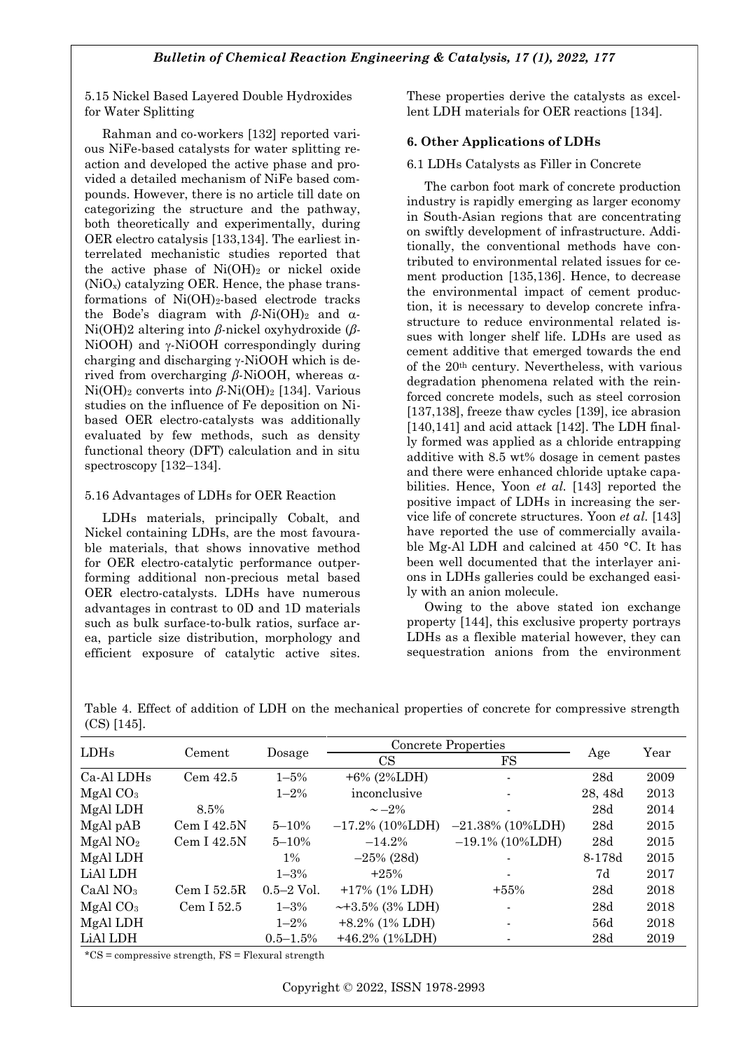### 5.15 Nickel Based Layered Double Hydroxides for Water Splitting

Rahman and co-workers [132] reported various NiFe-based catalysts for water splitting reaction and developed the active phase and provided a detailed mechanism of NiFe based compounds. However, there is no article till date on categorizing the structure and the pathway, both theoretically and experimentally, during OER electro catalysis [133,134]. The earliest interrelated mechanistic studies reported that the active phase of $Ni(OH)_2$ or nickel oxide ($NiO_x$) catalyzing OER. Hence, the phase transformations of $Ni(OH)_2$-based electrode tracks the Bode's diagram with $\beta$-$Ni(OH)_2$ and $\alpha$-Ni(OH)2 altering into $\beta$-nickel oxyhydroxide ($\beta$-NiOOH) and $\gamma$-NiOOH correspondingly during charging and discharging $\gamma$-NiOOH which is derived from overcharging $\beta$-NiOOH, whereas $\alpha$-$Ni(OH)_2$ converts into $\beta$-$Ni(OH)_2$ [134]. Various studies on the influence of Fe deposition on Ni-based OER electro-catalysts was additionally evaluated by few methods, such as density functional theory (DFT) calculation and in situ spectroscopy [132–134].

### 5.16 Advantages of LDHs for OER Reaction

LDHs materials, principally Cobalt, and Nickel containing LDHs, are the most favourable materials, that shows innovative method for OER electro-catalytic performance outperforming additional non-precious metal based OER electro-catalysts. LDHs have numerous advantages in contrast to 0D and 1D materials such as bulk surface-to-bulk ratios, surface area, particle size distribution, morphology and efficient exposure of catalytic active sites. These properties derive the catalysts as excellent LDH materials for OER reactions [134].

## 6. Other Applications of LDHs

### 6.1 LDHs Catalysts as Filler in Concrete

The carbon foot mark of concrete production industry is rapidly emerging as larger economy in South-Asian regions that are concentrating on swiftly development of infrastructure. Additionally, the conventional methods have contributed to environmental related issues for cement production [135,136]. Hence, to decrease the environmental impact of cement production, it is necessary to develop concrete infrastructure to reduce environmental related issues with longer shelf life. LDHs are used as cement additive that emerged towards the end of the 20[th] century. Nevertheless, with various degradation phenomena related with the reinforced concrete models, such as steel corrosion [137,138], freeze thaw cycles [139], ice abrasion [140,141] and acid attack [142]. The LDH finally formed was applied as a chloride entrapping additive with 8.5 wt% dosage in cement pastes and there were enhanced chloride uptake capabilities. Hence, Yoon *et al.* [143] reported the positive impact of LDHs in increasing the service life of concrete structures. Yoon *et al.* [143] have reported the use of commercially available Mg-Al LDH and calcined at 450 °C. It has been well documented that the interlayer anions in LDHs galleries could be exchanged easily with an anion molecule.

Owing to the above stated ion exchange property [144], this exclusive property portrays LDHs as a flexible material however, they can sequestration anions from the environment

Table 4. Effect of addition of LDH on the mechanical properties of concrete for compressive strength (CS) [145].

| LDHs | Cement | Dosage | Concrete Properties | | Age | Year |
|---|---|---|---|---|---|---|
| | | | CS | FS | | |
| Ca-Al LDHs | Cem 42.5 | 1–5% | +6% (2%LDH) | - | 28d | 2009 |
| $MgAl\ CO_3$ | | 1–2% | inconclusive | - | 28, 48d | 2013 |
| MgAl LDH | 8.5% | | ~ –2% | - | 28d | 2014 |
| MgAl pAB | Cem I 42.5N | 5–10% | –17.2% (10%LDH) | –21.38% (10%LDH) | 28d | 2015 |
| $MgAl\ NO_2$ | Cem I 42.5N | 5–10% | –14.2% | –19.1% (10%LDH) | 28d | 2015 |
| MgAl LDH | | 1% | –25% (28d) | - | 8-178d | 2015 |
| LiAl LDH | | 1–3% | +25% | - | 7d | 2017 |
| $CaAl\ NO_3$ | Cem I 52.5R | 0.5–2 Vol. | +17% (1% LDH) | +55% | 28d | 2018 |
| $MgAl\ CO_3$ | Cem I 52.5 | 1–3% | ~+3.5% (3% LDH) | - | 28d | 2018 |
| MgAl LDH | | 1–2% | +8.2% (1% LDH) | - | 56d | 2018 |
| LiAl LDH | | 0.5–1.5% | +46.2% (1%LDH) | - | 28d | 2019 |

*CS = compressive strength, FS = Flexural strength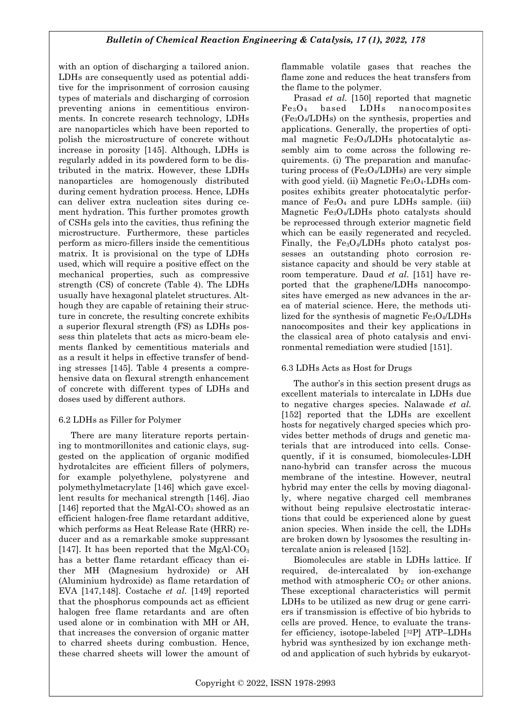with an option of discharging a tailored anion. LDHs are consequently used as potential additive for the imprisonment of corrosion causing types of materials and discharging of corrosion preventing anions in cementitious environments. In concrete research technology, LDHs are nanoparticles which have been reported to polish the microstructure of concrete without increase in porosity [145]. Although, LDHs is regularly added in its powdered form to be distributed in the matrix. However, these LDHs nanoparticles are homogenously distributed during cement hydration process. Hence, LDHs can deliver extra nucleation sites during cement hydration. This further promotes growth of CSHs gels into the cavities, thus refining the microstructure. Furthermore, these particles perform as micro-fillers inside the cementitious matrix. It is provisional on the type of LDHs used, which will require a positive effect on the mechanical properties, such as compressive strength (CS) of concrete (Table 4). The LDHs usually have hexagonal platelet structures. Although they are capable of retaining their structure in concrete, the resulting concrete exhibits a superior flexural strength (FS) as LDHs possess thin platelets that acts as micro-beam elements flanked by cementitious materials and as a result it helps in effective transfer of bending stresses [145]. Table 4 presents a comprehensive data on flexural strength enhancement of concrete with different types of LDHs and doses used by different authors.

### 6.2 LDHs as Filler for Polymer

There are many literature reports pertaining to montmorillonites and cationic clays, suggested on the application of organic modified hydrotalcites are efficient fillers of polymers, for example polyethylene, polystyrene and polymethylmetacrylate [146] which gave excellent results for mechanical strength [146]. Jiao [146] reported that the MgAl-$CO_3$ showed as an efficient halogen-free flame retardant additive, which performs as Heat Release Rate (HRR) reducer and as a remarkable smoke suppressant [147]. It has been reported that the MgAl-$CO_3$ has a better flame retardant efficacy than either MH (Magnesium hydroxide) or AH (Aluminium hydroxide) as flame retardation of EVA [147,148]. Costache *et al.* [149] reported that the phosphorus compounds act as efficient halogen free flame retardants and are often used alone or in combination with MH or AH, that increases the conversion of organic matter to charred sheets during combustion. Hence, these charred sheets will lower the amount of flammable volatile gases that reaches the flame zone and reduces the heat transfers from the flame to the polymer.

Prasad *et al.* [150] reported that magnetic $Fe_3O_4$ based LDHs nanocomposites ($Fe_3O_4$/LDHs) on the synthesis, properties and applications. Generally, the properties of optimal magnetic $Fe_3O_4$/LDHs photocatalytic assembly aim to come across the following requirements. (i) The preparation and manufacturing process of ($Fe_3O_4$/LDHs) are very simple with good yield. (ii) Magnetic $Fe_3O_4$-LDHs composites exhibits greater photocatalytic performance of $Fe_3O_4$ and pure LDHs sample. (iii) Magnetic $Fe_3O_4$/LDHs photo catalysts should be reprocessed through exterior magnetic field which can be easily regenerated and recycled. Finally, the $Fe_3O_4$/LDHs photo catalyst possesses an outstanding photo corrosion resistance capacity and should be very stable at room temperature. Daud *et al.* [151] have reported that the graphene/LDHs nanocomposites have emerged as new advances in the area of material science. Here, the methods utilized for the synthesis of magnetic $Fe_3O_4$/LDHs nanocomposites and their key applications in the classical area of photo catalysis and environmental remediation were studied [151].

### 6.3 LDHs Acts as Host for Drugs

The author's in this section present drugs as excellent materials to intercalate in LDHs due to negative charges species. Nalawade *et al.* [152] reported that the LDHs are excellent hosts for negatively charged species which provides better methods of drugs and genetic materials that are introduced into cells. Consequently, if it is consumed, biomolecules-LDH nano-hybrid can transfer across the mucous membrane of the intestine. However, neutral hybrid may enter the cells by moving diagonally, where negative charged cell membranes without being repulsive electrostatic interactions that could be experienced alone by guest anion species. When inside the cell, the LDHs are broken down by lysosomes the resulting intercalate anion is released [152].

Biomolecules are stable in LDHs lattice. If required, de-intercalated by ion-exchange method with atmospheric $CO_2$ or other anions. These exceptional characteristics will permit LDHs to be utilized as new drug or gene carriers if transmission is effective of bio hybrids to cells are proved. Hence, to evaluate the transfer efficiency, isotope-labeled [$^{32}$P] ATP–LDHs hybrid was synthesized by ion exchange method and application of such hybrids by eukaryot-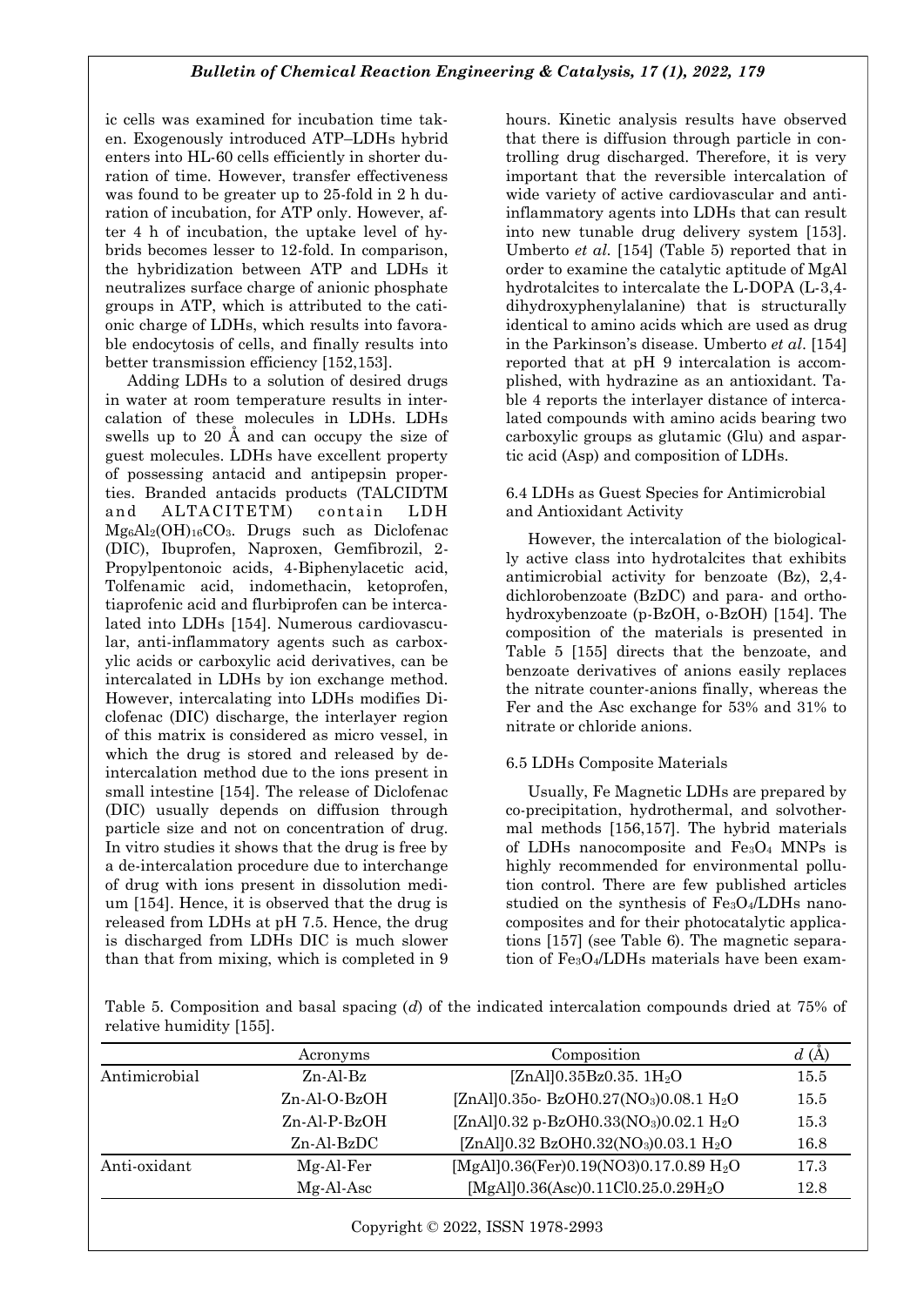ic cells was examined for incubation time taken. Exogenously introduced ATP–LDHs hybrid enters into HL-60 cells efficiently in shorter duration of time. However, transfer effectiveness was found to be greater up to 25-fold in 2 h duration of incubation, for ATP only. However, after 4 h of incubation, the uptake level of hybrids becomes lesser to 12-fold. In comparison, the hybridization between ATP and LDHs it neutralizes surface charge of anionic phosphate groups in ATP, which is attributed to the cationic charge of LDHs, which results into favorable endocytosis of cells, and finally results into better transmission efficiency [152,153].

Adding LDHs to a solution of desired drugs in water at room temperature results in intercalation of these molecules in LDHs. LDHs swells up to 20 Å and can occupy the size of guest molecules. LDHs have excellent property of possessing antacid and antipepsin properties. Branded antacids products (TALCIDTM and ALTACITETM) contain LDH $Mg_6Al_2(OH)_{16}CO_3$. Drugs such as Diclofenac (DIC), Ibuprofen, Naproxen, Gemfibrozil, 2-Propylpentonoic acids, 4-Biphenylacetic acid, Tolfenamic acid, indomethacin, ketoprofen, tiaprofenic acid and flurbiprofen can be intercalated into LDHs [154]. Numerous cardiovascular, anti-inflammatory agents such as carboxylic acids or carboxylic acid derivatives, can be intercalated in LDHs by ion exchange method. However, intercalating into LDHs modifies Diclofenac (DIC) discharge, the interlayer region of this matrix is considered as micro vessel, in which the drug is stored and released by deintercalation method due to the ions present in small intestine [154]. The release of Diclofenac (DIC) usually depends on diffusion through particle size and not on concentration of drug. In vitro studies it shows that the drug is free by a de-intercalation procedure due to interchange of drug with ions present in dissolution medium [154]. Hence, it is observed that the drug is released from LDHs at pH 7.5. Hence, the drug is discharged from LDHs DIC is much slower than that from mixing, which is completed in 9 hours. Kinetic analysis results have observed that there is diffusion through particle in controlling drug discharged. Therefore, it is very important that the reversible intercalation of wide variety of active cardiovascular and anti-inflammatory agents into LDHs that can result into new tunable drug delivery system [153]. Umberto *et al.* [154] (Table 5) reported that in order to examine the catalytic aptitude of MgAl hydrotalcites to intercalate the L-DOPA (L-3,4-dihydroxyphenylalanine) that is structurally identical to amino acids which are used as drug in the Parkinson's disease. Umberto *et al.* [154] reported that at pH 9 intercalation is accomplished, with hydrazine as an antioxidant. Table 4 reports the interlayer distance of intercalated compounds with amino acids bearing two carboxylic groups as glutamic (Glu) and aspartic acid (Asp) and composition of LDHs.

### 6.4 LDHs as Guest Species for Antimicrobial and Antioxidant Activity

However, the intercalation of the biologically active class into hydrotalcites that exhibits antimicrobial activity for benzoate (Bz), 2,4-dichlorobenzoate (BzDC) and para- and ortho-hydroxybenzoate (p-BzOH, o-BzOH) [154]. The composition of the materials is presented in Table 5 [155] directs that the benzoate, and benzoate derivatives of anions easily replaces the nitrate counter-anions finally, whereas the Fer and the Asc exchange for 53% and 31% to nitrate or chloride anions.

### 6.5 LDHs Composite Materials

Usually, Fe Magnetic LDHs are prepared by co-precipitation, hydrothermal, and solvothermal methods [156,157]. The hybrid materials of LDHs nanocomposite and $Fe_3O_4$ MNPs is highly recommended for environmental pollution control. There are few published articles studied on the synthesis of $Fe_3O_4$/LDHs nanocomposites and for their photocatalytic applications [157] (see Table 6). The magnetic separation of $Fe_3O_4$/LDHs materials have been exam-

Table 5. Composition and basal spacing (*d*) of the indicated intercalation compounds dried at 75% of relative humidity [155].

| | Acronyms | Composition | *d* (Å) |
|---|---|---|---|
| Antimicrobial | Zn-Al-Bz | [ZnAl]0.35Bz0.35. 1$H_2O$ | 15.5 |
| | Zn-Al-O-BzOH | [ZnAl]0.35o- BzOH0.27($NO_3$)0.08.1 $H_2O$ | 15.5 |
| | Zn-Al-P-BzOH | [ZnAl]0.32 p-BzOH0.33($NO_3$)0.02.1 $H_2O$ | 15.3 |
| | Zn-Al-BzDC | [ZnAl]0.32 BzOH0.32($NO_3$)0.03.1 $H_2O$ | 16.8 |
| Anti-oxidant | Mg-Al-Fer | [MgAl]0.36(Fer)0.19(NO3)0.17.0.89 $H_2O$ | 17.3 |
| | Mg-Al-Asc | [MgAl]0.36(Asc)0.11Cl0.25.0.29$H_2O$ | 12.8 |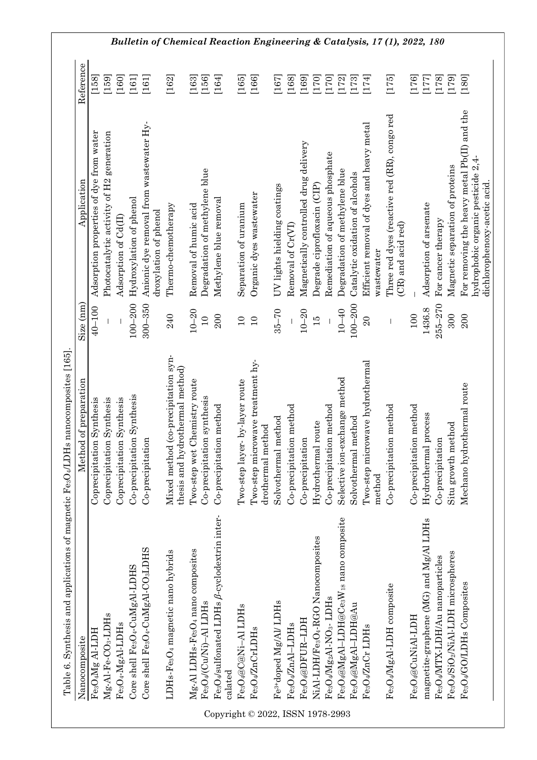Table 6. Synthesis and applications of magnetic $Fe_3O_4$/LDHs nanocomposites [165].

| Nanocomposite | Method of preparation | Size (nm) | Application | Reference |
|---|---|---|---|---|
| $Fe_3O_4$Mg Al-LDH | Coprecipitation Synthesis | 40–100 | Adsorption properties of dye from water | [158] |
| Mg-Al-Fe-$CO_3$-LDHs | Coprecipitation Synthesis | – | Photocatalytic activity of H2 generation | [159] |
| $Fe_3O_4$-MgAl-LDHs | Coprecipitation Synthesis | – | Adsorption of Cd(II) | [160] |
| Core shell $Fe_3O_4$-CuMgAl-LDHS | Co-precipitation Synthesis | 100–200 | Hydroxylation of phenol | [161] |
| Core shell $Fe_3O_4$-CuMgAl-$CO_3$LDHS | Co-precipitation | 300–350 | Anionic dye removal from wastewater Hydroxylation of phenol | [161] |
| LDHs-$Fe_3O_4$ magnetic nano hybrids | Mixed method (co-precipitation synthesis and hydrothermal method) | 240 | Thermo-chemotherapy | [162] |
| Mg-Al LDHs-$Fe_3O_4$ nano composites | Two-step wet Chemistry route | 10–20 | Removal of humic acid | [163] |
| $Fe_3O_4$/(Cu/Ni)–Al LDHs | Co-precipitation synthesis | 10 | Degradation of methylene blue | [156] |
| $Fe_3O_4$/sulfonated LDHs β-cyclodextrin intercalated | Co-precipitation method | 200 | Methylene blue removal | [164] |
| $Fe_3O_4$@C@Ni–Al LDHs | Two-step layer- by-layer route | 10 | Separation of uranium | [165] |
| $Fe_3O_4$/ZnCrLDHs | Two-step microwave treatment hydrothermal method | 10 | Organic dyes wastewater | [166] |
| $Fe^{3+}$doped Mg/Al/ LDHs | Solvothermal method | 35–70 | UV lights hielding coatings | [167] |
| $Fe_3O_4$/ZnAl–LDHs | Co-precipitation method | – | Removal of Cr(VI) | [168] |
| $Fe_3O_4$@DFUR–LDH | Co-precipitation | 10–20 | Magnetically controlled drug delivery | [169] |
| NiAl-LDH/$Fe_3O_4$-RGO Nanocomposites | Hydrothermal route | 15 | Degrade ciprofloxacin (CIP) | [170] |
| $Fe_3O_4$/$Mg_2$Al-$NO_3$- LDHs | Co-precipitation method | – | Remediation of aqueous phosphate | [170] |
| $Fe_3O_4$@MgAl–LDH@$Ce_3W_{18}$ nano composite | Selective ion-exchange method | 10–40 | Degradation of methylene blue | [172] |
| $Fe_3O_4$@MgAl–LDH@Au | Solvothermal method | 100–200 | Catalytic oxidation of alcohols | [173] |
| $Fe_3O_4$/ZnCr LDHs | Two-step microwave hydrothermal method | 20 | Efficient removal of dyes and heavy metal wastewater | [174] |
| $Fe_3O_4$/MgAl-LDH composite | Co-precipitation method | – | Three red dyes (reactive red (RR), congo red (CR) and acid red) | [175] |
| $Fe_3O_4$@CuNiAl-LDH | Co-precipitation method | 100 | – | [176] |
| magnetite-graphene (MG) and Mg/Al LDHs | Hydrothermal process | 1436.8 | Adsorption of arsenate | [177] |
| $Fe_3O_4$/MTX-LDH/Au nanoparticles | Co-precipitation | 255–270 | For cancer therapy | [178] |
| $Fe_3O_4$/$SiO_2$/NiAl-LDH microspheres | Situ growth method | 300 | Magnetic separation of proteins | [179] |
| $Fe_3O_4$/GO/LDHs Composites | Mechano hydrothermal route | 200 | For removing the heavy metal Pb(II) and the hydrophobic organic pesticide 2,4-dichlorophenoxy-acetic acid. | [180] |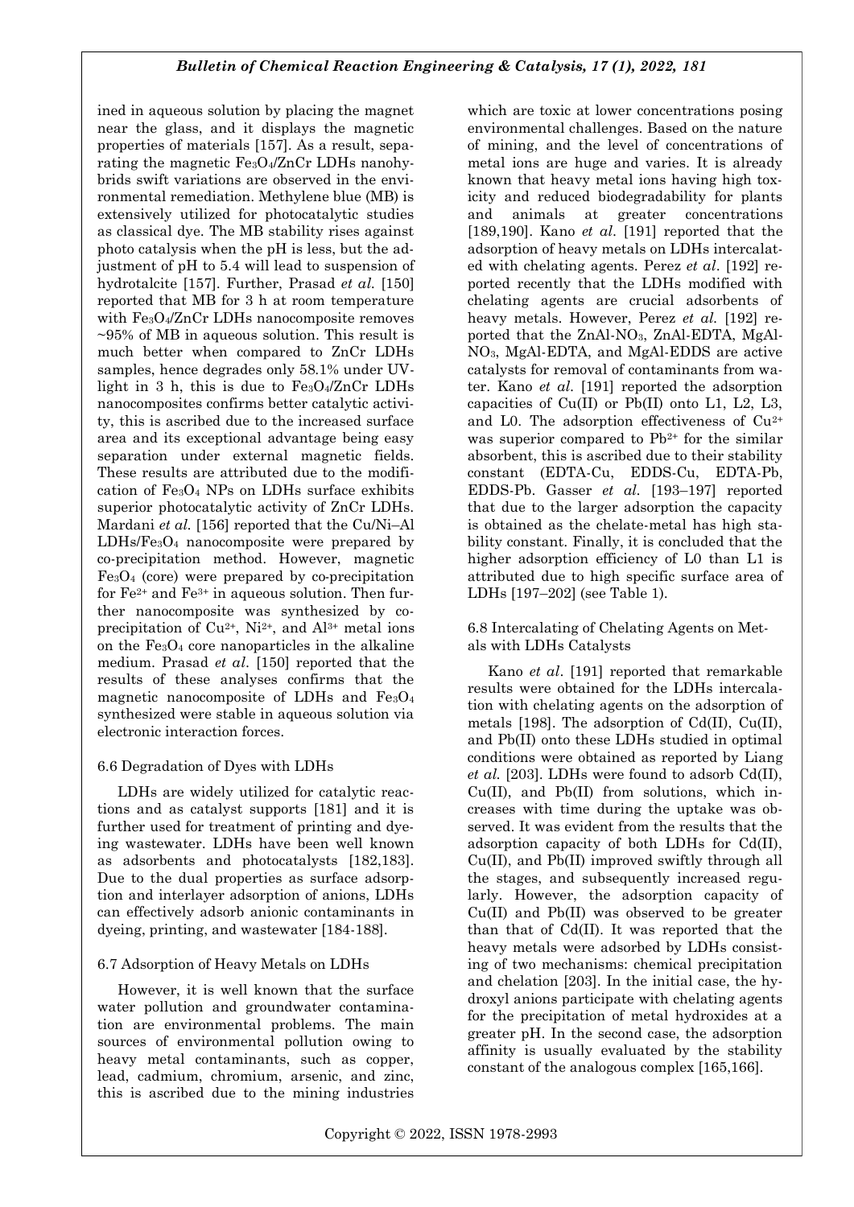ined in aqueous solution by placing the magnet near the glass, and it displays the magnetic properties of materials [157]. As a result, separating the magnetic $Fe_3O_4$/ZnCr LDHs nanohybrids swift variations are observed in the environmental remediation. Methylene blue (MB) is extensively utilized for photocatalytic studies as classical dye. The MB stability rises against photo catalysis when the pH is less, but the adjustment of pH to 5.4 will lead to suspension of hydrotalcite [157]. Further, Prasad *et al.* [150] reported that MB for 3 h at room temperature with $Fe_3O_4$/ZnCr LDHs nanocomposite removes ~95% of MB in aqueous solution. This result is much better when compared to ZnCr LDHs samples, hence degrades only 58.1% under UV-light in 3 h, this is due to $Fe_3O_4$/ZnCr LDHs nanocomposites confirms better catalytic activity, this is ascribed due to the increased surface area and its exceptional advantage being easy separation under external magnetic fields. These results are attributed due to the modification of $Fe_3O_4$ NPs on LDHs surface exhibits superior photocatalytic activity of ZnCr LDHs. Mardani *et al.* [156] reported that the Cu/Ni–Al LDHs/$Fe_3O_4$ nanocomposite were prepared by co-precipitation method. However, magnetic $Fe_3O_4$ (core) were prepared by co-precipitation for $Fe^{2+}$ and $Fe^{3+}$ in aqueous solution. Then further nanocomposite was synthesized by co-precipitation of $Cu^{2+}$, $Ni^{2+}$, and $Al^{3+}$ metal ions on the $Fe_3O_4$ core nanoparticles in the alkaline medium. Prasad *et al*. [150] reported that the results of these analyses confirms that the magnetic nanocomposite of LDHs and $Fe_3O_4$ synthesized were stable in aqueous solution via electronic interaction forces.

### 6.6 Degradation of Dyes with LDHs

LDHs are widely utilized for catalytic reactions and as catalyst supports [181] and it is further used for treatment of printing and dyeing wastewater. LDHs have been well known as adsorbents and photocatalysts [182,183]. Due to the dual properties as surface adsorption and interlayer adsorption of anions, LDHs can effectively adsorb anionic contaminants in dyeing, printing, and wastewater [184-188].

### 6.7 Adsorption of Heavy Metals on LDHs

However, it is well known that the surface water pollution and groundwater contamination are environmental problems. The main sources of environmental pollution owing to heavy metal contaminants, such as copper, lead, cadmium, chromium, arsenic, and zinc, this is ascribed due to the mining industries which are toxic at lower concentrations posing environmental challenges. Based on the nature of mining, and the level of concentrations of metal ions are huge and varies. It is already known that heavy metal ions having high toxicity and reduced biodegradability for plants and animals at greater concentrations [189,190]. Kano *et al*. [191] reported that the adsorption of heavy metals on LDHs intercalated with chelating agents. Perez *et al*. [192] reported recently that the LDHs modified with chelating agents are crucial adsorbents of heavy metals. However, Perez *et al.* [192] reported that the ZnAl-$NO_3$, ZnAl-EDTA, MgAl-$NO_3$, MgAl-EDTA, and MgAl-EDDS are active catalysts for removal of contaminants from water. Kano *et al.* [191] reported the adsorption capacities of Cu(II) or Pb(II) onto L1, L2, L3, and L0. The adsorption effectiveness of $Cu^{2+}$ was superior compared to $Pb^{2+}$ for the similar absorbent, this is ascribed due to their stability constant (EDTA-Cu, EDDS-Cu, EDTA-Pb, EDDS-Pb. Gasser *et al.* [193–197] reported that due to the larger adsorption the capacity is obtained as the chelate-metal has high stability constant. Finally, it is concluded that the higher adsorption efficiency of L0 than L1 is attributed due to high specific surface area of LDHs [197–202] (see Table 1).

### 6.8 Intercalating of Chelating Agents on Metals with LDHs Catalysts

Kano *et al*. [191] reported that remarkable results were obtained for the LDHs intercalation with chelating agents on the adsorption of metals [198]. The adsorption of Cd(II), Cu(II), and Pb(II) onto these LDHs studied in optimal conditions were obtained as reported by Liang *et al.* [203]. LDHs were found to adsorb Cd(II), Cu(II), and Pb(II) from solutions, which increases with time during the uptake was observed. It was evident from the results that the adsorption capacity of both LDHs for Cd(II), Cu(II), and Pb(II) improved swiftly through all the stages, and subsequently increased regularly. However, the adsorption capacity of Cu(II) and Pb(II) was observed to be greater than that of Cd(II). It was reported that the heavy metals were adsorbed by LDHs consisting of two mechanisms: chemical precipitation and chelation [203]. In the initial case, the hydroxyl anions participate with chelating agents for the precipitation of metal hydroxides at a greater pH. In the second case, the adsorption affinity is usually evaluated by the stability constant of the analogous complex [165,166].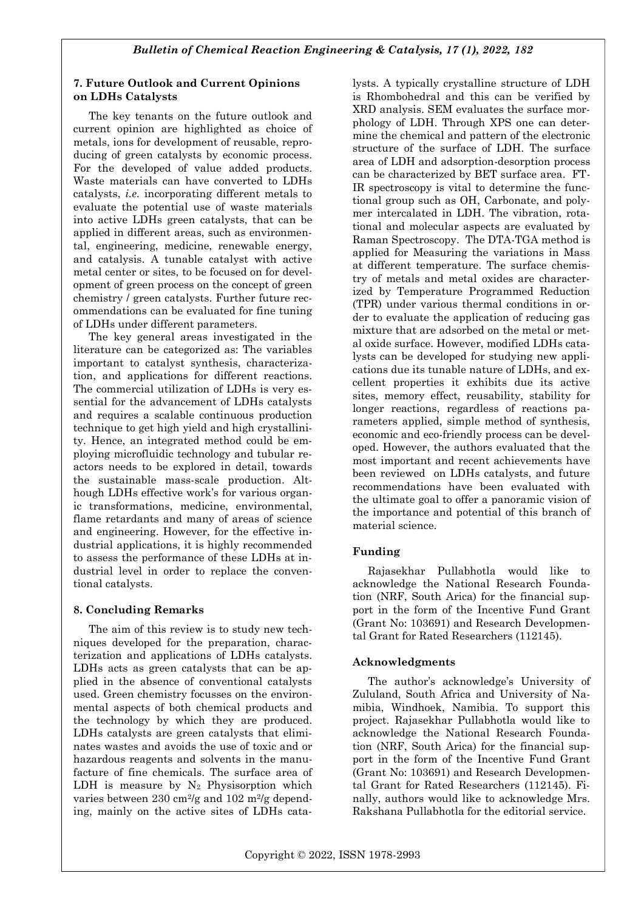### 7. Future Outlook and Current Opinions on LDHs Catalysts

The key tenants on the future outlook and current opinion are highlighted as choice of metals, ions for development of reusable, reproducing of green catalysts by economic process. For the developed of value added products. Waste materials can have converted to LDHs catalysts, *i.e.* incorporating different metals to evaluate the potential use of waste materials into active LDHs green catalysts, that can be applied in different areas, such as environmental, engineering, medicine, renewable energy, and catalysis. A tunable catalyst with active metal center or sites, to be focused on for development of green process on the concept of green chemistry / green catalysts. Further future recommendations can be evaluated for fine tuning of LDHs under different parameters.

The key general areas investigated in the literature can be categorized as: The variables important to catalyst synthesis, characterization, and applications for different reactions. The commercial utilization of LDHs is very essential for the advancement of LDHs catalysts and requires a scalable continuous production technique to get high yield and high crystallinity. Hence, an integrated method could be employing microfluidic technology and tubular reactors needs to be explored in detail, towards the sustainable mass-scale production. Although LDHs effective work's for various organic transformations, medicine, environmental, flame retardants and many of areas of science and engineering. However, for the effective industrial applications, it is highly recommended to assess the performance of these LDHs at industrial level in order to replace the conventional catalysts.

### 8. Concluding Remarks

The aim of this review is to study new techniques developed for the preparation, characterization and applications of LDHs catalysts. LDHs acts as green catalysts that can be applied in the absence of conventional catalysts used. Green chemistry focusses on the environmental aspects of both chemical products and the technology by which they are produced. LDHs catalysts are green catalysts that eliminates wastes and avoids the use of toxic and or hazardous reagents and solvents in the manufacture of fine chemicals. The surface area of LDH is measure by $N_2$ Physisorption which varies between 230 $cm^2/g$ and 102 $m^2/g$ depending, mainly on the active sites of LDHs catalysts. A typically crystalline structure of LDH is Rhombohedral and this can be verified by XRD analysis. SEM evaluates the surface morphology of LDH. Through XPS one can determine the chemical and pattern of the electronic structure of the surface of LDH. The surface area of LDH and adsorption-desorption process can be characterized by BET surface area. FT-IR spectroscopy is vital to determine the functional group such as OH, Carbonate, and polymer intercalated in LDH. The vibration, rotational and molecular aspects are evaluated by Raman Spectroscopy. The DTA-TGA method is applied for Measuring the variations in Mass at different temperature. The surface chemistry of metals and metal oxides are characterized by Temperature Programmed Reduction (TPR) under various thermal conditions in order to evaluate the application of reducing gas mixture that are adsorbed on the metal or metal oxide surface. However, modified LDHs catalysts can be developed for studying new applications due its tunable nature of LDHs, and excellent properties it exhibits due its active sites, memory effect, reusability, stability for longer reactions, regardless of reactions parameters applied, simple method of synthesis, economic and eco-friendly process can be developed. However, the authors evaluated that the most important and recent achievements have been reviewed on LDHs catalysts, and future recommendations have been evaluated with the ultimate goal to offer a panoramic vision of the importance and potential of this branch of material science.

### Funding

Rajasekhar Pullabhotla would like to acknowledge the National Research Foundation (NRF, South Arica) for the financial support in the form of the Incentive Fund Grant (Grant No: 103691) and Research Developmental Grant for Rated Researchers (112145).

### Acknowledgments

The author's acknowledge's University of Zululand, South Africa and University of Namibia, Windhoek, Namibia. To support this project. Rajasekhar Pullabhotla would like to acknowledge the National Research Foundation (NRF, South Arica) for the financial support in the form of the Incentive Fund Grant (Grant No: 103691) and Research Developmental Grant for Rated Researchers (112145). Finally, authors would like to acknowledge Mrs. Rakshana Pullabhotla for the editorial service.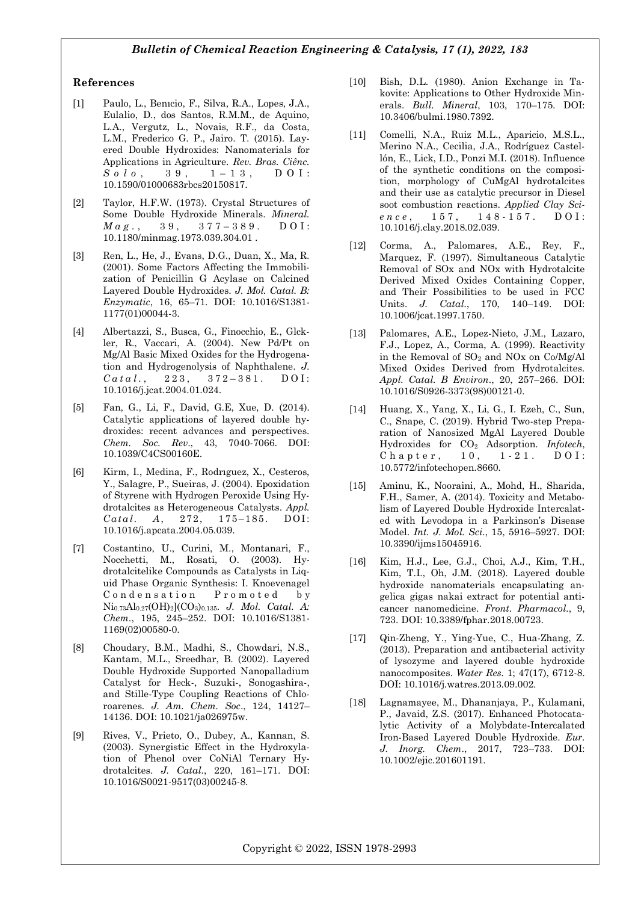## References

[1] Paulo, L., Benıcio, F., Silva, R.A., Lopes, J.A., Eulalio, D., dos Santos, R.M.M., de Aquino, L.A., Vergutz, L., Novais, R.F., da Costa, L.M., Frederico G. P., Jairo. T. (2015). Layered Double Hydroxides: Nanomaterials for Applications in Agriculture. *Rev. Bras. Ciênc. Solo*, 39, 1–13, DOI: 10.1590/01000683rbcs20150817.

[2] Taylor, H.F.W. (1973). Crystal Structures of Some Double Hydroxide Minerals. *Mineral. Mag.*, 39, 377–389. DOI: 10.1180/minmag.1973.039.304.01 .

[3] Ren, L., He, J., Evans, D.G., Duan, X., Ma, R. (2001). Some Factors Affecting the Immobilization of Penicillin G Acylase on Calcined Layered Double Hydroxides. *J. Mol. Catal. B: Enzymatic*, 16, 65–71. DOI: 10.1016/S1381-1177(01)00044-3.

[4] Albertazzi, S., Busca, G., Finocchio, E., Glckler, R., Vaccari, A. (2004). New Pd/Pt on Mg/Al Basic Mixed Oxides for the Hydrogenation and Hydrogenolysis of Naphthalene. *J. Catal.*, 223, 372–381. DOI: 10.1016/j.jcat.2004.01.024.

[5] Fan, G., Li, F., David, G.E, Xue, D. (2014). Catalytic applications of layered double hydroxides: recent advances and perspectives. *Chem. Soc. Rev.*, 43, 7040-7066. DOI: 10.1039/C4CS00160E.

[6] Kirm, I., Medina, F., Rodrıguez, X., Cesteros, Y., Salagre, P., Sueiras, J. (2004). Epoxidation of Styrene with Hydrogen Peroxide Using Hydrotalcites as Heterogeneous Catalysts. *Appl. Catal. A*, 272, 175–185. DOI: 10.1016/j.apcata.2004.05.039.

[7] Costantino, U., Curini, M., Montanari, F., Nocchetti, M., Rosati, O. (2003). Hydrotalcitelike Compounds as Catalysts in Liquid Phase Organic Synthesis: I. Knoevenagel Condensation Promoted by $Ni_{0.73}Al_{0.27}(OH)_2](CO_3)_{0.135}$. *J. Mol. Catal. A: Chem.*, 195, 245–252. DOI: 10.1016/S1381-1169(02)00580-0.

[8] Choudary, B.M., Madhi, S., Chowdari, N.S., Kantam, M.L., Sreedhar, B. (2002). Layered Double Hydroxide Supported Nanopalladium Catalyst for Heck-, Suzuki-, Sonogashira-, and Stille-Type Coupling Reactions of Chloroarenes. *J. Am. Chem. Soc.*, 124, 14127–14136. DOI: 10.1021/ja026975w.

[9] Rives, V., Prieto, O., Dubey, A., Kannan, S. (2003). Synergistic Effect in the Hydroxylation of Phenol over CoNiAl Ternary Hydrotalcites. *J. Catal.*, 220, 161–171. DOI: 10.1016/S0021-9517(03)00245-8.

[10] Bish, D.L. (1980). Anion Exchange in Takovite: Applications to Other Hydroxide Minerals. *Bull. Mineral*, 103, 170–175. DOI: 10.3406/bulmi.1980.7392.

[11] Comelli, N.A., Ruiz M.L., Aparicio, M.S.L., Merino N.A., Cecilia, J.A., Rodríguez Castellón, E., Lick, I.D., Ponzi M.I. (2018). Influence of the synthetic conditions on the composition, morphology of CuMgAl hydrotalcites and their use as catalytic precursor in Diesel soot combustion reactions. *Applied Clay Science*, 157, 148-157. DOI: 10.1016/j.clay.2018.02.039.

[12] Corma, A., Palomares, A.E., Rey, F., Marquez, F. (1997). Simultaneous Catalytic Removal of SOx and NOx with Hydrotalcite Derived Mixed Oxides Containing Copper, and Their Possibilities to be used in FCC Units. *J. Catal.*, 170, 140–149. DOI: 10.1006/jcat.1997.1750.

[13] Palomares, A.E., Lopez-Nieto, J.M., Lazaro, F.J., Lopez, A., Corma, A. (1999). Reactivity in the Removal of $SO_2$ and NOx on Co/Mg/Al Mixed Oxides Derived from Hydrotalcites. *Appl. Catal. B Environ.*, 20, 257–266. DOI: 10.1016/S0926-3373(98)00121-0.

[14] Huang, X., Yang, X., Li, G., I. Ezeh, C., Sun, C., Snape, C. (2019). Hybrid Two-step Preparation of Nanosized MgAl Layered Double Hydroxides for $CO_2$ Adsorption. *Infotech*, Chapter, 10, 1-21. DOI: 10.5772/infotechopen.8660.

[15] Aminu, K., Nooraini, A., Mohd, H., Sharida, F.H., Samer, A. (2014). Toxicity and Metabolism of Layered Double Hydroxide Intercalated with Levodopa in a Parkinson's Disease Model. *Int. J. Mol. Sci.*, 15, 5916–5927. DOI: 10.3390/ijms15045916.

[16] Kim, H.J., Lee, G.J., Choi, A.J., Kim, T.H., Kim, T.I., Oh, J.M. (2018). Layered double hydroxide nanomaterials encapsulating angelica gigas nakai extract for potential anticancer nanomedicine. *Front. Pharmacol.*, 9, 723. DOI: 10.3389/fphar.2018.00723.

[17] Qin-Zheng, Y., Ying-Yue, C., Hua-Zhang, Z. (2013). Preparation and antibacterial activity of lysozyme and layered double hydroxide nanocomposites. *Water Res.* 1; 47(17), 6712-8. DOI: 10.1016/j.watres.2013.09.002.

[18] Lagnamayee, M., Dhananjaya, P., Kulamani, P., Javaid, Z.S. (2017). Enhanced Photocatalytic Activity of a Molybdate-Intercalated Iron-Based Layered Double Hydroxide. *Eur. J. Inorg. Chem.*, 2017, 723–733. DOI: 10.1002/ejic.201601191.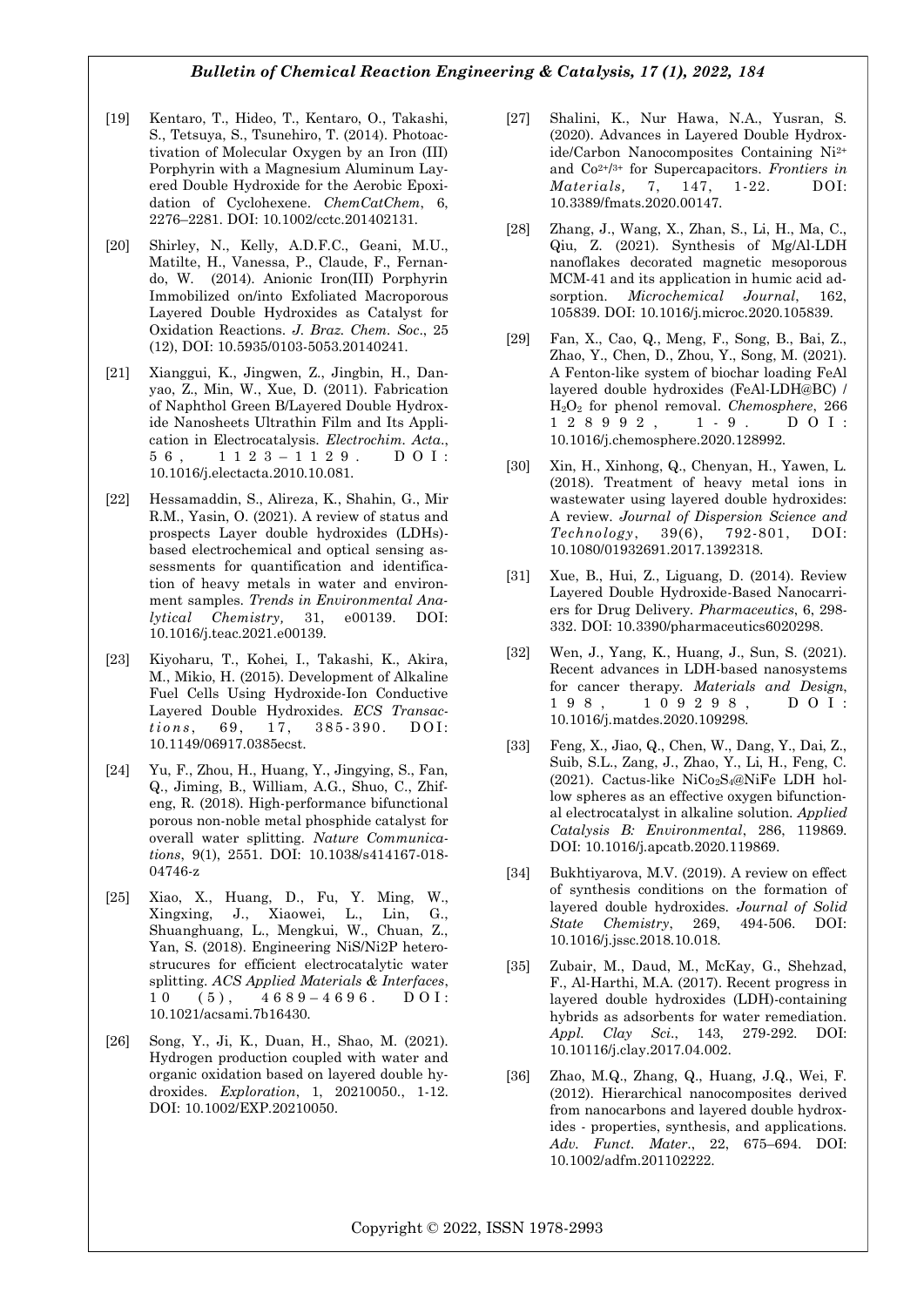[19] Kentaro, T., Hideo, T., Kentaro, O., Takashi, S., Tetsuya, S., Tsunehiro, T. (2014). Photoactivation of Molecular Oxygen by an Iron (III) Porphyrin with a Magnesium Aluminum Layered Double Hydroxide for the Aerobic Epoxidation of Cyclohexene. *ChemCatChem*, 6, 2276–2281. DOI: 10.1002/cctc.201402131.

[20] Shirley, N., Kelly, A.D.F.C., Geani, M.U., Matilte, H., Vanessa, P., Claude, F., Fernando, W. (2014). Anionic Iron(III) Porphyrin Immobilized on/into Exfoliated Macroporous Layered Double Hydroxides as Catalyst for Oxidation Reactions. *J. Braz. Chem. Soc*., 25 (12), DOI: 10.5935/0103-5053.20140241.

[21] Xianggui, K., Jingwen, Z., Jingbin, H., Danyao, Z., Min, W., Xue, D. (2011). Fabrication of Naphthol Green B/Layered Double Hydroxide Nanosheets Ultrathin Film and Its Application in Electrocatalysis. *Electrochim. Acta*., 56, 1123–1129. DOI: 10.1016/j.electacta.2010.10.081.

[22] Hessamaddin, S., Alireza, K., Shahin, G., Mir R.M., Yasin, O. (2021). A review of status and prospects Layer double hydroxides (LDHs)-based electrochemical and optical sensing assessments for quantification and identification of heavy metals in water and environment samples. *Trends in Environmental Analytical Chemistry,* 31, e00139. DOI: 10.1016/j.teac.2021.e00139.

[23] Kiyoharu, T., Kohei, I., Takashi, K., Akira, M., Mikio, H. (2015). Development of Alkaline Fuel Cells Using Hydroxide-Ion Conductive Layered Double Hydroxides. *ECS Transactions*, 69, 17, 385-390. DOI: 10.1149/06917.0385ecst.

[24] Yu, F., Zhou, H., Huang, Y., Jingying, S., Fan, Q., Jiming, B., William, A.G., Shuo, C., Zhifeng, R. (2018). High-performance bifunctional porous non-noble metal phosphide catalyst for overall water splitting. *Nature Communications*, 9(1), 2551. DOI: 10.1038/s414167-018-04746-z

[25] Xiao, X., Huang, D., Fu, Y. Ming, W., Xingxing, J., Xiaowei, L., Lin, G., Shuanghuang, L., Mengkui, W., Chuan, Z., Yan, S. (2018). Engineering NiS/Ni2P heterostrucures for efficient electrocatalytic water splitting. *ACS Applied Materials & Interfaces*, 10 (5), 4689–4696. DOI: 10.1021/acsami.7b16430.

[26] Song, Y., Ji, K., Duan, H., Shao, M. (2021). Hydrogen production coupled with water and organic oxidation based on layered double hydroxides. *Exploration*, 1, 20210050., 1-12. DOI: 10.1002/EXP.20210050.

[27] Shalini, K., Nur Hawa, N.A., Yusran, S. (2020). Advances in Layered Double Hydroxide/Carbon Nanocomposites Containing $Ni^{2+}$ and $Co^{2+/3+}$ for Supercapacitors. *Frontiers in Materials,* 7, 147, 1-22. DOI: 10.3389/fmats.2020.00147.

[28] Zhang, J., Wang, X., Zhan, S., Li, H., Ma, C., Qiu, Z. (2021). Synthesis of Mg/Al-LDH nanoflakes decorated magnetic mesoporous MCM-41 and its application in humic acid adsorption. *Microchemical Journal*, 162, 105839. DOI: 10.1016/j.microc.2020.105839.

[29] Fan, X., Cao, Q., Meng, F., Song, B., Bai, Z., Zhao, Y., Chen, D., Zhou, Y., Song, M. (2021). A Fenton-like system of biochar loading FeAl layered double hydroxides (FeAl-LDH@BC) / $H_2O_2$ for phenol removal. *Chemosphere*, 266 128992, 1-9. DOI: 10.1016/j.chemosphere.2020.128992.

[30] Xin, H., Xinhong, Q., Chenyan, H., Yawen, L. (2018). Treatment of heavy metal ions in wastewater using layered double hydroxides: A review. *Journal of Dispersion Science and Technology*, 39(6), 792-801, DOI: 10.1080/01932691.2017.1392318.

[31] Xue, B., Hui, Z., Liguang, D. (2014). Review Layered Double Hydroxide-Based Nanocarriers for Drug Delivery. *Pharmaceutics*, 6, 298-332. DOI: 10.3390/pharmaceutics6020298.

[32] Wen, J., Yang, K., Huang, J., Sun, S. (2021). Recent advances in LDH-based nanosystems for cancer therapy. *Materials and Design*, 198, 109298, DOI: 10.1016/j.matdes.2020.109298.

[33] Feng, X., Jiao, Q., Chen, W., Dang, Y., Dai, Z., Suib, S.L., Zang, J., Zhao, Y., Li, H., Feng, C. (2021). Cactus-like $NiCo_2S_4$@NiFe LDH hollow spheres as an effective oxygen bifunctional electrocatalyst in alkaline solution. *Applied Catalysis B: Environmental*, 286, 119869. DOI: 10.1016/j.apcatb.2020.119869.

[34] Bukhtiyarova, M.V. (2019). A review on effect of synthesis conditions on the formation of layered double hydroxides. *Journal of Solid State Chemistry*, 269, 494-506. DOI: 10.1016/j.jssc.2018.10.018.

[35] Zubair, M., Daud, M., McKay, G., Shehzad, F., Al-Harthi, M.A. (2017). Recent progress in layered double hydroxides (LDH)-containing hybrids as adsorbents for water remediation. *Appl. Clay Sci.*, 143, 279-292. DOI: 10.10116/j.clay.2017.04.002.

[36] Zhao, M.Q., Zhang, Q., Huang, J.Q., Wei, F. (2012). Hierarchical nanocomposites derived from nanocarbons and layered double hydroxides - properties, synthesis, and applications. *Adv. Funct. Mater*., 22, 675–694. DOI: 10.1002/adfm.201102222.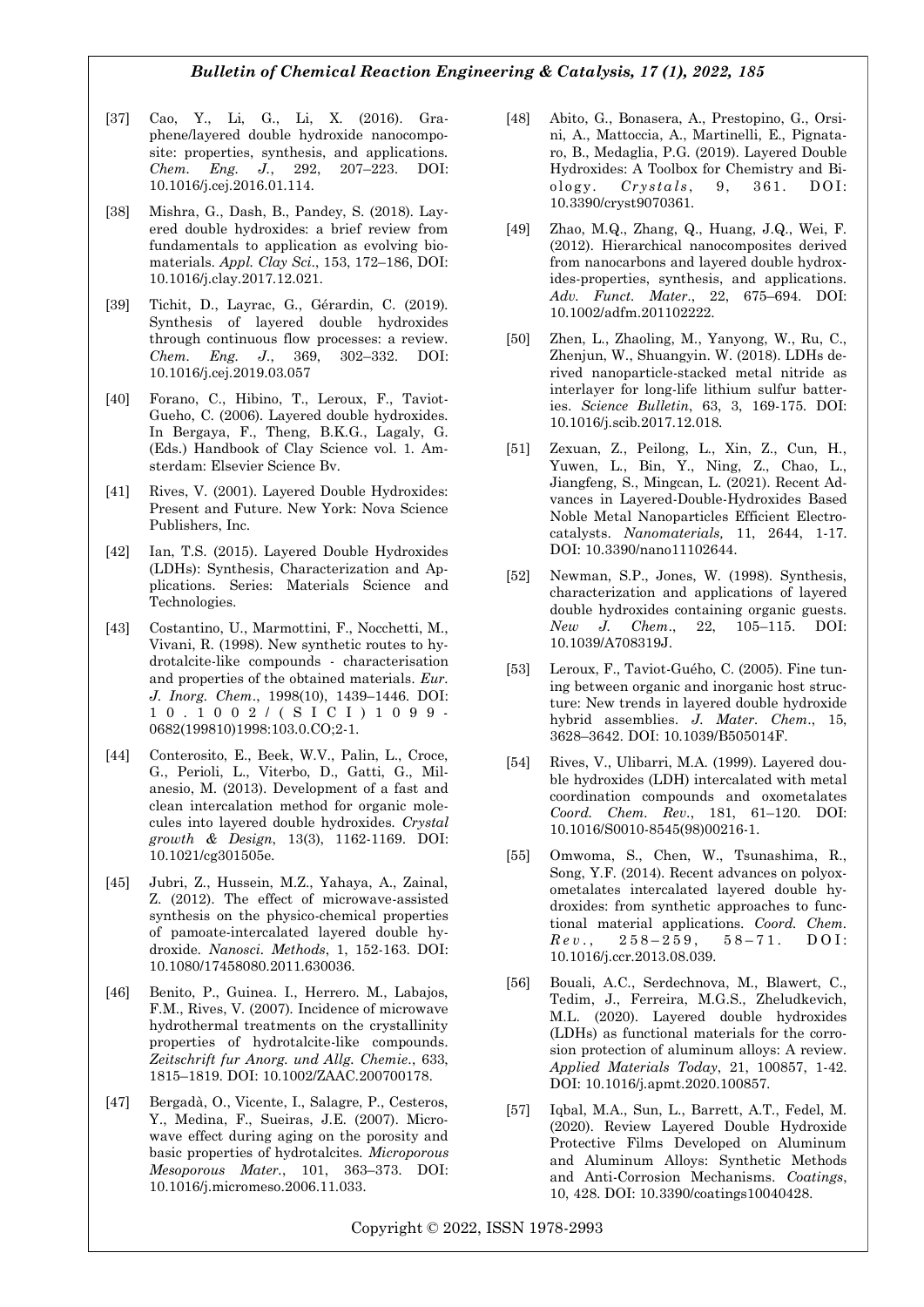[37] Cao, Y., Li, G., Li, X. (2016). Graphene/layered double hydroxide nanocomposite: properties, synthesis, and applications. *Chem. Eng. J.*, 292, 207–223. DOI: 10.1016/j.cej.2016.01.114.

[38] Mishra, G., Dash, B., Pandey, S. (2018). Layered double hydroxides: a brief review from fundamentals to application as evolving biomaterials. *Appl. Clay Sci.*, 153, 172–186, DOI: 10.1016/j.clay.2017.12.021.

[39] Tichit, D., Layrac, G., Gérardin, C. (2019). Synthesis of layered double hydroxides through continuous flow processes: a review. *Chem. Eng. J.*, 369, 302–332. DOI: 10.1016/j.cej.2019.03.057

[40] Forano, C., Hibino, T., Leroux, F., Taviot-Gueho, C. (2006). Layered double hydroxides. In Bergaya, F., Theng, B.K.G., Lagaly, G. (Eds.) Handbook of Clay Science vol. 1. Amsterdam: Elsevier Science Bv.

[41] Rives, V. (2001). Layered Double Hydroxides: Present and Future. New York: Nova Science Publishers, Inc.

[42] Ian, T.S. (2015). Layered Double Hydroxides (LDHs): Synthesis, Characterization and Applications. Series: Materials Science and Technologies.

[43] Costantino, U., Marmottini, F., Nocchetti, M., Vivani, R. (1998). New synthetic routes to hydrotalcite-like compounds - characterisation and properties of the obtained materials. *Eur. J. Inorg. Chem.*, 1998(10), 1439–1446. DOI: 10.1002/(SICI)1099-0682(199810)1998:103.0.CO;2-1.

[44] Conterosito, E., Beek, W.V., Palin, L., Croce, G., Perioli, L., Viterbo, D., Gatti, G., Milanesio, M. (2013). Development of a fast and clean intercalation method for organic molecules into layered double hydroxides. *Crystal growth & Design*, 13(3), 1162-1169. DOI: 10.1021/cg301505e.

[45] Jubri, Z., Hussein, M.Z., Yahaya, A., Zainal, Z. (2012). The effect of microwave-assisted synthesis on the physico-chemical properties of pamoate-intercalated layered double hydroxide. *Nanosci. Methods*, 1, 152-163. DOI: 10.1080/17458080.2011.630036.

[46] Benito, P., Guinea. I., Herrero. M., Labajos, F.M., Rives, V. (2007). Incidence of microwave hydrothermal treatments on the crystallinity properties of hydrotalcite-like compounds. *Zeitschrift fur Anorg. und Allg. Chemie.*, 633, 1815–1819. DOI: 10.1002/ZAAC.200700178.

[47] Bergadà, O., Vicente, I., Salagre, P., Cesteros, Y., Medina, F., Sueiras, J.E. (2007). Microwave effect during aging on the porosity and basic properties of hydrotalcites. *Microporous Mesoporous Mater.*, 101, 363–373. DOI: 10.1016/j.micromeso.2006.11.033.

[48] Abito, G., Bonasera, A., Prestopino, G., Orsini, A., Mattoccia, A., Martinelli, E., Pignataro, B., Medaglia, P.G. (2019). Layered Double Hydroxides: A Toolbox for Chemistry and Biology. *Crystals*, 9, 361. DOI: 10.3390/cryst9070361.

[49] Zhao, M.Q., Zhang, Q., Huang, J.Q., Wei, F. (2012). Hierarchical nanocomposites derived from nanocarbons and layered double hydroxides-properties, synthesis, and applications. *Adv. Funct. Mater.*, 22, 675–694. DOI: 10.1002/adfm.201102222.

[50] Zhen, L., Zhaoling, M., Yanyong, W., Ru, C., Zhenjun, W., Shuangyin. W. (2018). LDHs derived nanoparticle-stacked metal nitride as interlayer for long-life lithium sulfur batteries. *Science Bulletin*, 63, 3, 169-175. DOI: 10.1016/j.scib.2017.12.018.

[51] Zexuan, Z., Peilong, L., Xin, Z., Cun, H., Yuwen, L., Bin, Y., Ning, Z., Chao, L., Jiangfeng, S., Mingcan, L. (2021). Recent Advances in Layered-Double-Hydroxides Based Noble Metal Nanoparticles Efficient Electrocatalysts. *Nanomaterials,* 11, 2644, 1-17. DOI: 10.3390/nano11102644.

[52] Newman, S.P., Jones, W. (1998). Synthesis, characterization and applications of layered double hydroxides containing organic guests. *New J. Chem.*, 22, 105–115. DOI: 10.1039/A708319J.

[53] Leroux, F., Taviot-Guého, C. (2005). Fine tuning between organic and inorganic host structure: New trends in layered double hydroxide hybrid assemblies. *J. Mater. Chem.*, 15, 3628–3642. DOI: 10.1039/B505014F.

[54] Rives, V., Ulibarri, M.A. (1999). Layered double hydroxides (LDH) intercalated with metal coordination compounds and oxometalates *Coord. Chem. Rev.*, 181, 61–120. DOI: 10.1016/S0010-8545(98)00216-1.

[55] Omwoma, S., Chen, W., Tsunashima, R., Song, Y.F. (2014). Recent advances on polyoxometalates intercalated layered double hydroxides: from synthetic approaches to functional material applications. *Coord. Chem. Rev.*, 258–259, 58–71. DOI: 10.1016/j.ccr.2013.08.039.

[56] Bouali, A.C., Serdechnova, M., Blawert, C., Tedim, J., Ferreira, M.G.S., Zheludkevich, M.L. (2020). Layered double hydroxides (LDHs) as functional materials for the corrosion protection of aluminum alloys: A review. *Applied Materials Today*, 21, 100857, 1-42. DOI: 10.1016/j.apmt.2020.100857.

[57] Iqbal, M.A., Sun, L., Barrett, A.T., Fedel, M. (2020). Review Layered Double Hydroxide Protective Films Developed on Aluminum and Aluminum Alloys: Synthetic Methods and Anti-Corrosion Mechanisms. *Coatings*, 10, 428. DOI: 10.3390/coatings10040428.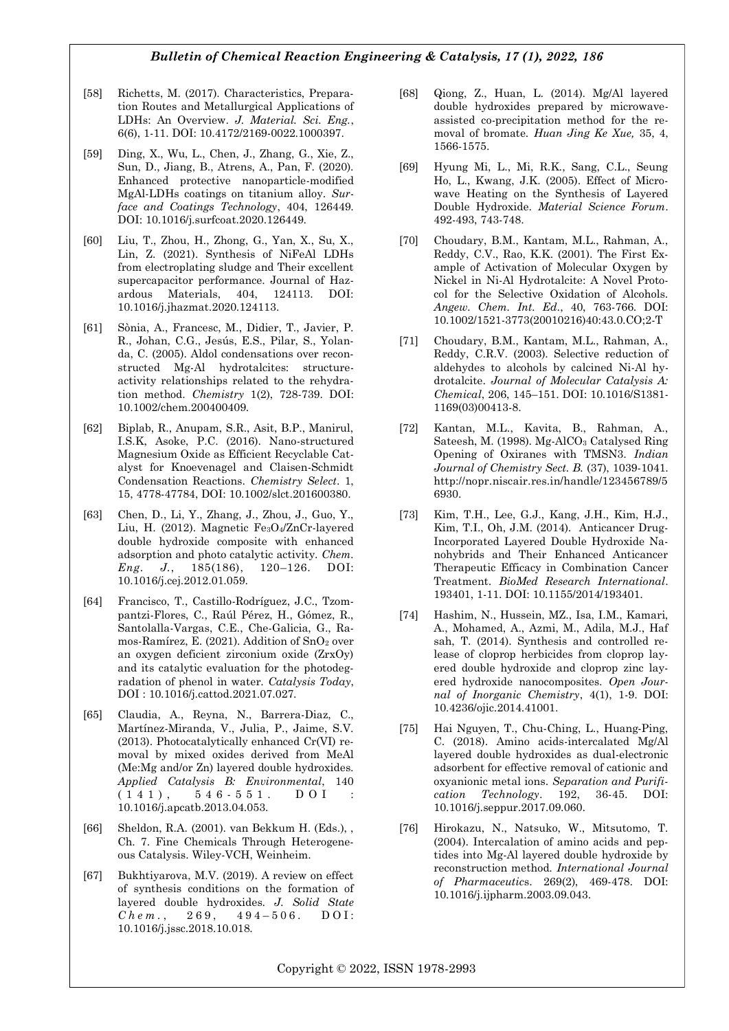[58] Richetts, M. (2017). Characteristics, Preparation Routes and Metallurgical Applications of LDHs: An Overview. *J. Material. Sci. Eng.*, 6(6), 1-11. DOI: 10.4172/2169-0022.1000397.

[59] Ding, X., Wu, L., Chen, J., Zhang, G., Xie, Z., Sun, D., Jiang, B., Atrens, A., Pan, F. (2020). Enhanced protective nanoparticle-modified MgAl-LDHs coatings on titanium alloy. *Surface and Coatings Technology*, 404, 126449. DOI: 10.1016/j.surfcoat.2020.126449.

[60] Liu, T., Zhou, H., Zhong, G., Yan, X., Su, X., Lin, Z. (2021). Synthesis of NiFeAl LDHs from electroplating sludge and Their excellent supercapacitor performance. Journal of Hazardous Materials, 404, 124113. DOI: 10.1016/j.jhazmat.2020.124113.

[61] Sònia, A., Francesc, M., Didier, T., Javier, P. R., Johan, C.G., Jesús, E.S., Pilar, S., Yolanda, C. (2005). Aldol condensations over reconstructed Mg-Al hydrotalcites: structure-activity relationships related to the rehydration method. *Chemistry* 1(2), 728-739. DOI: 10.1002/chem.200400409.

[62] Biplab, R., Anupam, S.R., Asit, B.P., Manirul, I.S.K, Asoke, P.C. (2016). Nano-structured Magnesium Oxide as Efficient Recyclable Catalyst for Knoevenagel and Claisen-Schmidt Condensation Reactions. *Chemistry Select*. 1, 15, 4778-47784, DOI: 10.1002/slct.201600380.

[63] Chen, D., Li, Y., Zhang, J., Zhou, J., Guo, Y., Liu, H. (2012). Magnetic $Fe_3O_4$/ZnCr-layered double hydroxide composite with enhanced adsorption and photo catalytic activity. *Chem. Eng. J.*, 185(186), 120–126. DOI: 10.1016/j.cej.2012.01.059.

[64] Francisco, T., Castillo-Rodríguez, J.C., Tzompantzi-Flores, C., Raúl Pérez, H., Gómez, R., Santolalla-Vargas, C.E., Che-Galicia, G., Ramos-Ramírez, E. (2021). Addition of $SnO_2$ over an oxygen deficient zirconium oxide (ZrxOy) and its catalytic evaluation for the photodegradation of phenol in water. *Catalysis Today*, DOI : 10.1016/j.cattod.2021.07.027.

[65] Claudia, A., Reyna, N., Barrera-Diaz, C., Martínez-Miranda, V., Julia, P., Jaime, S.V. (2013). Photocatalytically enhanced Cr(VI) removal by mixed oxides derived from MeAl (Me:Mg and/or Zn) layered double hydroxides. *Applied Catalysis B: Environmental*, 140 (141), 546-551. DOI : 10.1016/j.apcatb.2013.04.053.

[66] Sheldon, R.A. (2001). van Bekkum H. (Eds.), , Ch. 7. Fine Chemicals Through Heterogeneous Catalysis. Wiley-VCH, Weinheim.

[67] Bukhtiyarova, M.V. (2019). A review on effect of synthesis conditions on the formation of layered double hydroxides. *J. Solid State Chem.*, 269, 494–506. DOI: 10.1016/j.jssc.2018.10.018.

[68] Qiong, Z., Huan, L. (2014). Mg/Al layered double hydroxides prepared by microwave-assisted co-precipitation method for the removal of bromate. *Huan Jing Ke Xue,* 35, 4, 1566-1575.

[69] Hyung Mi, L., Mi, R.K., Sang, C.L., Seung Ho, L., Kwang, J.K. (2005). Effect of Microwave Heating on the Synthesis of Layered Double Hydroxide. *Material Science Forum*. 492-493, 743-748.

[70] Choudary, B.M., Kantam, M.L., Rahman, A., Reddy, C.V., Rao, K.K. (2001). The First Example of Activation of Molecular Oxygen by Nickel in Ni-Al Hydrotalcite: A Novel Protocol for the Selective Oxidation of Alcohols. *Angew. Chem. Int. Ed*., 40, 763-766. DOI: 10.1002/1521-3773(20010216)40:43.0.CO;2-T

[71] Choudary, B.M., Kantam, M.L., Rahman, A., Reddy, C.R.V. (2003). Selective reduction of aldehydes to alcohols by calcined Ni-Al hydrotalcite. *Journal of Molecular Catalysis A: Chemical*, 206, 145–151. DOI: 10.1016/S1381-1169(03)00413-8.

[72] Kantan, M.L., Kavita, B., Rahman, A., Sateesh, M. (1998). Mg-$AlCO_3$ Catalysed Ring Opening of Oxiranes with TMSN3. *Indian Journal of Chemistry Sect. B.* (37), 1039-1041. http://nopr.niscair.res.in/handle/123456789/56930.

[73] Kim, T.H., Lee, G.J., Kang, J.H., Kim, H.J., Kim, T.I., Oh, J.M. (2014). Anticancer Drug-Incorporated Layered Double Hydroxide Nanohybrids and Their Enhanced Anticancer Therapeutic Efficacy in Combination Cancer Treatment. *BioMed Research International*. 193401, 1-11. DOI: 10.1155/2014/193401.

[74] Hashim, N., Hussein, MZ., Isa, I.M., Kamari, A., Mohamed, A., Azmi, M., Adila, M.J., Hafsah, T. (2014). Synthesis and controlled release of cloprop herbicides from cloprop layered double hydroxide and cloprop zinc layered hydroxide nanocomposites. *Open Journal of Inorganic Chemistry*, 4(1), 1-9. DOI: 10.4236/ojic.2014.41001.

[75] Hai Nguyen, T., Chu-Ching, L., Huang-Ping, C. (2018). Amino acids-intercalated Mg/Al layered double hydroxides as dual-electronic adsorbent for effective removal of cationic and oxyanionic metal ions. *Separation and Purification Technology*. 192, 36-45. DOI: 10.1016/j.seppur.2017.09.060.

[76] Hirokazu, N., Natsuko, W., Mitsutomo, T. (2004). Intercalation of amino acids and peptides into Mg-Al layered double hydroxide by reconstruction method. *International Journal of Pharmaceutics*. 269(2), 469-478. DOI: 10.1016/j.ijpharm.2003.09.043.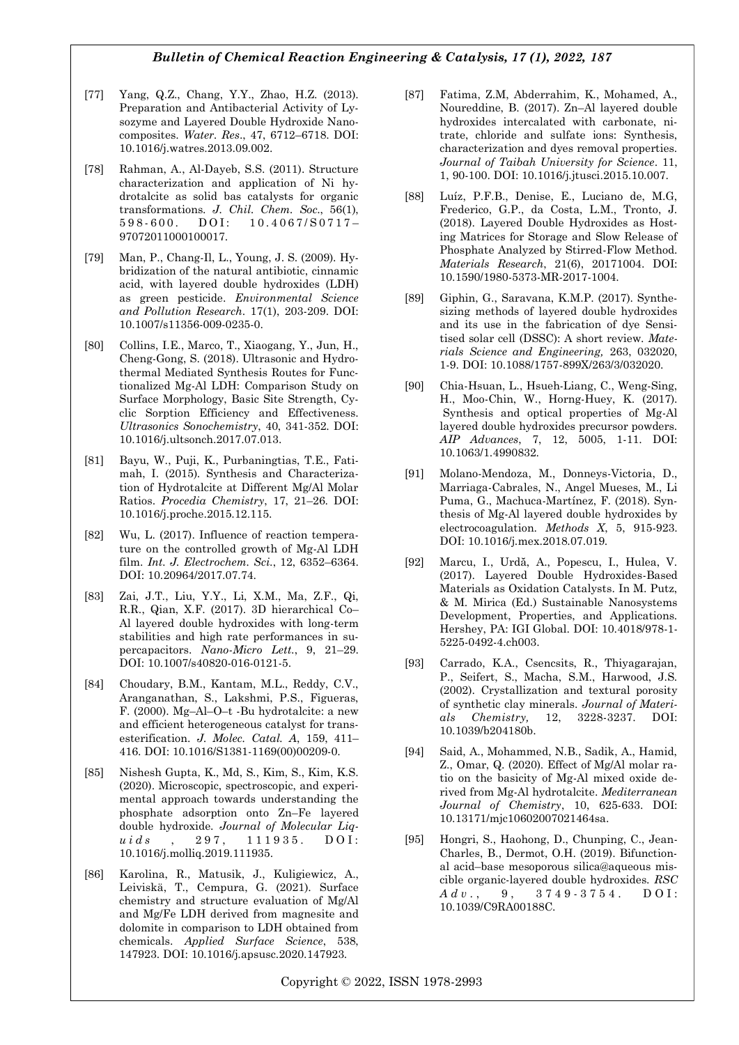[77] Yang, Q.Z., Chang, Y.Y., Zhao, H.Z. (2013). Preparation and Antibacterial Activity of Lysozyme and Layered Double Hydroxide Nanocomposites. *Water. Res*., 47, 6712–6718. DOI: 10.1016/j.watres.2013.09.002.

[78] Rahman, A., Al-Dayeb, S.S. (2011). Structure characterization and application of Ni hydrotalcite as solid bas catalysts for organic transformations. *J. Chil. Chem. Soc*., 56(1), 598-600. DOI: 10.4067/S0717–97072011000100017.

[79] Man, P., Chang-Il, L., Young, J. S. (2009). Hybridization of the natural antibiotic, cinnamic acid, with layered double hydroxides (LDH) as green pesticide. *Environmental Science and Pollution Research*. 17(1), 203-209. DOI: 10.1007/s11356-009-0235-0.

[80] Collins, I.E., Marco, T., Xiaogang, Y., Jun, H., Cheng-Gong, S. (2018). Ultrasonic and Hydrothermal Mediated Synthesis Routes for Functionalized Mg-Al LDH: Comparison Study on Surface Morphology, Basic Site Strength, Cyclic Sorption Efficiency and Effectiveness. *Ultrasonics Sonochemistry*, 40, 341-352. DOI: 10.1016/j.ultsonch.2017.07.013.

[81] Bayu, W., Puji, K., Purbaningtias, T.E., Fatimah, I. (2015). Synthesis and Characterization of Hydrotalcite at Different Mg/Al Molar Ratios. *Procedia Chemistry*, 17, 21–26. DOI: 10.1016/j.proche.2015.12.115.

[82] Wu, L. (2017). Influence of reaction temperature on the controlled growth of Mg-Al LDH film. *Int. J. Electrochem. Sci*., 12, 6352–6364. DOI: 10.20964/2017.07.74.

[83] Zai, J.T., Liu, Y.Y., Li, X.M., Ma, Z.F., Qi, R.R., Qian, X.F. (2017). 3D hierarchical Co–Al layered double hydroxides with long-term stabilities and high rate performances in supercapacitors. *Nano-Micro Lett*., 9, 21–29. DOI: 10.1007/s40820-016-0121-5.

[84] Choudary, B.M., Kantam, M.L., Reddy, C.V., Aranganathan, S., Lakshmi, P.S., Figueras, F. (2000). Mg–Al–O–t -Bu hydrotalcite: a new and efficient heterogeneous catalyst for transesterification. *J. Molec. Catal. A*, 159, 411–416. DOI: 10.1016/S1381-1169(00)00209-0.

[85] Nishesh Gupta, K., Md, S., Kim, S., Kim, K.S. (2020). Microscopic, spectroscopic, and experimental approach towards understanding the phosphate adsorption onto Zn–Fe layered double hydroxide. *Journal of Molecular Liquids*, 297, 111935. DOI: 10.1016/j.molliq.2019.111935.

[86] Karolina, R., Matusik, J., Kuligiewicz, A., Leiviskä, T., Cempura, G. (2021). Surface chemistry and structure evaluation of Mg/Al and Mg/Fe LDH derived from magnesite and dolomite in comparison to LDH obtained from chemicals. *Applied Surface Science*, 538, 147923. DOI: 10.1016/j.apsusc.2020.147923.

[87] Fatima, Z.M, Abderrahim, K., Mohamed, A., Noureddine, B. (2017). Zn–Al layered double hydroxides intercalated with carbonate, nitrate, chloride and sulfate ions: Synthesis, characterization and dyes removal properties. *Journal of Taibah University for Science*. 11, 1, 90-100. DOI: 10.1016/j.jtusci.2015.10.007.

[88] Luíz, P.F.B., Denise, E., Luciano de, M.G, Frederico, G.P., da Costa, L.M., Tronto, J. (2018). Layered Double Hydroxides as Hosting Matrices for Storage and Slow Release of Phosphate Analyzed by Stirred-Flow Method. *Materials Research*, 21(6), 20171004. DOI: 10.1590/1980-5373-MR-2017-1004.

[89] Giphin, G., Saravana, K.M.P. (2017). Synthesizing methods of layered double hydroxides and its use in the fabrication of dye Sensitised solar cell (DSSC): A short review. *Materials Science and Engineering,* 263, 032020, 1-9. DOI: 10.1088/1757-899X/263/3/032020.

[90] Chia-Hsuan, L., Hsueh-Liang, C., Weng-Sing, H., Moo-Chin, W., Horng-Huey, K. (2017). Synthesis and optical properties of Mg-Al layered double hydroxides precursor powders. *AIP Advances*, 7, 12, 5005, 1-11. DOI: 10.1063/1.4990832.

[91] Molano-Mendoza, M., Donneys-Victoria, D., Marriaga-Cabrales, N., Angel Mueses, M., Li Puma, G., Machuca-Martínez, F. (2018). Synthesis of Mg-Al layered double hydroxides by electrocoagulation. *Methods X*, 5, 915-923. DOI: 10.1016/j.mex.2018.07.019.

[92] Marcu, I., Urdă, A., Popescu, I., Hulea, V. (2017). Layered Double Hydroxides-Based Materials as Oxidation Catalysts. In M. Putz, & M. Mirica (Ed.) Sustainable Nanosystems Development, Properties, and Applications. Hershey, PA: IGI Global. DOI: 10.4018/978-1-5225-0492-4.ch003.

[93] Carrado, K.A., Csencsits, R., Thiyagarajan, P., Seifert, S., Macha, S.M., Harwood, J.S. (2002). Crystallization and textural porosity of synthetic clay minerals. *Journal of Materials Chemistry,* 12, 3228-3237. DOI: 10.1039/b204180b.

[94] Said, A., Mohammed, N.B., Sadik, A., Hamid, Z., Omar, Q. (2020). Effect of Mg/Al molar ratio on the basicity of Mg-Al mixed oxide derived from Mg-Al hydrotalcite. *Mediterranean Journal of Chemistry*, 10, 625-633. DOI: 10.13171/mjc10602007021464sa.

[95] Hongri, S., Haohong, D., Chunping, C., Jean-Charles, B., Dermot, O.H. (2019). Bifunctional acid–base mesoporous silica@aqueous miscible organic-layered double hydroxides. *RSC Adv*., 9, 3749-3754. DOI: 10.1039/C9RA00188C.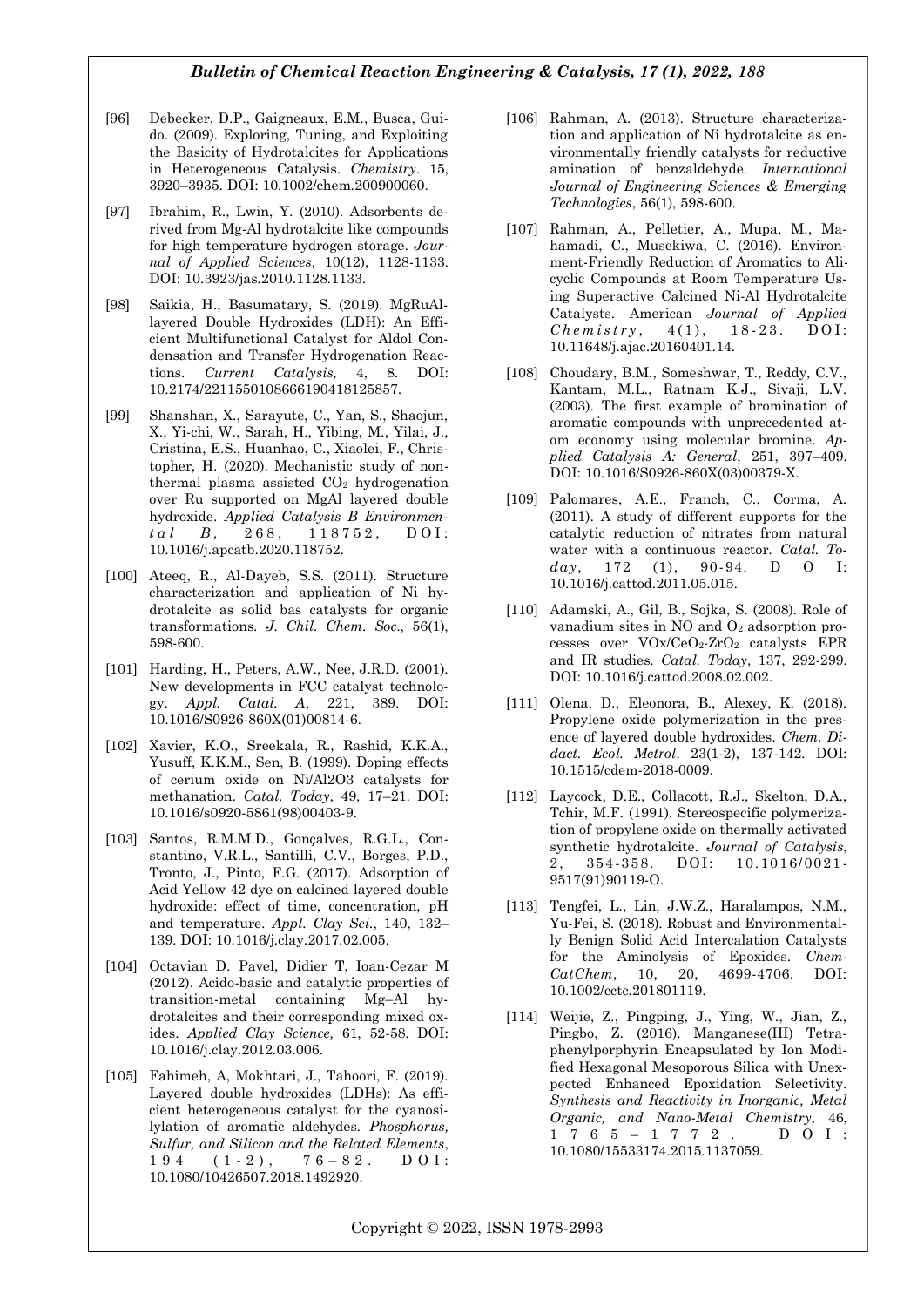[96] Debecker, D.P., Gaigneaux, E.M., Busca, Guido. (2009). Exploring, Tuning, and Exploiting the Basicity of Hydrotalcites for Applications in Heterogeneous Catalysis. *Chemistry*. 15, 3920–3935. DOI: 10.1002/chem.200900060.

[97] Ibrahim, R., Lwin, Y. (2010). Adsorbents derived from Mg-Al hydrotalcite like compounds for high temperature hydrogen storage. *Journal of Applied Sciences*, 10(12), 1128-1133. DOI: 10.3923/jas.2010.1128.1133.

[98] Saikia, H., Basumatary, S. (2019). MgRuAl-layered Double Hydroxides (LDH): An Efficient Multifunctional Catalyst for Aldol Condensation and Transfer Hydrogenation Reactions. *Current Catalysis,* 4, 8. DOI: 10.2174/2211550108666190418125857.

[99] Shanshan, X., Sarayute, C., Yan, S., Shaojun, X., Yi-chi, W., Sarah, H., Yibing, M., Yilai, J., Cristina, E.S., Huanhao, C., Xiaolei, F., Christopher, H. (2020). Mechanistic study of non-thermal plasma assisted $CO_2$ hydrogenation over Ru supported on MgAl layered double hydroxide. *Applied Catalysis B Environmental B,* 268, 118752, DOI: 10.1016/j.apcatb.2020.118752.

[100] Ateeq, R., Al-Dayeb, S.S. (2011). Structure characterization and application of Ni hydrotalcite as solid bas catalysts for organic transformations. *J. Chil. Chem. Soc.*, 56(1), 598-600.

[101] Harding, H., Peters, A.W., Nee, J.R.D. (2001). New developments in FCC catalyst technology. *Appl. Catal. A*, 221, 389. DOI: 10.1016/S0926-860X(01)00814-6.

[102] Xavier, K.O., Sreekala, R., Rashid, K.K.A., Yusuff, K.K.M., Sen, B. (1999). Doping effects of cerium oxide on Ni/Al2O3 catalysts for methanation. *Catal. Today*, 49, 17–21. DOI: 10.1016/s0920-5861(98)00403-9.

[103] Santos, R.M.M.D., Gonçalves, R.G.L., Constantino, V.R.L., Santilli, C.V., Borges, P.D., Tronto, J., Pinto, F.G. (2017). Adsorption of Acid Yellow 42 dye on calcined layered double hydroxide: effect of time, concentration, pH and temperature. *Appl. Clay Sci.*, 140, 132–139. DOI: 10.1016/j.clay.2017.02.005.

[104] Octavian D. Pavel, Didier T, Ioan-Cezar M (2012). Acido-basic and catalytic properties of transition-metal containing Mg–Al hydrotalcites and their corresponding mixed oxides. *Applied Clay Science,* 61, 52-58. DOI: 10.1016/j.clay.2012.03.006.

[105] Fahimeh, A, Mokhtari, J., Tahoori, F. (2019). Layered double hydroxides (LDHs): As efficient heterogeneous catalyst for the cyanosilylation of aromatic aldehydes. *Phosphorus, Sulfur, and Silicon and the Related Elements*, 194 (1-2), 76-82. DOI: 10.1080/10426507.2018.1492920.

[106] Rahman, A. (2013). Structure characterization and application of Ni hydrotalcite as environmentally friendly catalysts for reductive amination of benzaldehyde. *International Journal of Engineering Sciences & Emerging Technologies*, 56(1), 598-600.

[107] Rahman, A., Pelletier, A., Mupa, M., Mahamadi, C., Musekiwa, C. (2016). Environment-Friendly Reduction of Aromatics to Alicyclic Compounds at Room Temperature Using Superactive Calcined Ni-Al Hydrotalcite Catalysts. American *Journal of Applied Chemistry*, 4(1), 18-23. DOI: 10.11648/j.ajac.20160401.14.

[108] Choudary, B.M., Someshwar, T., Reddy, C.V., Kantam, M.L., Ratnam K.J., Sivaji, L.V. (2003). The first example of bromination of aromatic compounds with unprecedented atom economy using molecular bromine. *Applied Catalysis A: General*, 251, 397–409. DOI: 10.1016/S0926-860X(03)00379-X.

[109] Palomares, A.E., Franch, C., Corma, A. (2011). A study of different supports for the catalytic reduction of nitrates from natural water with a continuous reactor. *Catal. Today*, 172 (1), 90-94. DOI: 10.1016/j.cattod.2011.05.015.

[110] Adamski, A., Gil, B., Sojka, S. (2008). Role of vanadium sites in NO and $O_2$ adsorption processes over $VOx/CeO_2$-$ZrO_2$ catalysts EPR and IR studies. *Catal. Today*, 137, 292-299. DOI: 10.1016/j.cattod.2008.02.002.

[111] Olena, D., Eleonora, B., Alexey, K. (2018). Propylene oxide polymerization in the presence of layered double hydroxides. *Chem. Didact. Ecol. Metrol.* 23(1-2), 137-142. DOI: 10.1515/cdem-2018-0009.

[112] Laycock, D.E., Collacott, R.J., Skelton, D.A., Tchir, M.F. (1991). Stereospecific polymerization of propylene oxide on thermally activated synthetic hydrotalcite. *Journal of Catalysis*, 2, 354-358. DOI: 10.1016/0021-9517(91)90119-O.

[113] Tengfei, L., Lin, J.W.Z., Haralampos, N.M., Yu-Fei, S. (2018). Robust and Environmentally Benign Solid Acid Intercalation Catalysts for the Aminolysis of Epoxides. *ChemCatChem*, 10, 20, 4699-4706. DOI: 10.1002/cctc.201801119.

[114] Weijie, Z., Pingping, J., Ying, W., Jian, Z., Pingbo, Z. (2016). Manganese(III) Tetraphenylporphyrin Encapsulated by Ion Modified Hexagonal Mesoporous Silica with Unexpected Enhanced Epoxidation Selectivity. *Synthesis and Reactivity in Inorganic, Metal Organic, and Nano-Metal Chemistry*, 46, 1765–1772. DOI: 10.1080/15533174.2015.1137059.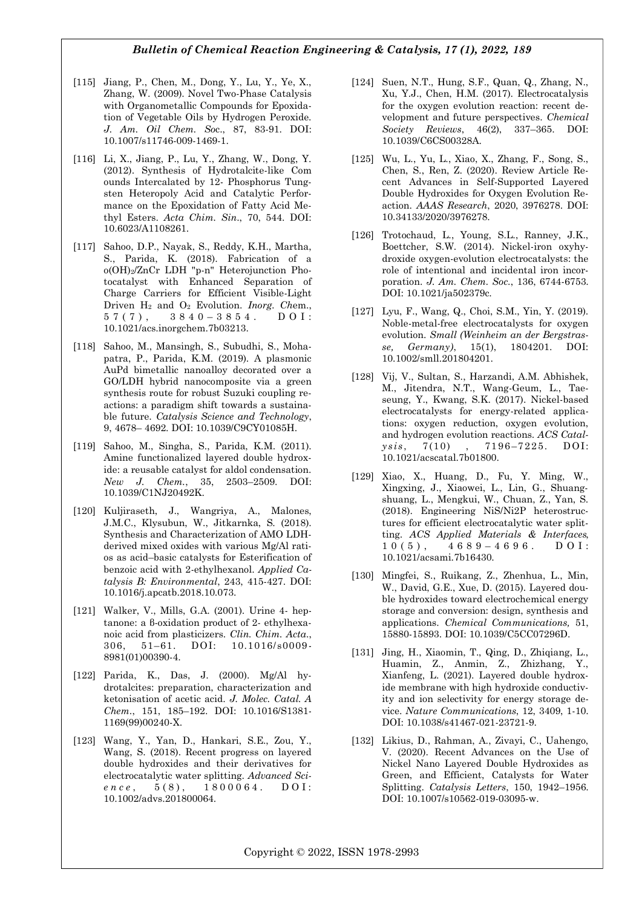[115] Jiang, P., Chen, M., Dong, Y., Lu, Y., Ye, X., Zhang, W. (2009). Novel Two-Phase Catalysis with Organometallic Compounds for Epoxidation of Vegetable Oils by Hydrogen Peroxide. *J. Am. Oil Chem. Soc.*, 87, 83-91. DOI: 10.1007/s11746-009-1469-1.

[116] Li, X., Jiang, P., Lu, Y., Zhang, W., Dong, Y. (2012). Synthesis of Hydrotalcite-like Com ounds Intercalated by 12- Phosphorus Tungsten Heteropoly Acid and Catalytic Performance on the Epoxidation of Fatty Acid Methyl Esters. *Acta Chim. Sin.*, 70, 544. DOI: 10.6023/A1108261.

[117] Sahoo, D.P., Nayak, S., Reddy, K.H., Martha, S., Parida, K. (2018). Fabrication of a $o(OH)_2$/ZnCr LDH "p-n" Heterojunction Photocatalyst with Enhanced Separation of Charge Carriers for Efficient Visible-Light Driven $H_2$ and $O_2$ Evolution. *Inorg. Chem.*, 57(7), 3840–3854. DOI: 10.1021/acs.inorgchem.7b03213.

[118] Sahoo, M., Mansingh, S., Subudhi, S., Mohapatra, P., Parida, K.M. (2019). A plasmonic AuPd bimetallic nanoalloy decorated over a GO/LDH hybrid nanocomposite via a green synthesis route for robust Suzuki coupling reactions: a paradigm shift towards a sustainable future. *Catalysis Science and Technology*, 9, 4678– 4692. DOI: 10.1039/C9CY01085H.

[119] Sahoo, M., Singha, S., Parida, K.M. (2011). Amine functionalized layered double hydroxide: a reusable catalyst for aldol condensation. *New J. Chem.*, 35, 2503–2509. DOI: 10.1039/C1NJ20492K.

[120] Kuljiraseth, J., Wangriya, A., Malones, J.M.C., Klysubun, W., Jitkarnka, S. (2018). Synthesis and Characterization of AMO LDH-derived mixed oxides with various Mg/Al ratios as acid–basic catalysts for Esterification of benzoic acid with 2-ethylhexanol. *Applied Catalysis B: Environmental*, 243, 415-427. DOI: 10.1016/j.apcatb.2018.10.073.

[121] Walker, V., Mills, G.A. (2001). Urine 4- heptanone: a β-oxidation product of 2- ethylhexanoic acid from plasticizers. *Clin. Chim. Acta.*, 306, 51–61. DOI: 10.1016/s0009-8981(01)00390-4.

[122] Parida, K., Das, J. (2000). Mg/Al hydrotalcites: preparation, characterization and ketonisation of acetic acid. *J. Molec. Catal. A Chem.*, 151, 185–192. DOI: 10.1016/S1381-1169(99)00240-X.

[123] Wang, Y., Yan, D., Hankari, S.E., Zou, Y., Wang, S. (2018). Recent progress on layered double hydroxides and their derivatives for electrocatalytic water splitting. *Advanced Science*, 5(8), 1800064. DOI: 10.1002/advs.201800064.

[124] Suen, N.T., Hung, S.F., Quan, Q., Zhang, N., Xu, Y.J., Chen, H.M. (2017). Electrocatalysis for the oxygen evolution reaction: recent development and future perspectives. *Chemical Society Reviews*, 46(2), 337–365. DOI: 10.1039/C6CS00328A.

[125] Wu, L., Yu, L., Xiao, X., Zhang, F., Song, S., Chen, S., Ren, Z. (2020). Review Article Recent Advances in Self-Supported Layered Double Hydroxides for Oxygen Evolution Reaction. *AAAS Research*, 2020, 3976278. DOI: 10.34133/2020/3976278.

[126] Trotochaud, L., Young, S.L., Ranney, J.K., Boettcher, S.W. (2014). Nickel-iron oxyhydroxide oxygen-evolution electrocatalysts: the role of intentional and incidental iron incorporation. *J. Am. Chem. Soc.*, 136, 6744-6753. DOI: 10.1021/ja502379c.

[127] Lyu, F., Wang, Q., Choi, S.M., Yin, Y. (2019). Noble-metal-free electrocatalysts for oxygen evolution. *Small (Weinheim an der Bergstrasse, Germany)*, 15(1), 1804201. DOI: 10.1002/smll.201804201.

[128] Vij, V., Sultan, S., Harzandi, A.M. Abhishek, M., Jitendra, N.T., Wang-Geum, L., Taeseung, Y., Kwang, S.K. (2017). Nickel-based electrocatalysts for energy-related applications: oxygen reduction, oxygen evolution, and hydrogen evolution reactions. *ACS Catalysis*, 7(10), 7196–7225. DOI: 10.1021/acscatal.7b01800.

[129] Xiao, X., Huang, D., Fu, Y. Ming, W., Xingxing, J., Xiaowei, L., Lin, G., Shuangshuang, L., Mengkui, W., Chuan, Z., Yan, S. (2018). Engineering NiS/Ni2P heterostructures for efficient electrocatalytic water splitting. *ACS Applied Materials & Interfaces*, 10(5), 4689–4696. DOI: 10.1021/acsami.7b16430.

[130] Mingfei, S., Ruikang, Z., Zhenhua, L., Min, W., David, G.E., Xue, D. (2015). Layered double hydroxides toward electrochemical energy storage and conversion: design, synthesis and applications. *Chemical Communications,* 51, 15880-15893. DOI: 10.1039/C5CC07296D.

[131] Jing, H., Xiaomin, T., Qing, D., Zhiqiang, L., Huamin, Z., Anmin, Z., Zhizhang, Y., Xianfeng, L. (2021). Layered double hydroxide membrane with high hydroxide conductivity and ion selectivity for energy storage device. *Nature Communications*, 12, 3409, 1-10. DOI: 10.1038/s41467-021-23721-9.

[132] Likius, D., Rahman, A., Zivayi, C., Uahengo, V. (2020). Recent Advances on the Use of Nickel Nano Layered Double Hydroxides as Green, and Efficient, Catalysts for Water Splitting. *Catalysis Letters*, 150, 1942–1956. DOI: 10.1007/s10562-019-03095-w.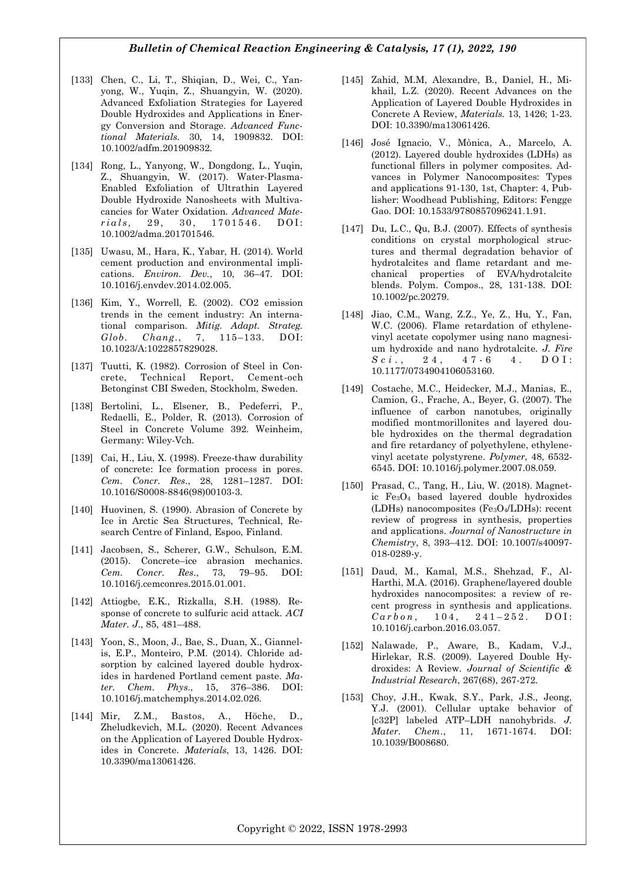[133] Chen, C., Li, T., Shiqian, D., Wei, C., Yanyong, W., Yuqin, Z., Shuangyin, W. (2020). Advanced Exfoliation Strategies for Layered Double Hydroxides and Applications in Energy Conversion and Storage. *Advanced Functional Materials*. 30, 14, 1909832. DOI: 10.1002/adfm.201909832.

[134] Rong, L., Yanyong, W., Dongdong, L., Yuqin, Z., Shuangyin, W. (2017). Water-Plasma-Enabled Exfoliation of Ultrathin Layered Double Hydroxide Nanosheets with Multivacancies for Water Oxidation. *Advanced Materials,* 29, 30, 1701546. DOI: 10.1002/adma.201701546.

[135] Uwasu, M., Hara, K., Yabar, H. (2014). World cement production and environmental implications. *Environ. Dev.*, 10, 36–47. DOI: 10.1016/j.envdev.2014.02.005.

[136] Kim, Y., Worrell, E. (2002). CO2 emission trends in the cement industry: An international comparison. *Mitig. Adapt. Strateg. Glob. Chang.*, 7, 115–133. DOI: 10.1023/A:1022857829028.

[137] Tuutti, K. (1982). Corrosion of Steel in Concrete, Technical Report, Cement-och Betonginst CBI Sweden, Stockholm, Sweden.

[138] Bertolini, L., Elsener, B., Pedeferri, P., Redaelli, E., Polder, R. (2013). Corrosion of Steel in Concrete Volume 392. Weinheim, Germany: Wiley-Vch.

[139] Cai, H., Liu, X. (1998). Freeze-thaw durability of concrete: Ice formation process in pores. *Cem. Concr. Res.*, 28, 1281–1287. DOI: 10.1016/S0008-8846(98)00103-3.

[140] Huovinen, S. (1990). Abrasion of Concrete by Ice in Arctic Sea Structures, Technical, Research Centre of Finland, Espoo, Finland.

[141] Jacobsen, S., Scherer, G.W., Schulson, E.M. (2015). Concrete–ice abrasion mechanics. *Cem. Concr. Res.*, 73, 79–95. DOI: 10.1016/j.cemconres.2015.01.001.

[142] Attiogbe, E.K., Rizkalla, S.H. (1988). Response of concrete to sulfuric acid attack. *ACI Mater. J.*, 85, 481–488.

[143] Yoon, S., Moon, J., Bae, S., Duan, X., Giannelis, E.P., Monteiro, P.M. (2014). Chloride adsorption by calcined layered double hydroxides in hardened Portland cement paste. *Mater. Chem. Phys.*, 15, 376–386. DOI: 10.1016/j.matchemphys.2014.02.026.

[144] Mir, Z.M., Bastos, A., Höche, D., Zheludkevich, M.L. (2020). Recent Advances on the Application of Layered Double Hydroxides in Concrete. *Materials*, 13, 1426. DOI: 10.3390/ma13061426.

[145] Zahid, M.M, Alexandre, B., Daniel, H., Mikhail, L.Z. (2020). Recent Advances on the Application of Layered Double Hydroxides in Concrete A Review, *Materials.* 13, 1426; 1-23. DOI: 10.3390/ma13061426.

[146] José Ignacio, V., Mònica, A., Marcelo, A. (2012). Layered double hydroxides (LDHs) as functional fillers in polymer composites. Advances in Polymer Nanocomposites: Types and applications 91-130, 1st, Chapter: 4, Publisher: Woodhead Publishing, Editors: Fengge Gao. DOI: 10.1533/9780857096241.1.91.

[147] Du, L.C., Qu, B.J. (2007). Effects of synthesis conditions on crystal morphological structures and thermal degradation behavior of hydrotalcites and flame retardant and mechanical properties of EVA/hydrotalcite blends. Polym. Compos., 28, 131-138. DOI: 10.1002/pc.20279.

[148] Jiao, C.M., Wang, Z.Z., Ye, Z., Hu, Y., Fan, W.C. (2006). Flame retardation of ethylene-vinyl acetate copolymer using nano magnesium hydroxide and nano hydrotalcite. *J. Fire Sci.*, 24, 47-64. DOI: 10.1177/0734904106053160.

[149] Costache, M.C., Heidecker, M.J., Manias, E., Camion, G., Frache, A., Beyer, G. (2007). The influence of carbon nanotubes, originally modified montmorillonites and layered double hydroxides on the thermal degradation and fire retardancy of polyethylene, ethylene-vinyl acetate polystyrene. *Polymer*, 48, 6532-6545. DOI: 10.1016/j.polymer.2007.08.059.

[150] Prasad, C., Tang, H., Liu, W. (2018). Magnetic $Fe_3O_4$ based layered double hydroxides (LDHs) nanocomposites ($Fe_3O_4$/LDHs): recent review of progress in synthesis, properties and applications. *Journal of Nanostructure in Chemistry*, 8, 393–412. DOI: 10.1007/s40097-018-0289-y.

[151] Daud, M., Kamal, M.S., Shehzad, F., Al-Harthi, M.A. (2016). Graphene/layered double hydroxides nanocomposites: a review of recent progress in synthesis and applications. *Carbon*, 104, 241–252. DOI: 10.1016/j.carbon.2016.03.057.

[152] Nalawade, P., Aware, B., Kadam, V.J., Hirlekar, R.S. (2009). Layered Double Hydroxides: A Review. *Journal of Scientific & Industrial Research*, 267(68), 267-272.

[153] Choy, J.H., Kwak, S.Y., Park, J.S., Jeong, Y.J. (2001). Cellular uptake behavior of [c32P] labeled ATP–LDH nanohybrids. *J. Mater. Chem.*, 11, 1671-1674. DOI: 10.1039/B008680.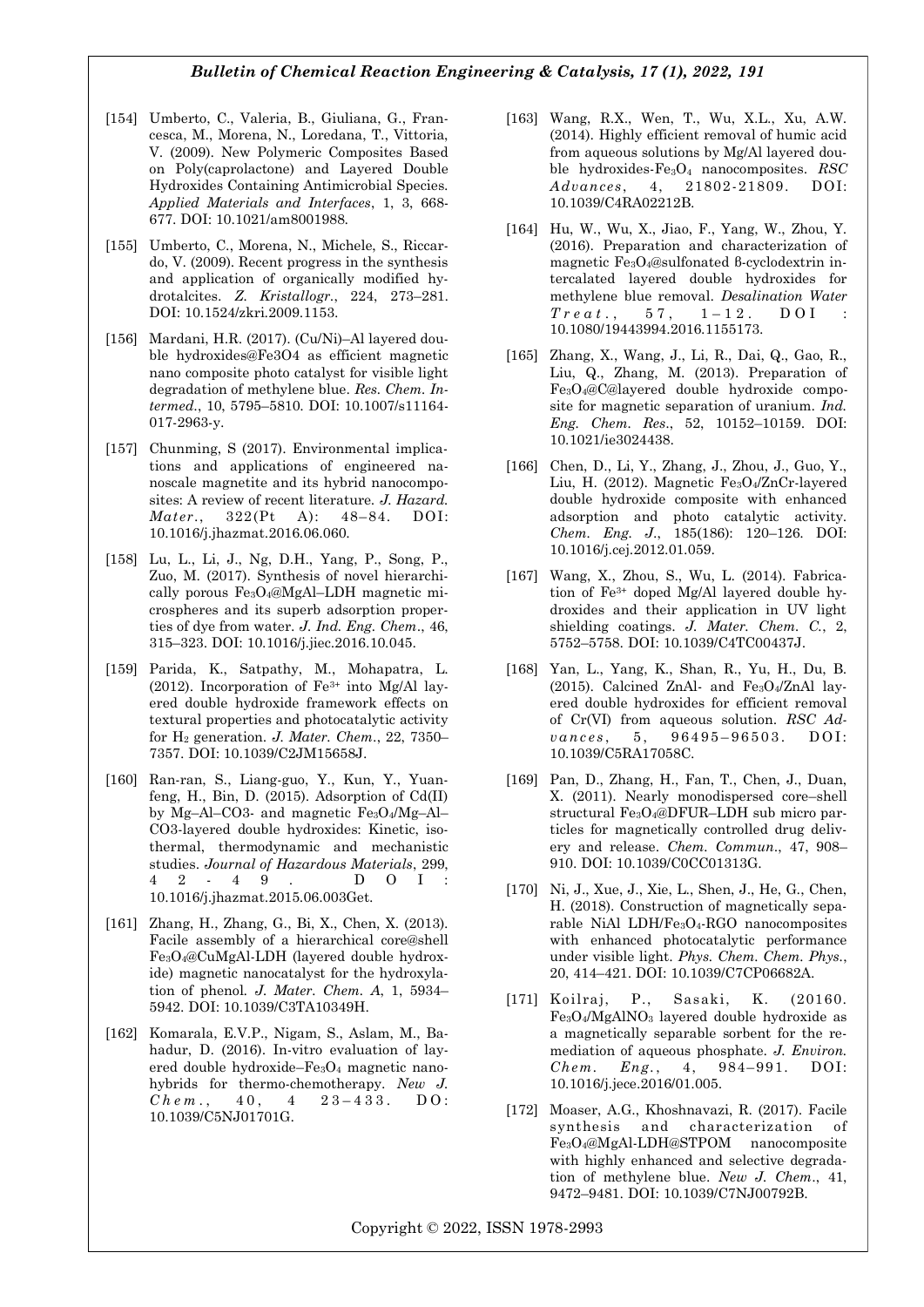[154] Umberto, C., Valeria, B., Giuliana, G., Francesca, M., Morena, N., Loredana, T., Vittoria, V. (2009). New Polymeric Composites Based on Poly(caprolactone) and Layered Double Hydroxides Containing Antimicrobial Species. *Applied Materials and Interfaces*, 1, 3, 668-677. DOI: 10.1021/am8001988.

[155] Umberto, C., Morena, N., Michele, S., Riccardo, V. (2009). Recent progress in the synthesis and application of organically modified hydrotalcites. *Z. Kristallogr.*, 224, 273–281. DOI: 10.1524/zkri.2009.1153.

[156] Mardani, H.R. (2017). (Cu/Ni)–Al layered double hydroxides@Fe3O4 as efficient magnetic nano composite photo catalyst for visible light degradation of methylene blue. *Res. Chem. Intermed.*, 10, 5795–5810. DOI: 10.1007/s11164-017-2963-y.

[157] Chunming, S (2017). Environmental implications and applications of engineered nanoscale magnetite and its hybrid nanocomposites: A review of recent literature. *J. Hazard. Mater.*, 322(Pt A): 48–84. DOI: 10.1016/j.jhazmat.2016.06.060.

[158] Lu, L., Li, J., Ng, D.H., Yang, P., Song, P., Zuo, M. (2017). Synthesis of novel hierarchically porous $Fe_3O_4$@MgAl–LDH magnetic microspheres and its superb adsorption properties of dye from water. *J. Ind. Eng. Chem.*, 46, 315–323. DOI: 10.1016/j.jiec.2016.10.045.

[159] Parida, K., Satpathy, M., Mohapatra, L. (2012). Incorporation of $Fe^{3+}$ into Mg/Al layered double hydroxide framework effects on textural properties and photocatalytic activity for $H_2$ generation. *J. Mater. Chem.*, 22, 7350–7357. DOI: 10.1039/C2JM15658J.

[160] Ran-ran, S., Liang-guo, Y., Kun, Y., Yuan-feng, H., Bin, D. (2015). Adsorption of Cd(II) by Mg–Al–CO3- and magnetic $Fe_3O_4$/Mg–Al–CO3-layered double hydroxides: Kinetic, isothermal, thermodynamic and mechanistic studies. *Journal of Hazardous Materials*, 299, 42-49. DOI: 10.1016/j.jhazmat.2015.06.003Get.

[161] Zhang, H., Zhang, G., Bi, X., Chen, X. (2013). Facile assembly of a hierarchical core@shell $Fe_3O_4$@CuMgAl-LDH (layered double hydroxide) magnetic nanocatalyst for the hydroxylation of phenol. *J. Mater. Chem. A*, 1, 5934–5942. DOI: 10.1039/C3TA10349H.

[162] Komarala, E.V.P., Nigam, S., Aslam, M., Bahadur, D. (2016). In-vitro evaluation of layered double hydroxide–$Fe_3O_4$ magnetic nanohybrids for thermo-chemotherapy. *New J. Chem.*, 40, 423–433. DOI: 10.1039/C5NJ01701G.

[163] Wang, R.X., Wen, T., Wu, X.L., Xu, A.W. (2014). Highly efficient removal of humic acid from aqueous solutions by Mg/Al layered double hydroxides-$Fe_3O_4$ nanocomposites. *RSC Advances*, 4, 21802-21809. DOI: 10.1039/C4RA02212B.

[164] Hu, W., Wu, X., Jiao, F., Yang, W., Zhou, Y. (2016). Preparation and characterization of magnetic $Fe_3O_4$@sulfonated β-cyclodextrin intercalated layered double hydroxides for methylene blue removal. *Desalination Water Treat.*, 57, 1–12. DOI: 10.1080/19443994.2016.1155173.

[165] Zhang, X., Wang, J., Li, R., Dai, Q., Gao, R., Liu, Q., Zhang, M. (2013). Preparation of $Fe_3O_4$@C@layered double hydroxide composite for magnetic separation of uranium. *Ind. Eng. Chem. Res.*, 52, 10152–10159. DOI: 10.1021/ie3024438.

[166] Chen, D., Li, Y., Zhang, J., Zhou, J., Guo, Y., Liu, H. (2012). Magnetic $Fe_3O_4$/ZnCr-layered double hydroxide composite with enhanced adsorption and photo catalytic activity. *Chem. Eng. J.*, 185(186): 120–126. DOI: 10.1016/j.cej.2012.01.059.

[167] Wang, X., Zhou, S., Wu, L. (2014). Fabrication of $Fe^{3+}$ doped Mg/Al layered double hydroxides and their application in UV light shielding coatings. *J. Mater. Chem. C.*, 2, 5752–5758. DOI: 10.1039/C4TC00437J.

[168] Yan, L., Yang, K., Shan, R., Yu, H., Du, B. (2015). Calcined ZnAl- and $Fe_3O_4$/ZnAl layered double hydroxides for efficient removal of Cr(VI) from aqueous solution. *RSC Advances*, 5, 96495–96503. DOI: 10.1039/C5RA17058C.

[169] Pan, D., Zhang, H., Fan, T., Chen, J., Duan, X. (2011). Nearly monodispersed core–shell structural $Fe_3O_4$@DFUR–LDH sub micro particles for magnetically controlled drug delivery and release. *Chem. Commun.*, 47, 908–910. DOI: 10.1039/C0CC01313G.

[170] Ni, J., Xue, J., Xie, L., Shen, J., He, G., Chen, H. (2018). Construction of magnetically separable NiAl LDH/$Fe_3O_4$-RGO nanocomposites with enhanced photocatalytic performance under visible light. *Phys. Chem. Chem. Phys.*, 20, 414–421. DOI: 10.1039/C7CP06682A.

[171] Koilraj, P., Sasaki, K. (20160. $Fe_3O_4$/MgAlNO$_3$ layered double hydroxide as a magnetically separable sorbent for the remediation of aqueous phosphate. *J. Environ. Chem. Eng.*, 4, 984–991. DOI: 10.1016/j.jece.2016/01.005.

[172] Moaser, A.G., Khoshnavazi, R. (2017). Facile synthesis and characterization of $Fe_3O_4$@MgAl-LDH@STPOM nanocomposite with highly enhanced and selective degradation of methylene blue. *New J. Chem.*, 41, 9472–9481. DOI: 10.1039/C7NJ00792B.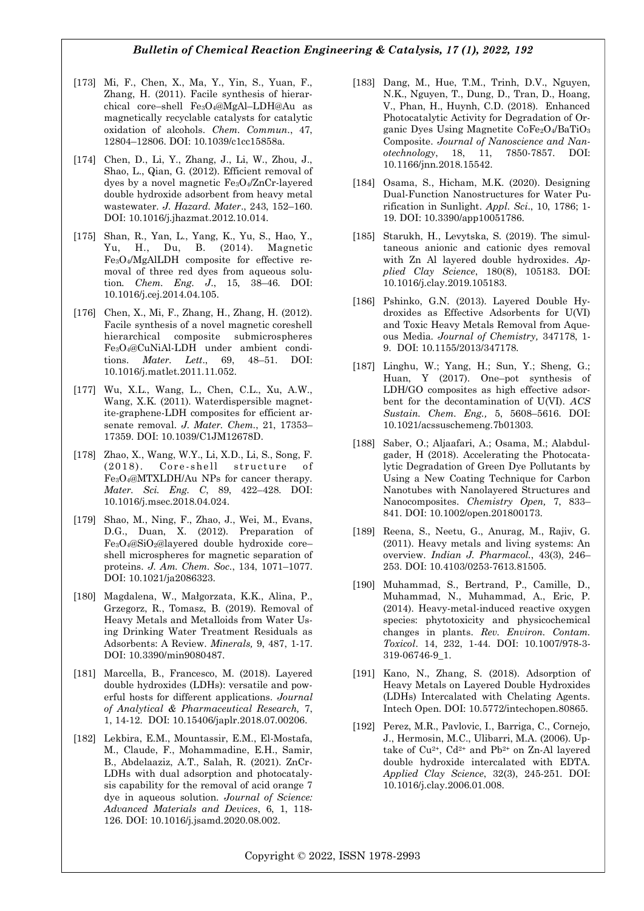[173] Mi, F., Chen, X., Ma, Y., Yin, S., Yuan, F., Zhang, H. (2011). Facile synthesis of hierarchical core–shell $Fe_3O_4$@MgAl–LDH@Au as magnetically recyclable catalysts for catalytic oxidation of alcohols. *Chem. Commun.*, 47, 12804–12806. DOI: 10.1039/c1cc15858a.

[174] Chen, D., Li, Y., Zhang, J., Li, W., Zhou, J., Shao, L., Qian, G. (2012). Efficient removal of dyes by a novel magnetic $Fe_3O_4$/ZnCr-layered double hydroxide adsorbent from heavy metal wastewater. *J. Hazard. Mater*., 243, 152–160. DOI: 10.1016/j.jhazmat.2012.10.014.

[175] Shan, R., Yan, L., Yang, K., Yu, S., Hao, Y., Yu, H., Du, B. (2014). Magnetic $Fe_3O_4$/MgAlLDH composite for effective removal of three red dyes from aqueous solution. *Chem. Eng. J*., 15, 38–46. DOI: 10.1016/j.cej.2014.04.105.

[176] Chen, X., Mi, F., Zhang, H., Zhang, H. (2012). Facile synthesis of a novel magnetic coreshell hierarchical composite submicrospheres $Fe_3O_4$@CuNiAl-LDH under ambient conditions. *Mater. Lett*., 69, 48–51. DOI: 10.1016/j.matlet.2011.11.052.

[177] Wu, X.L., Wang, L., Chen, C.L., Xu, A.W., Wang, X.K. (2011). Waterdispersible magnetite-graphene-LDH composites for efficient arsenate removal. *J. Mater. Chem*., 21, 17353–17359. DOI: 10.1039/C1JM12678D.

[178] Zhao, X., Wang, W.Y., Li, X.D., Li, S., Song, F. (2018). Core-shell structure of $Fe_3O_4$@MTXLDH/Au NPs for cancer therapy. *Mater. Sci. Eng. C*, 89, 422–428. DOI: 10.1016/j.msec.2018.04.024.

[179] Shao, M., Ning, F., Zhao, J., Wei, M., Evans, D.G., Duan, X. (2012). Preparation of $Fe_3O_4$@$SiO_2$@layered double hydroxide core–shell microspheres for magnetic separation of proteins. *J. Am. Chem. Soc*., 134, 1071–1077. DOI: 10.1021/ja2086323.

[180] Magdalena, W., Małgorzata, K.K., Alina, P., Grzegorz, R., Tomasz, B. (2019). Removal of Heavy Metals and Metalloids from Water Using Drinking Water Treatment Residuals as Adsorbents: A Review. *Minerals,* 9, 487, 1-17. DOI: 10.3390/min9080487.

[181] Marcella, B., Francesco, M. (2018). Layered double hydroxides (LDHs): versatile and powerful hosts for different applications. *Journal of Analytical & Pharmaceutical Research,* 7, 1, 14-12. DOI: 10.15406/japlr.2018.07.00206.

[182] Lekbira, E.M., Mountassir, E.M., El-Mostafa, M., Claude, F., Mohammadine, E.H., Samir, B., Abdelaaziz, A.T., Salah, R. (2021). ZnCr-LDHs with dual adsorption and photocatalysis capability for the removal of acid orange 7 dye in aqueous solution. *Journal of Science: Advanced Materials and Devices*, 6, 1, 118-126. DOI: 10.1016/j.jsamd.2020.08.002.

[183] Dang, M., Hue, T.M., Trinh, D.V., Nguyen, N.K., Nguyen, T., Dung, D., Tran, D., Hoang, V., Phan, H., Huynh, C.D. (2018). Enhanced Photocatalytic Activity for Degradation of Organic Dyes Using Magnetite $CoFe_2O_4$/$BaTiO_3$ Composite. *Journal of Nanoscience and Nanotechnology*, 18, 11, 7850-7857. DOI: 10.1166/jnn.2018.15542.

[184] Osama, S., Hicham, M.K. (2020). Designing Dual-Function Nanostructures for Water Purification in Sunlight. *Appl. Sci*., 10, 1786; 1-19. DOI: 10.3390/app10051786.

[185] Starukh, H., Levytska, S. (2019). The simultaneous anionic and cationic dyes removal with Zn Al layered double hydroxides. *Applied Clay Science*, 180(8), 105183. DOI: 10.1016/j.clay.2019.105183.

[186] Pshinko, G.N. (2013). Layered Double Hydroxides as Effective Adsorbents for U(VI) and Toxic Heavy Metals Removal from Aqueous Media. *Journal of Chemistry,* 347178, 1-9. DOI: 10.1155/2013/347178.

[187] Linghu, W.; Yang, H.; Sun, Y.; Sheng, G.; Huan, Y (2017). One–pot synthesis of LDH/GO composites as high effective adsorbent for the decontamination of U(VI). *ACS Sustain. Chem. Eng.,* 5, 5608–5616. DOI: 10.1021/acssuschemeng.7b01303.

[188] Saber, O.; Aljaafari, A.; Osama, M.; Alabdulgader, H (2018). Accelerating the Photocatalytic Degradation of Green Dye Pollutants by Using a New Coating Technique for Carbon Nanotubes with Nanolayered Structures and Nanocomposites. *Chemistry Open,* 7, 833–841. DOI: 10.1002/open.201800173.

[189] Reena, S., Neetu, G., Anurag, M., Rajiv, G. (2011). Heavy metals and living systems: An overview. *Indian J. Pharmacol*., 43(3), 246–253. DOI: 10.4103/0253-7613.81505.

[190] Muhammad, S., Bertrand, P., Camille, D., Muhammad, N., Muhammad, A., Eric, P. (2014). Heavy-metal-induced reactive oxygen species: phytotoxicity and physicochemical changes in plants. *Rev. Environ. Contam. Toxicol*. 14, 232, 1-44. DOI: 10.1007/978-3-319-06746-9_1.

[191] Kano, N., Zhang, S. (2018). Adsorption of Heavy Metals on Layered Double Hydroxides (LDHs) Intercalated with Chelating Agents. Intech Open. DOI: 10.5772/intechopen.80865.

[192] Perez, M.R., Pavlovic, I., Barriga, C., Cornejo, J., Hermosin, M.C., Ulibarri, M.A. (2006). Uptake of $Cu^{2+}$, $Cd^{2+}$ and $Pb^{2+}$ on Zn-Al layered double hydroxide intercalated with EDTA. *Applied Clay Science*, 32(3), 245-251. DOI: 10.1016/j.clay.2006.01.008.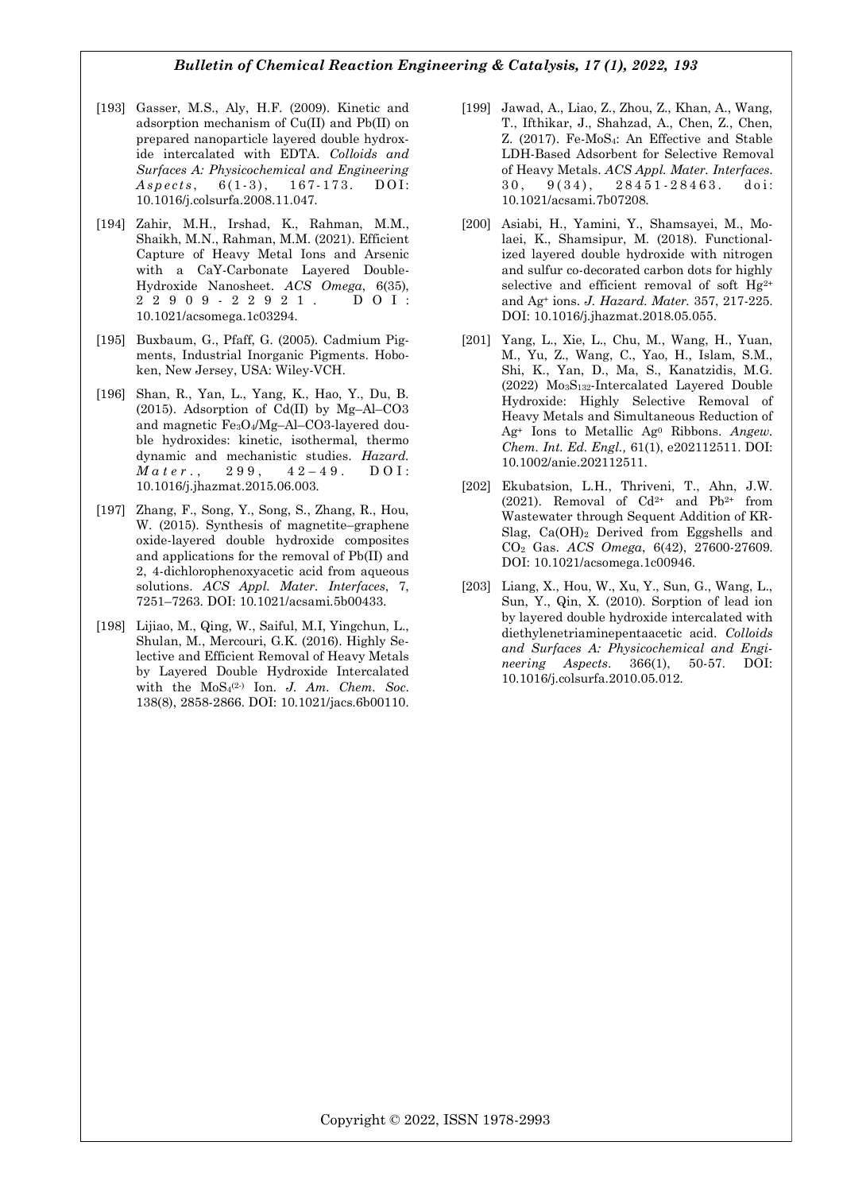[193] Gasser, M.S., Aly, H.F. (2009). Kinetic and adsorption mechanism of Cu(II) and Pb(II) on prepared nanoparticle layered double hydroxide intercalated with EDTA. *Colloids and Surfaces A: Physicochemical and Engineering Aspects*, 6(1-3), 167-173. DOI: 10.1016/j.colsurfa.2008.11.047.

[194] Zahir, M.H., Irshad, K., Rahman, M.M., Shaikh, M.N., Rahman, M.M. (2021). Efficient Capture of Heavy Metal Ions and Arsenic with a CaY-Carbonate Layered Double-Hydroxide Nanosheet. *ACS Omega*, 6(35), 22909-22921. DOI: 10.1021/acsomega.1c03294.

[195] Buxbaum, G., Pfaff, G. (2005). Cadmium Pigments, Industrial Inorganic Pigments. Hoboken, New Jersey, USA: Wiley-VCH.

[196] Shan, R., Yan, L., Yang, K., Hao, Y., Du, B. (2015). Adsorption of Cd(II) by Mg–Al–CO3 and magnetic $Fe_3O_4$/Mg–Al–CO3-layered double hydroxides: kinetic, isothermal, thermo dynamic and mechanistic studies. *Hazard. Mater.*, 299, 42–49. DOI: 10.1016/j.jhazmat.2015.06.003.

[197] Zhang, F., Song, Y., Song, S., Zhang, R., Hou, W. (2015). Synthesis of magnetite–graphene oxide-layered double hydroxide composites and applications for the removal of Pb(II) and 2, 4-dichlorophenoxyacetic acid from aqueous solutions. *ACS Appl. Mater. Interfaces*, 7, 7251–7263. DOI: 10.1021/acsami.5b00433.

[198] Lijiao, M., Qing, W., Saiful, M.I, Yingchun, L., Shulan, M., Mercouri, G.K. (2016). Highly Selective and Efficient Removal of Heavy Metals by Layered Double Hydroxide Intercalated with the $MoS_4^{(2-)}$ Ion. *J. Am. Chem. Soc.* 138(8), 2858-2866. DOI: 10.1021/jacs.6b00110.

[199] Jawad, A., Liao, Z., Zhou, Z., Khan, A., Wang, T., Ifthikar, J., Shahzad, A., Chen, Z., Chen, Z. (2017). Fe-$MoS_4$: An Effective and Stable LDH-Based Adsorbent for Selective Removal of Heavy Metals. *ACS Appl. Mater. Interfaces*. 30, 9(34), 28451-28463. doi: 10.1021/acsami.7b07208.

[200] Asiabi, H., Yamini, Y., Shamsayei, M., Molaei, K., Shamsipur, M. (2018). Functionalized layered double hydroxide with nitrogen and sulfur co-decorated carbon dots for highly selective and efficient removal of soft $Hg^{2+}$ and $Ag^{+}$ ions. *J. Hazard. Mater.* 357, 217-225. DOI: 10.1016/j.jhazmat.2018.05.055.

[201] Yang, L., Xie, L., Chu, M., Wang, H., Yuan, M., Yu, Z., Wang, C., Yao, H., Islam, S.M., Shi, K., Yan, D., Ma, S., Kanatzidis, M.G. (2022) $Mo_3S_{13^2}$-Intercalated Layered Double Hydroxide: Highly Selective Removal of Heavy Metals and Simultaneous Reduction of $Ag^{+}$ Ions to Metallic $Ag^{0}$ Ribbons. *Angew. Chem. Int. Ed. Engl.,* 61(1), e202112511. DOI: 10.1002/anie.202112511.

[202] Ekubatsion, L.H., Thriveni, T., Ahn, J.W. (2021). Removal of $Cd^{2+}$ and $Pb^{2+}$ from Wastewater through Sequent Addition of KR-Slag, $Ca(OH)_2$ Derived from Eggshells and $CO_2$ Gas. *ACS Omega*, 6(42), 27600-27609. DOI: 10.1021/acsomega.1c00946.

[203] Liang, X., Hou, W., Xu, Y., Sun, G., Wang, L., Sun, Y., Qin, X. (2010). Sorption of lead ion by layered double hydroxide intercalated with diethylenetriaminepentaacetic acid. *Colloids and Surfaces A: Physicochemical and Engineering Aspects*. 366(1), 50-57. DOI: 10.1016/j.colsurfa.2010.05.012.